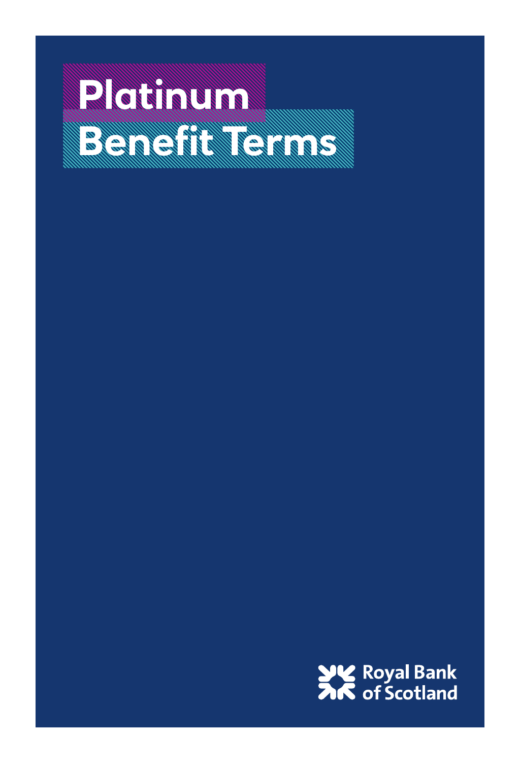# Platinum Benefit Terms

Royal Bank of Scotland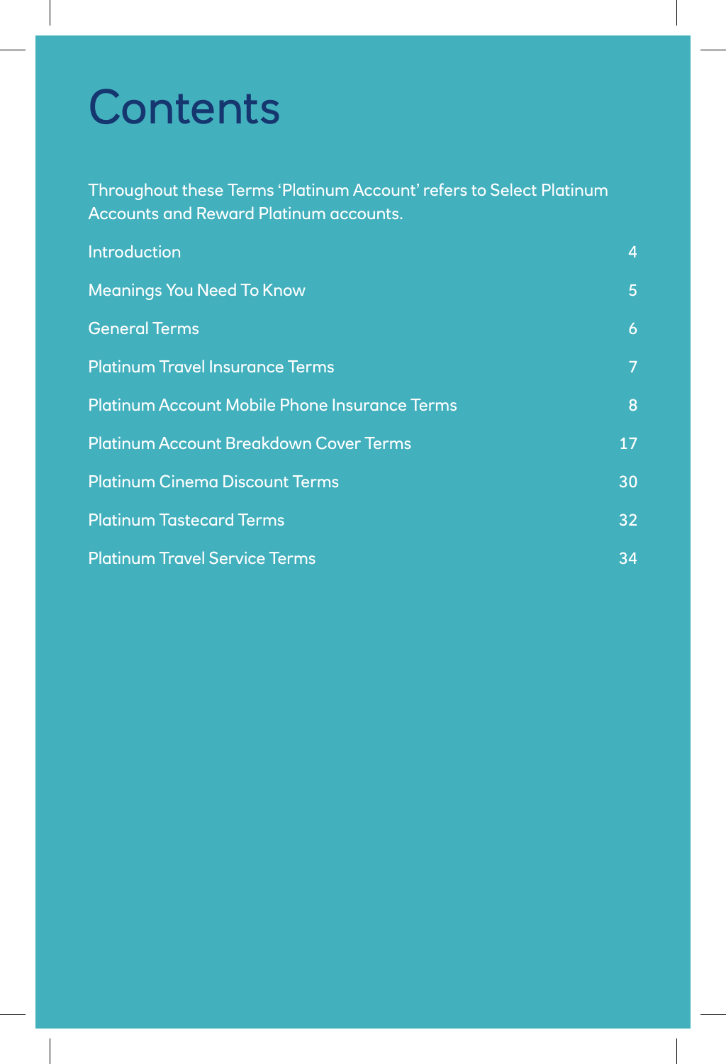# Contents

Throughout these Terms 'Platinum Account' refers to Select Platinum Accounts and Reward Platinum accounts.

| | |
|---|---|
| Introduction | 4 |
| Meanings You Need To Know | 5 |
| General Terms | 6 |
| Platinum Travel Insurance Terms | 7 |
| Platinum Account Mobile Phone Insurance Terms | 8 |
| Platinum Account Breakdown Cover Terms | 17 |
| Platinum Cinema Discount Terms | 30 |
| Platinum Tastecard Terms | 32 |
| Platinum Travel Service Terms | 34 |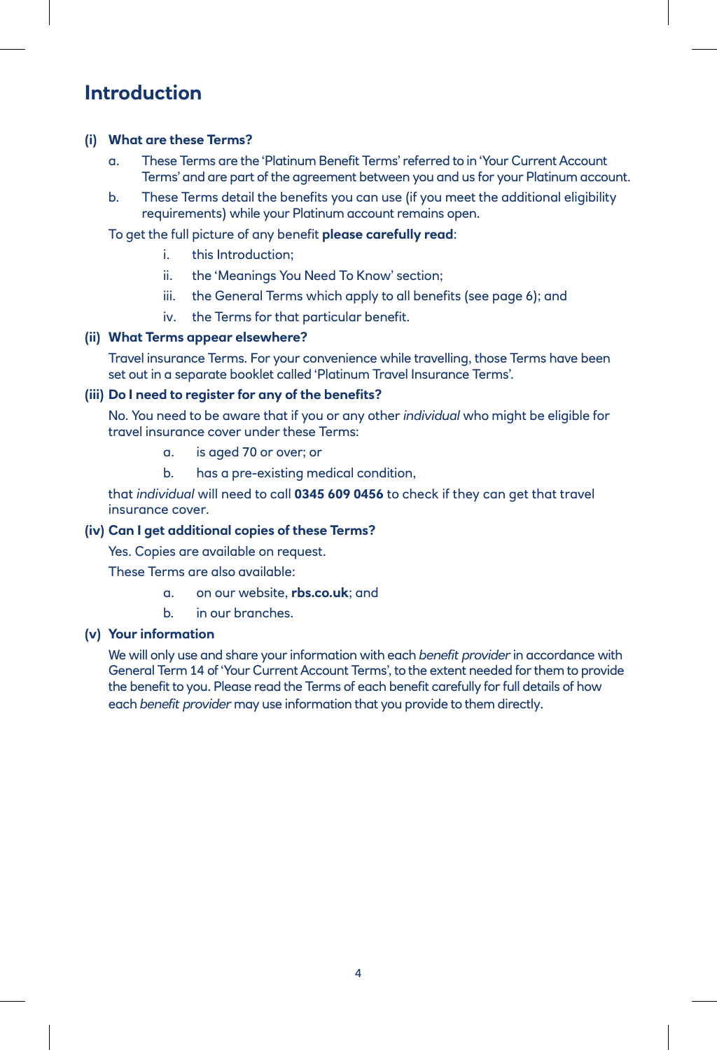# Introduction

**(i) What are these Terms?**

a. These Terms are the 'Platinum Benefit Terms' referred to in 'Your Current Account Terms' and are part of the agreement between you and us for your Platinum account.

b. These Terms detail the benefits you can use (if you meet the additional eligibility requirements) while your Platinum account remains open.

To get the full picture of any benefit **please carefully read**:

i. this Introduction;

ii. the 'Meanings You Need To Know' section;

iii. the General Terms which apply to all benefits (see page 6); and

iv. the Terms for that particular benefit.

**(ii) What Terms appear elsewhere?**

Travel insurance Terms. For your convenience while travelling, those Terms have been set out in a separate booklet called 'Platinum Travel Insurance Terms'.

**(iii) Do I need to register for any of the benefits?**

No. You need to be aware that if you or any other *individual* who might be eligible for travel insurance cover under these Terms:

a. is aged 70 or over; or

b. has a pre-existing medical condition,

that *individual* will need to call **0345 609 0456** to check if they can get that travel insurance cover.

**(iv) Can I get additional copies of these Terms?**

Yes. Copies are available on request.

These Terms are also available:

a. on our website, **rbs.co.uk**; and

b. in our branches.

**(v) Your information**

We will only use and share your information with each *benefit provider* in accordance with General Term 14 of 'Your Current Account Terms', to the extent needed for them to provide the benefit to you. Please read the Terms of each benefit carefully for full details of how each *benefit provider* may use information that you provide to them directly.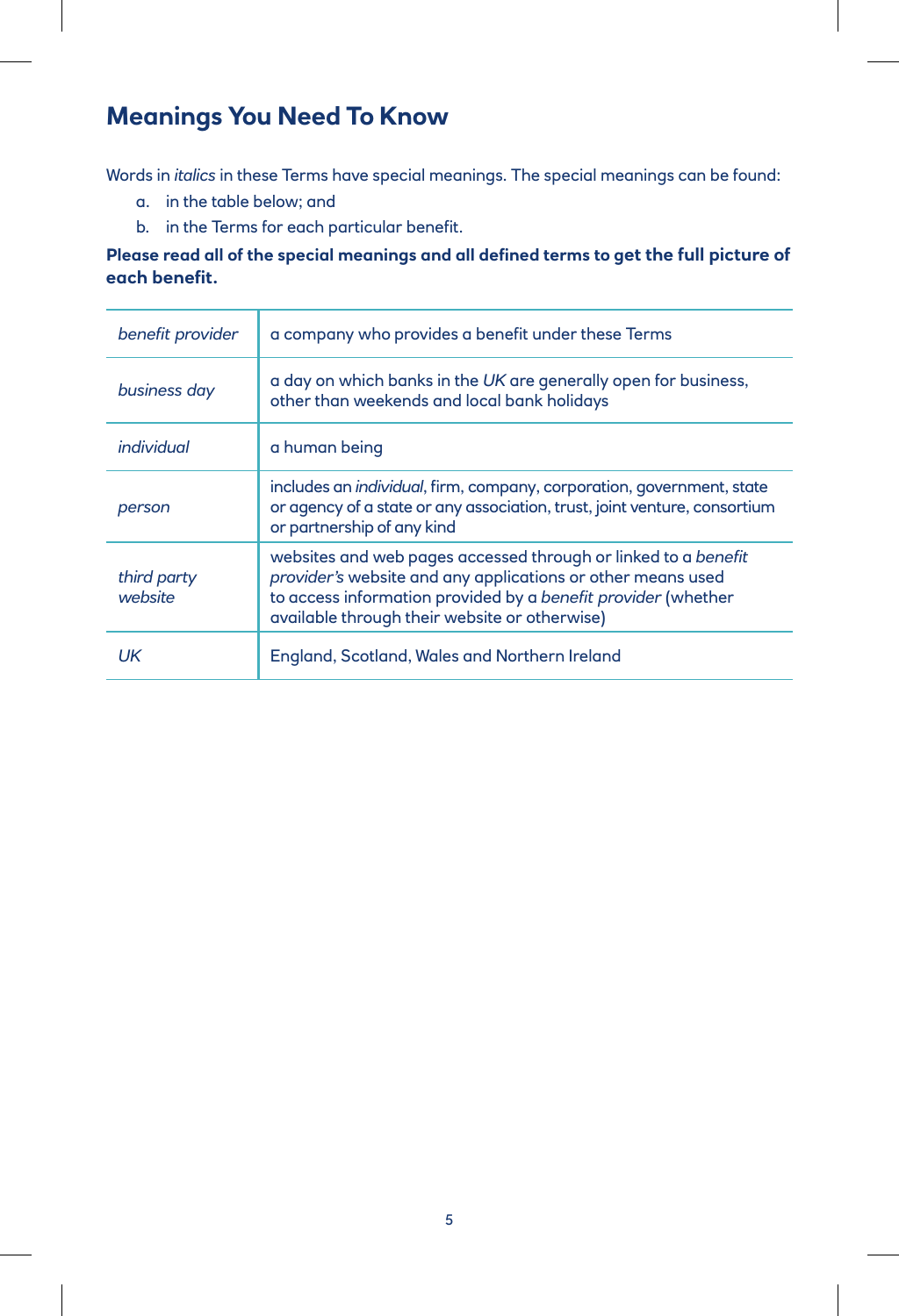# Meanings You Need To Know

Words in *italics* in these Terms have special meanings. The special meanings can be found:

a. in the table below; and
b. in the Terms for each particular benefit.

**Please read all of the special meanings and all defined terms to get the full picture of each benefit.**

| | |
|---|---|
| *benefit provider* | a company who provides a benefit under these Terms |
| *business day* | a day on which banks in the *UK* are generally open for business, other than weekends and local bank holidays |
| *individual* | a human being |
| *person* | includes an *individual*, firm, company, corporation, government, state or agency of a state or any association, trust, joint venture, consortium or partnership of any kind |
| *third party website* | websites and web pages accessed through or linked to a *benefit provider's* website and any applications or other means used to access information provided by a *benefit provider* (whether available through their website or otherwise) |
| *UK* | England, Scotland, Wales and Northern Ireland |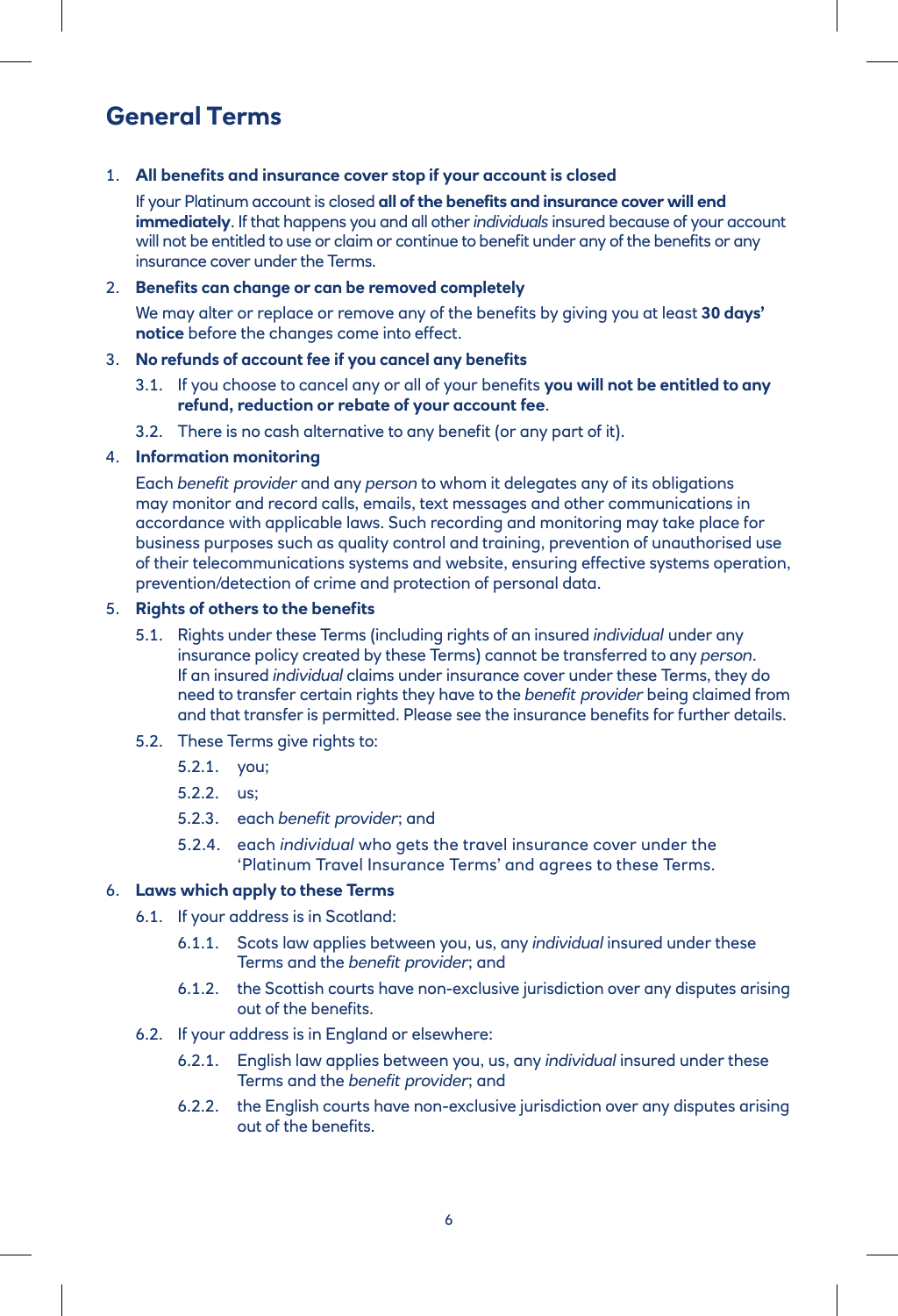## General Terms

1. **All benefits and insurance cover stop if your account is closed**

   If your Platinum account is closed **all of the benefits and insurance cover will end immediately**. If that happens you and all other *individuals* insured because of your account will not be entitled to use or claim or continue to benefit under any of the benefits or any insurance cover under the Terms.

2. **Benefits can change or can be removed completely**

   We may alter or replace or remove any of the benefits by giving you at least **30 days' notice** before the changes come into effect.

3. **No refunds of account fee if you cancel any benefits**

   3.1. If you choose to cancel any or all of your benefits **you will not be entitled to any refund, reduction or rebate of your account fee**.

   3.2. There is no cash alternative to any benefit (or any part of it).

4. **Information monitoring**

   Each *benefit provider* and any *person* to whom it delegates any of its obligations may monitor and record calls, emails, text messages and other communications in accordance with applicable laws. Such recording and monitoring may take place for business purposes such as quality control and training, prevention of unauthorised use of their telecommunications systems and website, ensuring effective systems operation, prevention/detection of crime and protection of personal data.

5. **Rights of others to the benefits**

   5.1. Rights under these Terms (including rights of an insured *individual* under any insurance policy created by these Terms) cannot be transferred to any *person*. If an insured *individual* claims under insurance cover under these Terms, they do need to transfer certain rights they have to the *benefit provider* being claimed from and that transfer is permitted. Please see the insurance benefits for further details.

   5.2. These Terms give rights to:

   5.2.1. you;

   5.2.2. us;

   5.2.3. each *benefit provider*; and

   5.2.4. each *individual* who gets the travel insurance cover under the 'Platinum Travel Insurance Terms' and agrees to these Terms.

6. **Laws which apply to these Terms**

   6.1. If your address is in Scotland:

   6.1.1. Scots law applies between you, us, any *individual* insured under these Terms and the *benefit provider*; and

   6.1.2. the Scottish courts have non-exclusive jurisdiction over any disputes arising out of the benefits.

   6.2. If your address is in England or elsewhere:

   6.2.1. English law applies between you, us, any *individual* insured under these Terms and the *benefit provider*; and

   6.2.2. the English courts have non-exclusive jurisdiction over any disputes arising out of the benefits.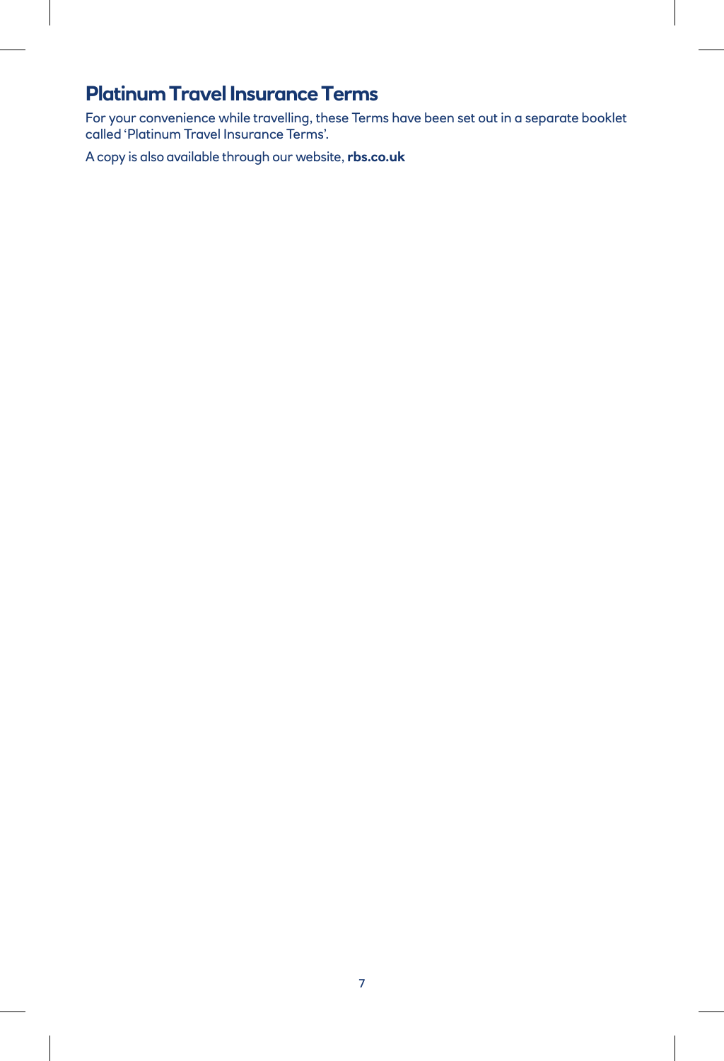## Platinum Travel Insurance Terms

For your convenience while travelling, these Terms have been set out in a separate booklet called 'Platinum Travel Insurance Terms'.

A copy is also available through our website, **rbs.co.uk**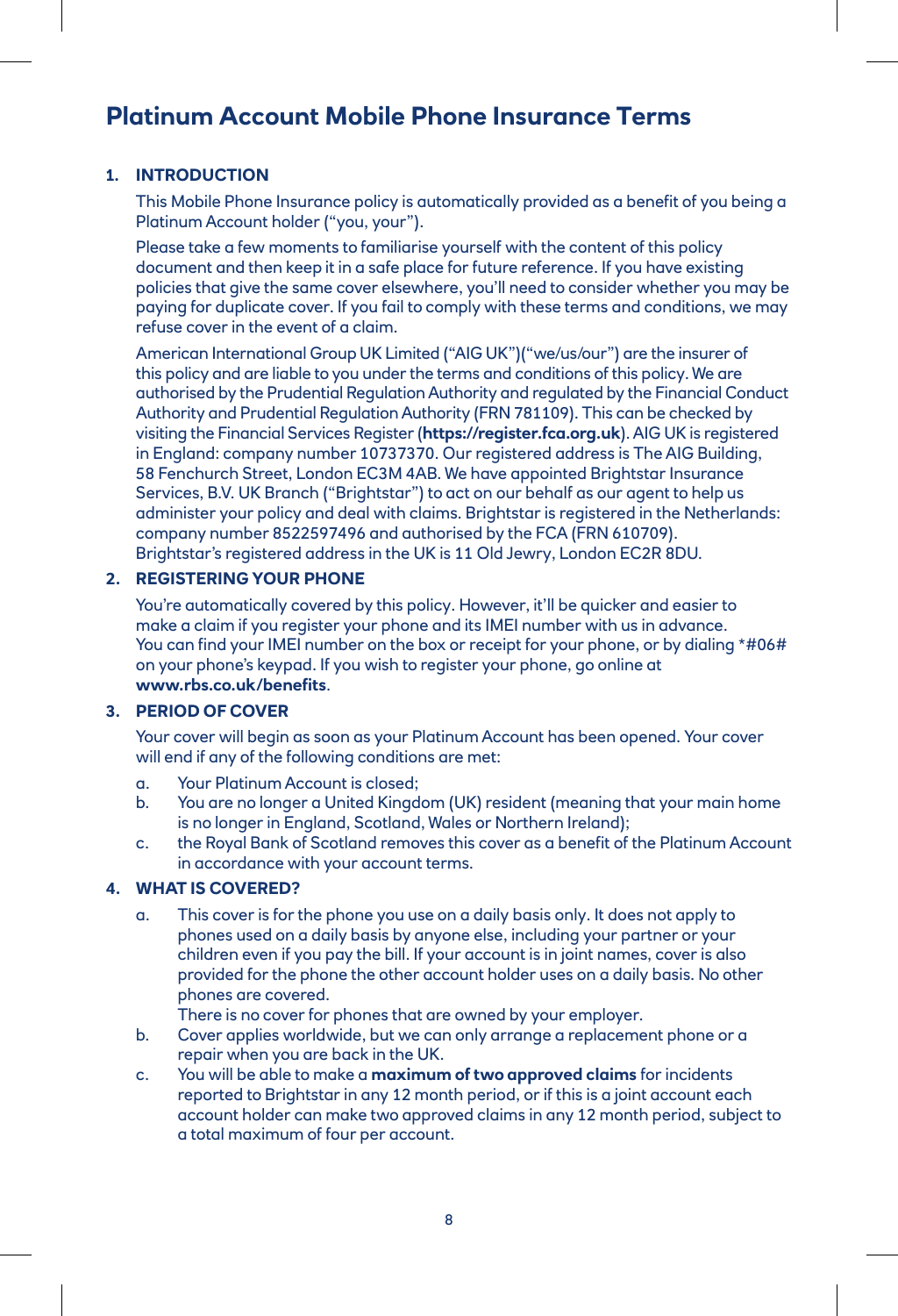# Platinum Account Mobile Phone Insurance Terms

## 1. INTRODUCTION

This Mobile Phone Insurance policy is automatically provided as a benefit of you being a Platinum Account holder ("you, your").

Please take a few moments to familiarise yourself with the content of this policy document and then keep it in a safe place for future reference. If you have existing policies that give the same cover elsewhere, you'll need to consider whether you may be paying for duplicate cover. If you fail to comply with these terms and conditions, we may refuse cover in the event of a claim.

American International Group UK Limited ("AIG UK")("we/us/our") are the insurer of this policy and are liable to you under the terms and conditions of this policy. We are authorised by the Prudential Regulation Authority and regulated by the Financial Conduct Authority and Prudential Regulation Authority (FRN 781109). This can be checked by visiting the Financial Services Register (**https://register.fca.org.uk**). AIG UK is registered in England: company number 10737370. Our registered address is The AIG Building, 58 Fenchurch Street, London EC3M 4AB. We have appointed Brightstar Insurance Services, B.V. UK Branch ("Brightstar") to act on our behalf as our agent to help us administer your policy and deal with claims. Brightstar is registered in the Netherlands: company number 8522597496 and authorised by the FCA (FRN 610709). Brightstar's registered address in the UK is 11 Old Jewry, London EC2R 8DU.

## 2. REGISTERING YOUR PHONE

You're automatically covered by this policy. However, it'll be quicker and easier to make a claim if you register your phone and its IMEI number with us in advance. You can find your IMEI number on the box or receipt for your phone, or by dialing *#06# on your phone's keypad. If you wish to register your phone, go online at **www.rbs.co.uk/benefits**.

## 3. PERIOD OF COVER

Your cover will begin as soon as your Platinum Account has been opened. Your cover will end if any of the following conditions are met:

a. Your Platinum Account is closed;

b. You are no longer a United Kingdom (UK) resident (meaning that your main home is no longer in England, Scotland, Wales or Northern Ireland);

c. the Royal Bank of Scotland removes this cover as a benefit of the Platinum Account in accordance with your account terms.

## 4. WHAT IS COVERED?

a. This cover is for the phone you use on a daily basis only. It does not apply to phones used on a daily basis by anyone else, including your partner or your children even if you pay the bill. If your account is in joint names, cover is also provided for the phone the other account holder uses on a daily basis. No other phones are covered.
   There is no cover for phones that are owned by your employer.

b. Cover applies worldwide, but we can only arrange a replacement phone or a repair when you are back in the UK.

c. You will be able to make a **maximum of two approved claims** for incidents reported to Brightstar in any 12 month period, or if this is a joint account each account holder can make two approved claims in any 12 month period, subject to a total maximum of four per account.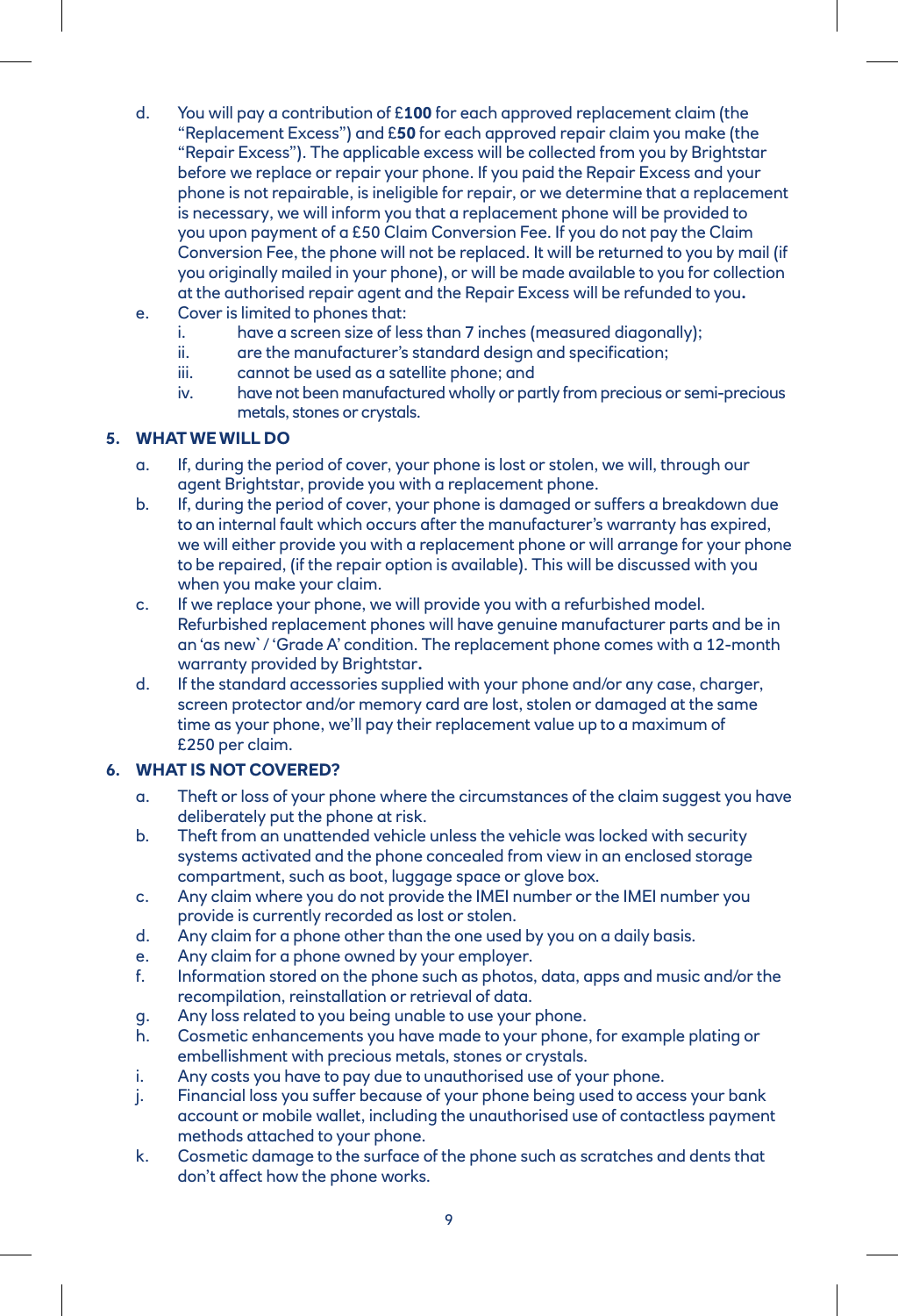d. You will pay a contribution of £**100** for each approved replacement claim (the "Replacement Excess") and £**50** for each approved repair claim you make (the "Repair Excess"). The applicable excess will be collected from you by Brightstar before we replace or repair your phone. If you paid the Repair Excess and your phone is not repairable, is ineligible for repair, or we determine that a replacement is necessary, we will inform you that a replacement phone will be provided to you upon payment of a £50 Claim Conversion Fee. If you do not pay the Claim Conversion Fee, the phone will not be replaced. It will be returned to you by mail (if you originally mailed in your phone), or will be made available to you for collection at the authorised repair agent and the Repair Excess will be refunded to you**.**

e. Cover is limited to phones that:
   i. have a screen size of less than 7 inches (measured diagonally);
   ii. are the manufacturer's standard design and specification;
   iii. cannot be used as a satellite phone; and
   iv. have not been manufactured wholly or partly from precious or semi-precious metals, stones or crystals.

## 5. WHAT WE WILL DO

a. If, during the period of cover, your phone is lost or stolen, we will, through our agent Brightstar, provide you with a replacement phone.

b. If, during the period of cover, your phone is damaged or suffers a breakdown due to an internal fault which occurs after the manufacturer's warranty has expired, we will either provide you with a replacement phone or will arrange for your phone to be repaired, (if the repair option is available). This will be discussed with you when you make your claim.

c. If we replace your phone, we will provide you with a refurbished model. Refurbished replacement phones will have genuine manufacturer parts and be in an 'as new` / 'Grade A' condition. The replacement phone comes with a 12-month warranty provided by Brightstar**.**

d. If the standard accessories supplied with your phone and/or any case, charger, screen protector and/or memory card are lost, stolen or damaged at the same time as your phone, we'll pay their replacement value up to a maximum of £250 per claim.

## 6. WHAT IS NOT COVERED?

a. Theft or loss of your phone where the circumstances of the claim suggest you have deliberately put the phone at risk.

b. Theft from an unattended vehicle unless the vehicle was locked with security systems activated and the phone concealed from view in an enclosed storage compartment, such as boot, luggage space or glove box.

c. Any claim where you do not provide the IMEI number or the IMEI number you provide is currently recorded as lost or stolen.

d. Any claim for a phone other than the one used by you on a daily basis.

e. Any claim for a phone owned by your employer.

f. Information stored on the phone such as photos, data, apps and music and/or the recompilation, reinstallation or retrieval of data.

g. Any loss related to you being unable to use your phone.

h. Cosmetic enhancements you have made to your phone, for example plating or embellishment with precious metals, stones or crystals.

i. Any costs you have to pay due to unauthorised use of your phone.

j. Financial loss you suffer because of your phone being used to access your bank account or mobile wallet, including the unauthorised use of contactless payment methods attached to your phone.

k. Cosmetic damage to the surface of the phone such as scratches and dents that don't affect how the phone works.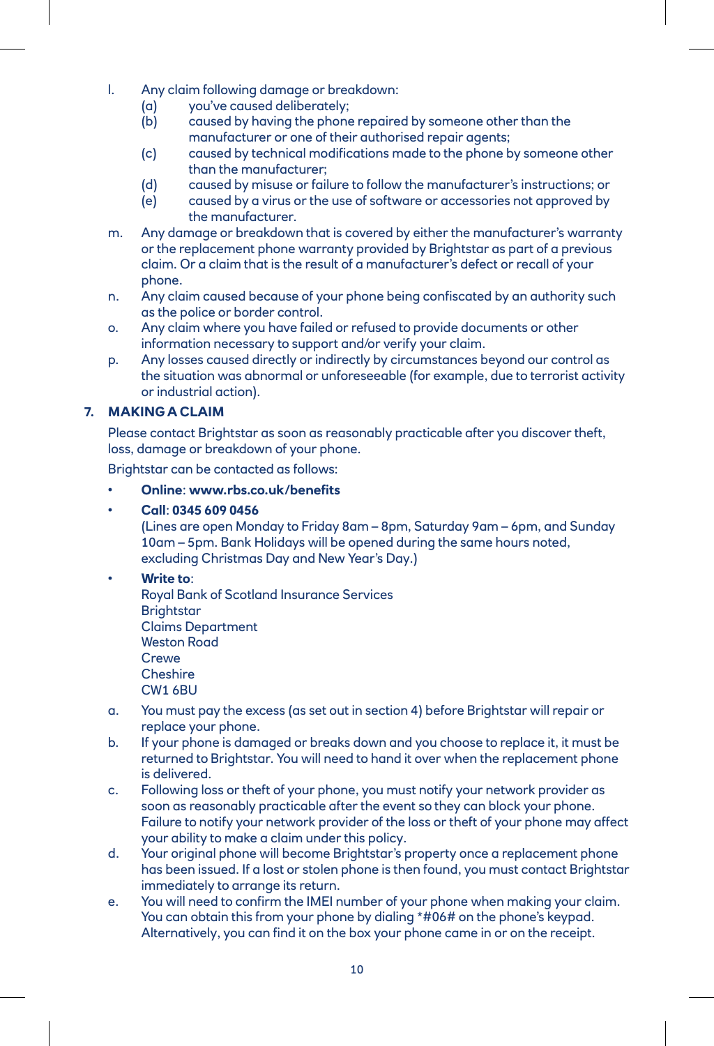l. Any claim following damage or breakdown:
   (a) you've caused deliberately;
   (b) caused by having the phone repaired by someone other than the manufacturer or one of their authorised repair agents;
   (c) caused by technical modifications made to the phone by someone other than the manufacturer;
   (d) caused by misuse or failure to follow the manufacturer's instructions; or
   (e) caused by a virus or the use of software or accessories not approved by the manufacturer.

m. Any damage or breakdown that is covered by either the manufacturer's warranty or the replacement phone warranty provided by Brightstar as part of a previous claim. Or a claim that is the result of a manufacturer's defect or recall of your phone.

n. Any claim caused because of your phone being confiscated by an authority such as the police or border control.

o. Any claim where you have failed or refused to provide documents or other information necessary to support and/or verify your claim.

p. Any losses caused directly or indirectly by circumstances beyond our control as the situation was abnormal or unforeseeable (for example, due to terrorist activity or industrial action).

## 7. MAKING A CLAIM

Please contact Brightstar as soon as reasonably practicable after you discover theft, loss, damage or breakdown of your phone.

Brightstar can be contacted as follows:

- **Online**: **www.rbs.co.uk/benefits**
- **Call**: **0345 609 0456**
  (Lines are open Monday to Friday 8am – 8pm, Saturday 9am – 6pm, and Sunday 10am – 5pm. Bank Holidays will be opened during the same hours noted, excluding Christmas Day and New Year's Day.)
- **Write to**:
  Royal Bank of Scotland Insurance Services
  Brightstar
  Claims Department
  Weston Road
  Crewe
  Cheshire
  CW1 6BU

a. You must pay the excess (as set out in section 4) before Brightstar will repair or replace your phone.

b. If your phone is damaged or breaks down and you choose to replace it, it must be returned to Brightstar. You will need to hand it over when the replacement phone is delivered.

c. Following loss or theft of your phone, you must notify your network provider as soon as reasonably practicable after the event so they can block your phone. Failure to notify your network provider of the loss or theft of your phone may affect your ability to make a claim under this policy.

d. Your original phone will become Brightstar's property once a replacement phone has been issued. If a lost or stolen phone is then found, you must contact Brightstar immediately to arrange its return.

e. You will need to confirm the IMEI number of your phone when making your claim. You can obtain this from your phone by dialing *#06# on the phone's keypad. Alternatively, you can find it on the box your phone came in or on the receipt.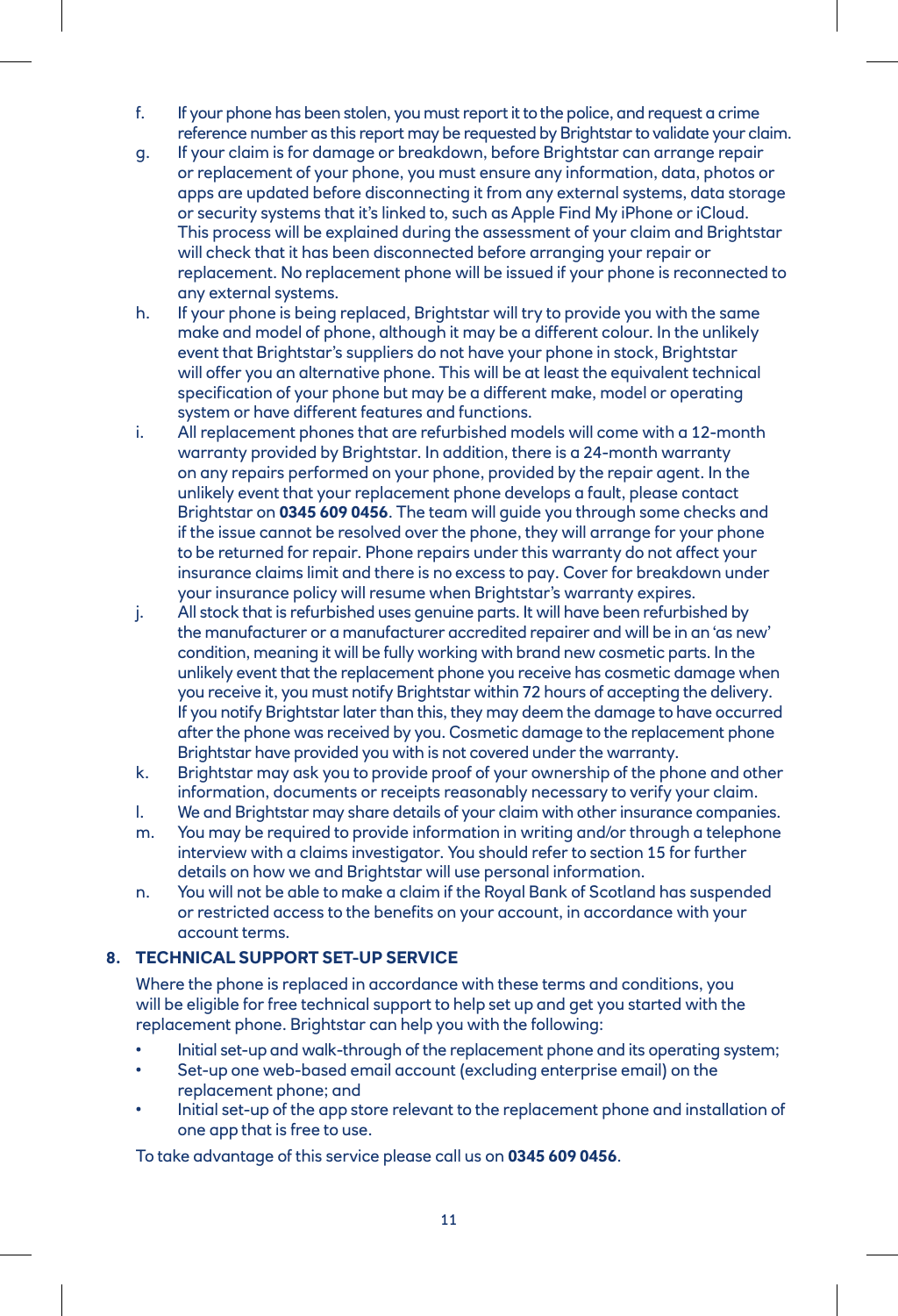f. If your phone has been stolen, you must report it to the police, and request a crime reference number as this report may be requested by Brightstar to validate your claim.

g. If your claim is for damage or breakdown, before Brightstar can arrange repair or replacement of your phone, you must ensure any information, data, photos or apps are updated before disconnecting it from any external systems, data storage or security systems that it's linked to, such as Apple Find My iPhone or iCloud. This process will be explained during the assessment of your claim and Brightstar will check that it has been disconnected before arranging your repair or replacement. No replacement phone will be issued if your phone is reconnected to any external systems.

h. If your phone is being replaced, Brightstar will try to provide you with the same make and model of phone, although it may be a different colour. In the unlikely event that Brightstar's suppliers do not have your phone in stock, Brightstar will offer you an alternative phone. This will be at least the equivalent technical specification of your phone but may be a different make, model or operating system or have different features and functions.

i. All replacement phones that are refurbished models will come with a 12-month warranty provided by Brightstar. In addition, there is a 24-month warranty on any repairs performed on your phone, provided by the repair agent. In the unlikely event that your replacement phone develops a fault, please contact Brightstar on **0345 609 0456**. The team will guide you through some checks and if the issue cannot be resolved over the phone, they will arrange for your phone to be returned for repair. Phone repairs under this warranty do not affect your insurance claims limit and there is no excess to pay. Cover for breakdown under your insurance policy will resume when Brightstar's warranty expires.

j. All stock that is refurbished uses genuine parts. It will have been refurbished by the manufacturer or a manufacturer accredited repairer and will be in an 'as new' condition, meaning it will be fully working with brand new cosmetic parts. In the unlikely event that the replacement phone you receive has cosmetic damage when you receive it, you must notify Brightstar within 72 hours of accepting the delivery. If you notify Brightstar later than this, they may deem the damage to have occurred after the phone was received by you. Cosmetic damage to the replacement phone Brightstar have provided you with is not covered under the warranty.

k. Brightstar may ask you to provide proof of your ownership of the phone and other information, documents or receipts reasonably necessary to verify your claim.

l. We and Brightstar may share details of your claim with other insurance companies.

m. You may be required to provide information in writing and/or through a telephone interview with a claims investigator. You should refer to section 15 for further details on how we and Brightstar will use personal information.

n. You will not be able to make a claim if the Royal Bank of Scotland has suspended or restricted access to the benefits on your account, in accordance with your account terms.

## 8. TECHNICAL SUPPORT SET-UP SERVICE

Where the phone is replaced in accordance with these terms and conditions, you will be eligible for free technical support to help set up and get you started with the replacement phone. Brightstar can help you with the following:

- Initial set-up and walk-through of the replacement phone and its operating system;
- Set-up one web-based email account (excluding enterprise email) on the replacement phone; and
- Initial set-up of the app store relevant to the replacement phone and installation of one app that is free to use.

To take advantage of this service please call us on **0345 609 0456**.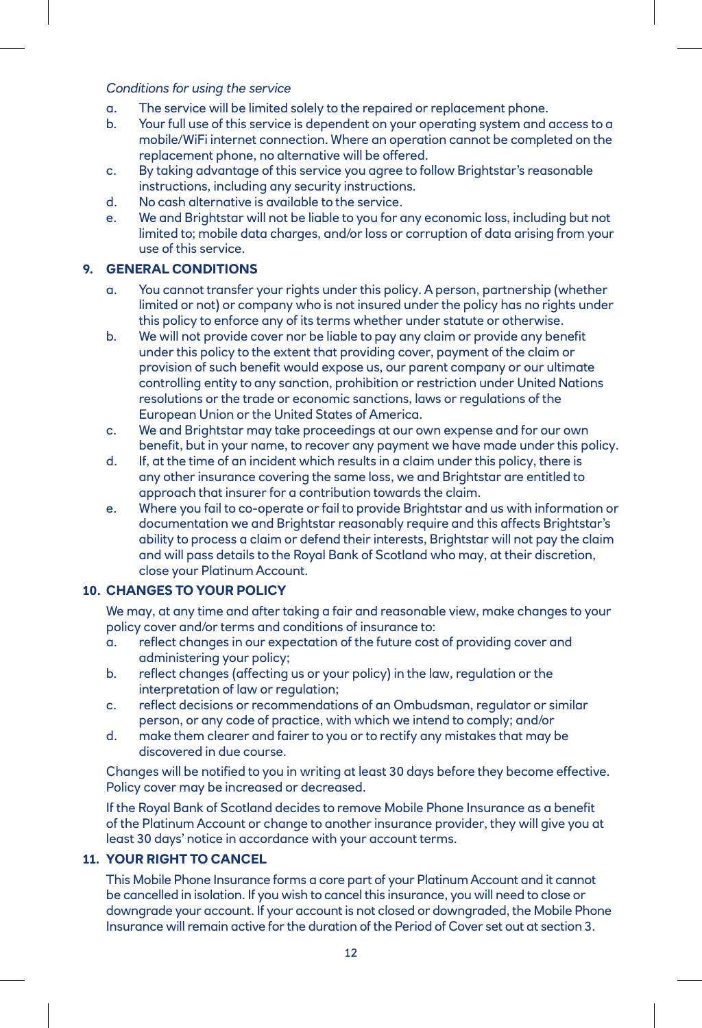*Conditions for using the service*

a. The service will be limited solely to the repaired or replacement phone.
b. Your full use of this service is dependent on your operating system and access to a mobile/WiFi internet connection. Where an operation cannot be completed on the replacement phone, no alternative will be offered.
c. By taking advantage of this service you agree to follow Brightstar's reasonable instructions, including any security instructions.
d. No cash alternative is available to the service.
e. We and Brightstar will not be liable to you for any economic loss, including but not limited to; mobile data charges, and/or loss or corruption of data arising from your use of this service.

## 9. GENERAL CONDITIONS

a. You cannot transfer your rights under this policy. A person, partnership (whether limited or not) or company who is not insured under the policy has no rights under this policy to enforce any of its terms whether under statute or otherwise.
b. We will not provide cover nor be liable to pay any claim or provide any benefit under this policy to the extent that providing cover, payment of the claim or provision of such benefit would expose us, our parent company or our ultimate controlling entity to any sanction, prohibition or restriction under United Nations resolutions or the trade or economic sanctions, laws or regulations of the European Union or the United States of America.
c. We and Brightstar may take proceedings at our own expense and for our own benefit, but in your name, to recover any payment we have made under this policy.
d. If, at the time of an incident which results in a claim under this policy, there is any other insurance covering the same loss, we and Brightstar are entitled to approach that insurer for a contribution towards the claim.
e. Where you fail to co-operate or fail to provide Brightstar and us with information or documentation we and Brightstar reasonably require and this affects Brightstar's ability to process a claim or defend their interests, Brightstar will not pay the claim and will pass details to the Royal Bank of Scotland who may, at their discretion, close your Platinum Account.

## 10. CHANGES TO YOUR POLICY

We may, at any time and after taking a fair and reasonable view, make changes to your policy cover and/or terms and conditions of insurance to:

a. reflect changes in our expectation of the future cost of providing cover and administering your policy;
b. reflect changes (affecting us or your policy) in the law, regulation or the interpretation of law or regulation;
c. reflect decisions or recommendations of an Ombudsman, regulator or similar person, or any code of practice, with which we intend to comply; and/or
d. make them clearer and fairer to you or to rectify any mistakes that may be discovered in due course.

Changes will be notified to you in writing at least 30 days before they become effective. Policy cover may be increased or decreased.

If the Royal Bank of Scotland decides to remove Mobile Phone Insurance as a benefit of the Platinum Account or change to another insurance provider, they will give you at least 30 days' notice in accordance with your account terms.

## 11. YOUR RIGHT TO CANCEL

This Mobile Phone Insurance forms a core part of your Platinum Account and it cannot be cancelled in isolation. If you wish to cancel this insurance, you will need to close or downgrade your account. If your account is not closed or downgraded, the Mobile Phone Insurance will remain active for the duration of the Period of Cover set out at section 3.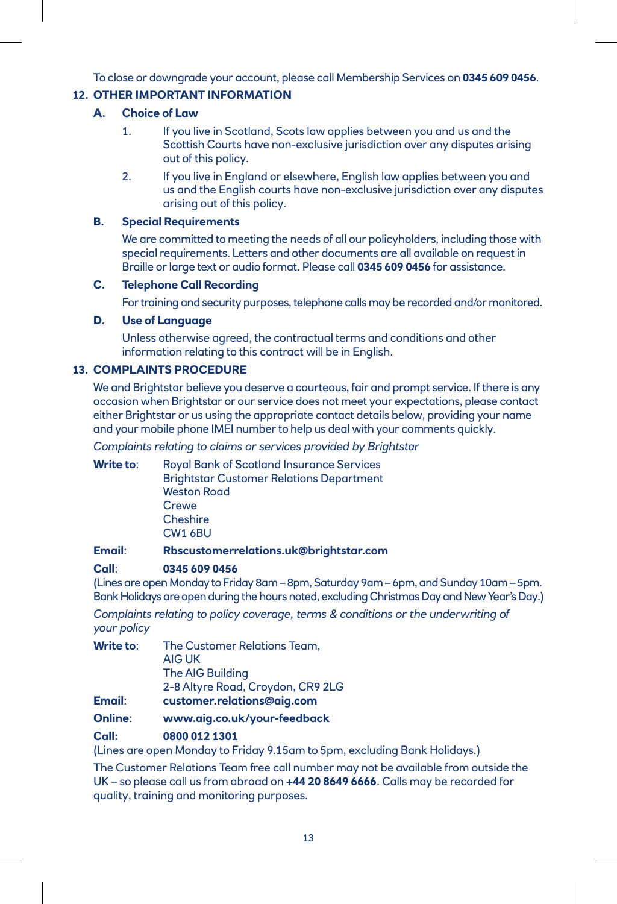To close or downgrade your account, please call Membership Services on **0345 609 0456**.

## 12. OTHER IMPORTANT INFORMATION

### A. Choice of Law

1. If you live in Scotland, Scots law applies between you and us and the Scottish Courts have non-exclusive jurisdiction over any disputes arising out of this policy.
2. If you live in England or elsewhere, English law applies between you and us and the English courts have non-exclusive jurisdiction over any disputes arising out of this policy.

### B. Special Requirements

We are committed to meeting the needs of all our policyholders, including those with special requirements. Letters and other documents are all available on request in Braille or large text or audio format. Please call **0345 609 0456** for assistance.

### C. Telephone Call Recording

For training and security purposes, telephone calls may be recorded and/or monitored.

### D. Use of Language

Unless otherwise agreed, the contractual terms and conditions and other information relating to this contract will be in English.

## 13. COMPLAINTS PROCEDURE

We and Brightstar believe you deserve a courteous, fair and prompt service. If there is any occasion when Brightstar or our service does not meet your expectations, please contact either Brightstar or us using the appropriate contact details below, providing your name and your mobile phone IMEI number to help us deal with your comments quickly.

*Complaints relating to claims or services provided by Brightstar*

**Write to**:
Royal Bank of Scotland Insurance Services
Brightstar Customer Relations Department
Weston Road
Crewe
Cheshire
CW1 6BU

**Email**: **Rbscustomerrelations.uk@brightstar.com**

**Call**: **0345 609 0456**

(Lines are open Monday to Friday 8am – 8pm, Saturday 9am – 6pm, and Sunday 10am – 5pm. Bank Holidays are open during the hours noted, excluding Christmas Day and New Year's Day.)

*Complaints relating to policy coverage, terms & conditions or the underwriting of your policy*

**Write to**:
The Customer Relations Team,
AIG UK
The AIG Building
2-8 Altyre Road, Croydon, CR9 2LG

**Email**: **customer.relations@aig.com**

**Online**: **www.aig.co.uk/your-feedback**

**Call:** **0800 012 1301**

(Lines are open Monday to Friday 9.15am to 5pm, excluding Bank Holidays.)

The Customer Relations Team free call number may not be available from outside the UK – so please call us from abroad on **+44 20 8649 6666**. Calls may be recorded for quality, training and monitoring purposes.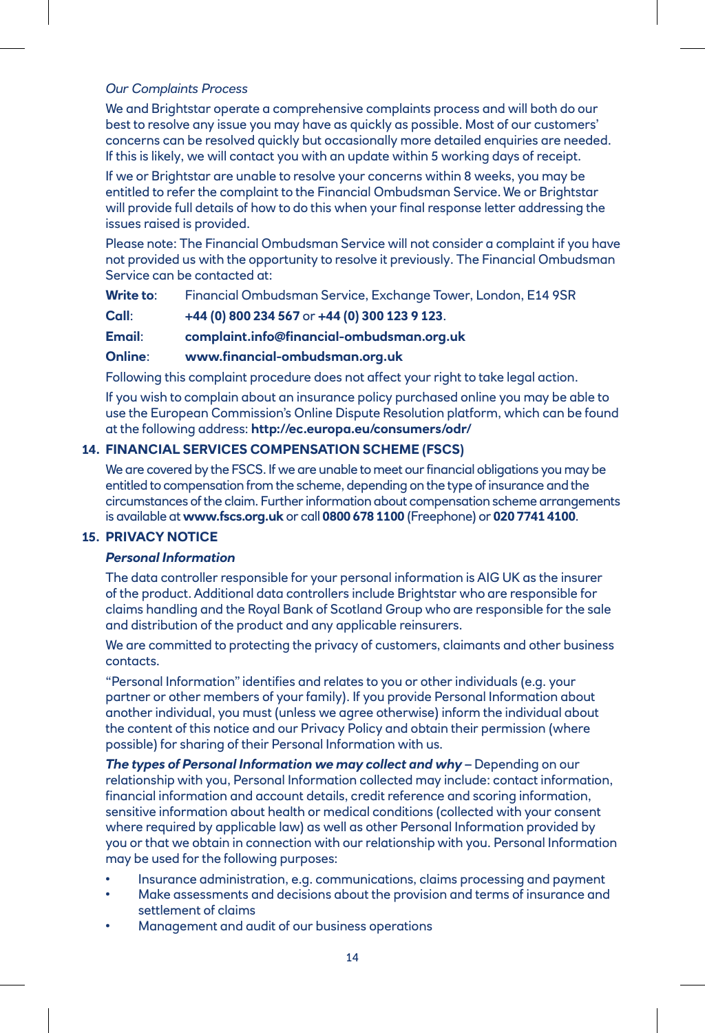*Our Complaints Process*

We and Brightstar operate a comprehensive complaints process and will both do our best to resolve any issue you may have as quickly as possible. Most of our customers' concerns can be resolved quickly but occasionally more detailed enquiries are needed. If this is likely, we will contact you with an update within 5 working days of receipt.

If we or Brightstar are unable to resolve your concerns within 8 weeks, you may be entitled to refer the complaint to the Financial Ombudsman Service. We or Brightstar will provide full details of how to do this when your final response letter addressing the issues raised is provided.

Please note: The Financial Ombudsman Service will not consider a complaint if you have not provided us with the opportunity to resolve it previously. The Financial Ombudsman Service can be contacted at:

| | |
|---|---|
| **Write to**: | Financial Ombudsman Service, Exchange Tower, London, E14 9SR |
| **Call**: | **+44 (0) 800 234 567** or **+44 (0) 300 123 9 123**. |
| **Email**: | **complaint.info@financial-ombudsman.org.uk** |
| **Online**: | **www.financial-ombudsman.org.uk** |

Following this complaint procedure does not affect your right to take legal action.

If you wish to complain about an insurance policy purchased online you may be able to use the European Commission's Online Dispute Resolution platform, which can be found at the following address: **http://ec.europa.eu/consumers/odr/**

## 14. FINANCIAL SERVICES COMPENSATION SCHEME (FSCS)

We are covered by the FSCS. If we are unable to meet our financial obligations you may be entitled to compensation from the scheme, depending on the type of insurance and the circumstances of the claim. Further information about compensation scheme arrangements is available at **www.fscs.org.uk** or call **0800 678 1100** (Freephone) or **020 7741 4100**.

## 15. PRIVACY NOTICE

***Personal Information***

The data controller responsible for your personal information is AIG UK as the insurer of the product. Additional data controllers include Brightstar who are responsible for claims handling and the Royal Bank of Scotland Group who are responsible for the sale and distribution of the product and any applicable reinsurers.

We are committed to protecting the privacy of customers, claimants and other business contacts.

"Personal Information" identifies and relates to you or other individuals (e.g. your partner or other members of your family). If you provide Personal Information about another individual, you must (unless we agree otherwise) inform the individual about the content of this notice and our Privacy Policy and obtain their permission (where possible) for sharing of their Personal Information with us.

***The types of Personal Information we may collect and why*** – Depending on our relationship with you, Personal Information collected may include: contact information, financial information and account details, credit reference and scoring information, sensitive information about health or medical conditions (collected with your consent where required by applicable law) as well as other Personal Information provided by you or that we obtain in connection with our relationship with you. Personal Information may be used for the following purposes:

- Insurance administration, e.g. communications, claims processing and payment
- Make assessments and decisions about the provision and terms of insurance and settlement of claims
- Management and audit of our business operations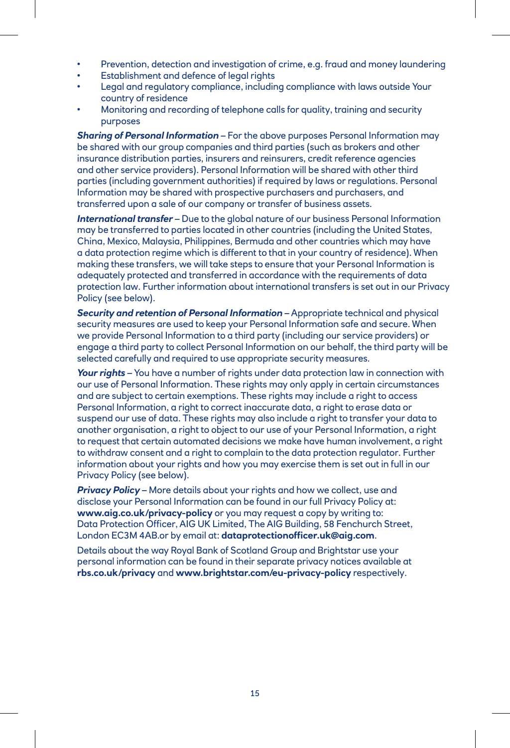- Prevention, detection and investigation of crime, e.g. fraud and money laundering
- Establishment and defence of legal rights
- Legal and regulatory compliance, including compliance with laws outside Your country of residence
- Monitoring and recording of telephone calls for quality, training and security purposes

***Sharing of Personal Information*** – For the above purposes Personal Information may be shared with our group companies and third parties (such as brokers and other insurance distribution parties, insurers and reinsurers, credit reference agencies and other service providers). Personal Information will be shared with other third parties (including government authorities) if required by laws or regulations. Personal Information may be shared with prospective purchasers and purchasers, and transferred upon a sale of our company or transfer of business assets.

***International transfer*** – Due to the global nature of our business Personal Information may be transferred to parties located in other countries (including the United States, China, Mexico, Malaysia, Philippines, Bermuda and other countries which may have a data protection regime which is different to that in your country of residence). When making these transfers, we will take steps to ensure that your Personal Information is adequately protected and transferred in accordance with the requirements of data protection law. Further information about international transfers is set out in our Privacy Policy (see below).

***Security and retention of Personal Information*** – Appropriate technical and physical security measures are used to keep your Personal Information safe and secure. When we provide Personal Information to a third party (including our service providers) or engage a third party to collect Personal Information on our behalf, the third party will be selected carefully and required to use appropriate security measures.

***Your rights*** – You have a number of rights under data protection law in connection with our use of Personal Information. These rights may only apply in certain circumstances and are subject to certain exemptions. These rights may include a right to access Personal Information, a right to correct inaccurate data, a right to erase data or suspend our use of data. These rights may also include a right to transfer your data to another organisation, a right to object to our use of your Personal Information, a right to request that certain automated decisions we make have human involvement, a right to withdraw consent and a right to complain to the data protection regulator. Further information about your rights and how you may exercise them is set out in full in our Privacy Policy (see below).

***Privacy Policy*** – More details about your rights and how we collect, use and disclose your Personal Information can be found in our full Privacy Policy at: **www.aig.co.uk/privacy-policy** or you may request a copy by writing to: Data Protection Officer, AIG UK Limited, The AIG Building, 58 Fenchurch Street, London EC3M 4AB.or by email at: **dataprotectionofficer.uk@aig.com**.

Details about the way Royal Bank of Scotland Group and Brightstar use your personal information can be found in their separate privacy notices available at **rbs.co.uk/privacy** and **www.brightstar.com/eu-privacy-policy** respectively.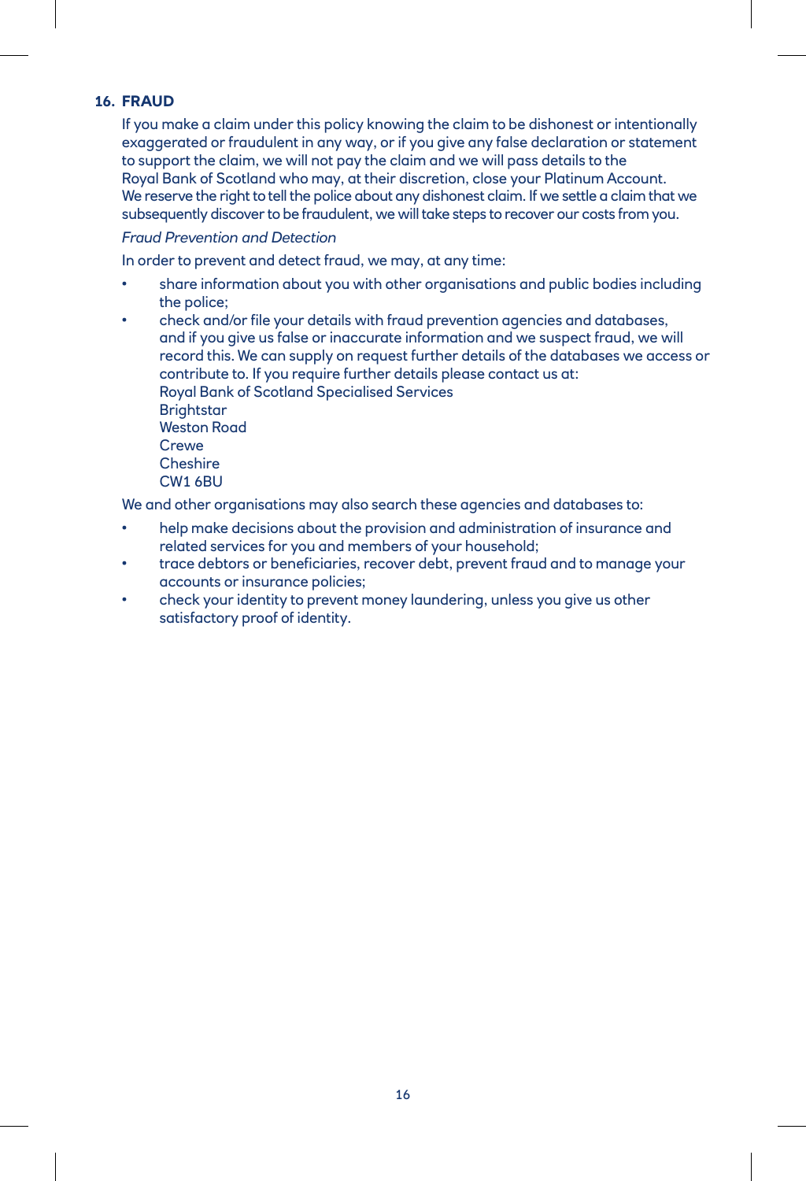## 16. FRAUD

If you make a claim under this policy knowing the claim to be dishonest or intentionally exaggerated or fraudulent in any way, or if you give any false declaration or statement to support the claim, we will not pay the claim and we will pass details to the Royal Bank of Scotland who may, at their discretion, close your Platinum Account. We reserve the right to tell the police about any dishonest claim. If we settle a claim that we subsequently discover to be fraudulent, we will take steps to recover our costs from you.

*Fraud Prevention and Detection*

In order to prevent and detect fraud, we may, at any time:

- share information about you with other organisations and public bodies including the police;
- check and/or file your details with fraud prevention agencies and databases, and if you give us false or inaccurate information and we suspect fraud, we will record this. We can supply on request further details of the databases we access or contribute to. If you require further details please contact us at:
  Royal Bank of Scotland Specialised Services
  Brightstar
  Weston Road
  Crewe
  Cheshire
  CW1 6BU

We and other organisations may also search these agencies and databases to:

- help make decisions about the provision and administration of insurance and related services for you and members of your household;
- trace debtors or beneficiaries, recover debt, prevent fraud and to manage your accounts or insurance policies;
- check your identity to prevent money laundering, unless you give us other satisfactory proof of identity.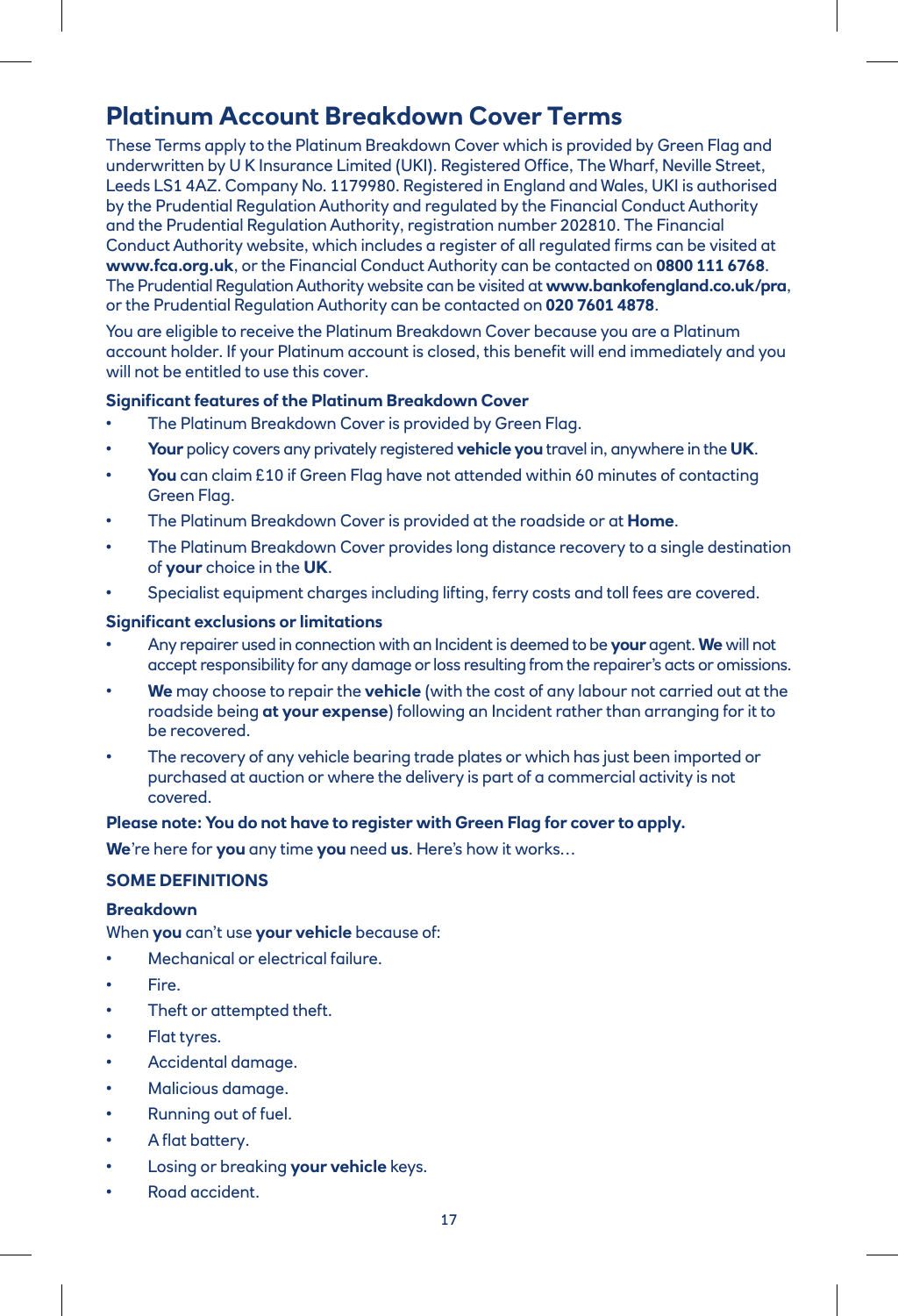# Platinum Account Breakdown Cover Terms

These Terms apply to the Platinum Breakdown Cover which is provided by Green Flag and underwritten by U K Insurance Limited (UKI). Registered Office, The Wharf, Neville Street, Leeds LS1 4AZ. Company No. 1179980. Registered in England and Wales, UKI is authorised by the Prudential Regulation Authority and regulated by the Financial Conduct Authority and the Prudential Regulation Authority, registration number 202810. The Financial Conduct Authority website, which includes a register of all regulated firms can be visited at **www.fca.org.uk**, or the Financial Conduct Authority can be contacted on **0800 111 6768**. The Prudential Regulation Authority website can be visited at **www.bankofengland.co.uk/pra**, or the Prudential Regulation Authority can be contacted on **020 7601 4878**.

You are eligible to receive the Platinum Breakdown Cover because you are a Platinum account holder. If your Platinum account is closed, this benefit will end immediately and you will not be entitled to use this cover.

**Significant features of the Platinum Breakdown Cover**

- The Platinum Breakdown Cover is provided by Green Flag.
- **Your** policy covers any privately registered **vehicle you** travel in, anywhere in the **UK**.
- **You** can claim £10 if Green Flag have not attended within 60 minutes of contacting Green Flag.
- The Platinum Breakdown Cover is provided at the roadside or at **Home**.
- The Platinum Breakdown Cover provides long distance recovery to a single destination of **your** choice in the **UK**.
- Specialist equipment charges including lifting, ferry costs and toll fees are covered.

**Significant exclusions or limitations**

- Any repairer used in connection with an Incident is deemed to be **your** agent. **We** will not accept responsibility for any damage or loss resulting from the repairer's acts or omissions.
- **We** may choose to repair the **vehicle** (with the cost of any labour not carried out at the roadside being **at your expense**) following an Incident rather than arranging for it to be recovered.
- The recovery of any vehicle bearing trade plates or which has just been imported or purchased at auction or where the delivery is part of a commercial activity is not covered.

**Please note: You do not have to register with Green Flag for cover to apply.**

**We**'re here for **you** any time **you** need **us**. Here's how it works…

**SOME DEFINITIONS**

**Breakdown**

When **you** can't use **your vehicle** because of:

- Mechanical or electrical failure.
- Fire.
- Theft or attempted theft.
- Flat tyres.
- Accidental damage.
- Malicious damage.
- Running out of fuel.
- A flat battery.
- Losing or breaking **your vehicle** keys.
- Road accident.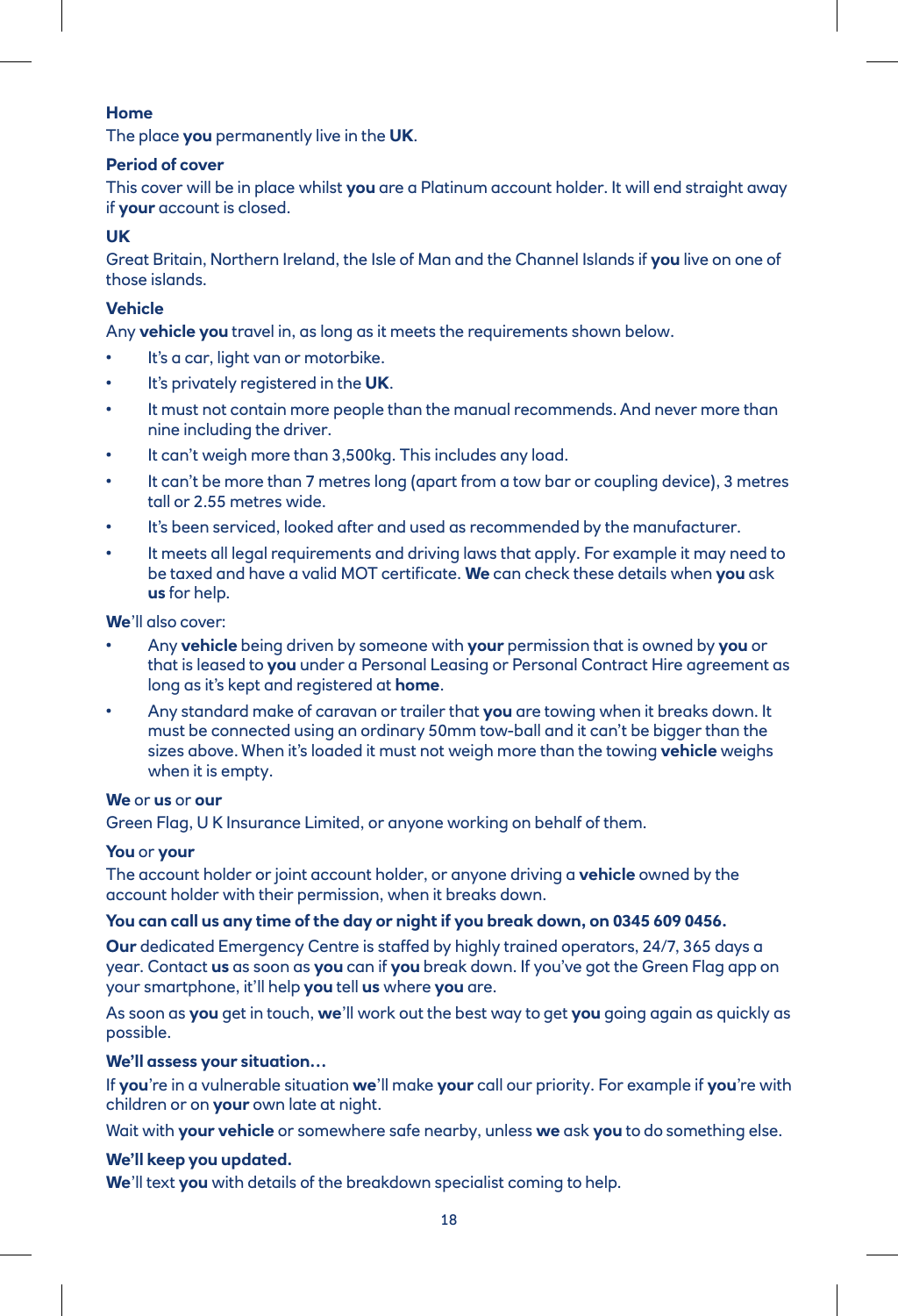**Home**

The place **you** permanently live in the **UK**.

**Period of cover**

This cover will be in place whilst **you** are a Platinum account holder. It will end straight away if **your** account is closed.

**UK**

Great Britain, Northern Ireland, the Isle of Man and the Channel Islands if **you** live on one of those islands.

**Vehicle**

Any **vehicle you** travel in, as long as it meets the requirements shown below.

- It's a car, light van or motorbike.
- It's privately registered in the **UK**.
- It must not contain more people than the manual recommends. And never more than nine including the driver.
- It can't weigh more than 3,500kg. This includes any load.
- It can't be more than 7 metres long (apart from a tow bar or coupling device), 3 metres tall or 2.55 metres wide.
- It's been serviced, looked after and used as recommended by the manufacturer.
- It meets all legal requirements and driving laws that apply. For example it may need to be taxed and have a valid MOT certificate. **We** can check these details when **you** ask **us** for help.

**We**'ll also cover:

- Any **vehicle** being driven by someone with **your** permission that is owned by **you** or that is leased to **you** under a Personal Leasing or Personal Contract Hire agreement as long as it's kept and registered at **home**.
- Any standard make of caravan or trailer that **you** are towing when it breaks down. It must be connected using an ordinary 50mm tow-ball and it can't be bigger than the sizes above. When it's loaded it must not weigh more than the towing **vehicle** weighs when it is empty.

**We** or **us** or **our**

Green Flag, U K Insurance Limited, or anyone working on behalf of them.

**You** or **your**

The account holder or joint account holder, or anyone driving a **vehicle** owned by the account holder with their permission, when it breaks down.

**You can call us any time of the day or night if you break down, on 0345 609 0456.**

**Our** dedicated Emergency Centre is staffed by highly trained operators, 24/7, 365 days a year. Contact **us** as soon as **you** can if **you** break down. If you've got the Green Flag app on your smartphone, it'll help **you** tell **us** where **you** are.

As soon as **you** get in touch, **we**'ll work out the best way to get **you** going again as quickly as possible.

**We'll assess your situation…**

If **you**'re in a vulnerable situation **we**'ll make **your** call our priority. For example if **you**'re with children or on **your** own late at night.

Wait with **your vehicle** or somewhere safe nearby, unless **we** ask **you** to do something else.

**We'll keep you updated.**

**We**'ll text **you** with details of the breakdown specialist coming to help.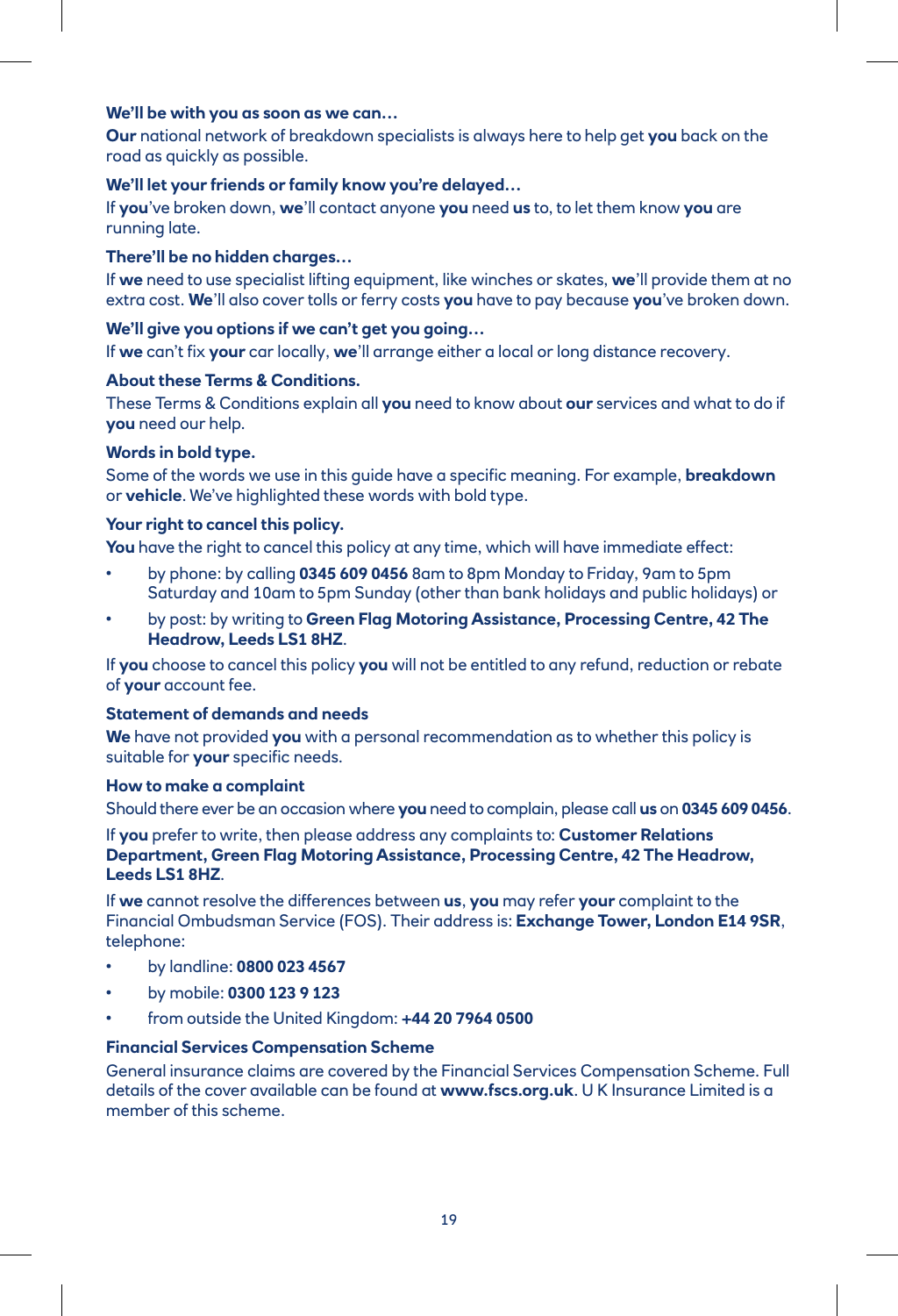**We'll be with you as soon as we can…**

**Our** national network of breakdown specialists is always here to help get **you** back on the road as quickly as possible.

**We'll let your friends or family know you're delayed…**

If **you**'ve broken down, **we**'ll contact anyone **you** need **us** to, to let them know **you** are running late.

**There'll be no hidden charges…**

If **we** need to use specialist lifting equipment, like winches or skates, **we**'ll provide them at no extra cost. **We**'ll also cover tolls or ferry costs **you** have to pay because **you**'ve broken down.

**We'll give you options if we can't get you going…**

If **we** can't fix **your** car locally, **we**'ll arrange either a local or long distance recovery.

**About these Terms & Conditions.**

These Terms & Conditions explain all **you** need to know about **our** services and what to do if **you** need our help.

**Words in bold type.**

Some of the words we use in this guide have a specific meaning. For example, **breakdown** or **vehicle**. We've highlighted these words with bold type.

**Your right to cancel this policy.**

**You** have the right to cancel this policy at any time, which will have immediate effect:

- by phone: by calling **0345 609 0456** 8am to 8pm Monday to Friday, 9am to 5pm Saturday and 10am to 5pm Sunday (other than bank holidays and public holidays) or
- by post: by writing to **Green Flag Motoring Assistance, Processing Centre, 42 The Headrow, Leeds LS1 8HZ**.

If **you** choose to cancel this policy **you** will not be entitled to any refund, reduction or rebate of **your** account fee.

**Statement of demands and needs**

**We** have not provided **you** with a personal recommendation as to whether this policy is suitable for **your** specific needs.

**How to make a complaint**

Should there ever be an occasion where **you** need to complain, please call **us** on **0345 609 0456**.

If **you** prefer to write, then please address any complaints to: **Customer Relations Department, Green Flag Motoring Assistance, Processing Centre, 42 The Headrow, Leeds LS1 8HZ**.

If **we** cannot resolve the differences between **us**, **you** may refer **your** complaint to the Financial Ombudsman Service (FOS). Their address is: **Exchange Tower, London E14 9SR**, telephone:

- by landline: **0800 023 4567**
- by mobile: **0300 123 9 123**
- from outside the United Kingdom: **+44 20 7964 0500**

**Financial Services Compensation Scheme**

General insurance claims are covered by the Financial Services Compensation Scheme. Full details of the cover available can be found at **www.fscs.org.uk**. U K Insurance Limited is a member of this scheme.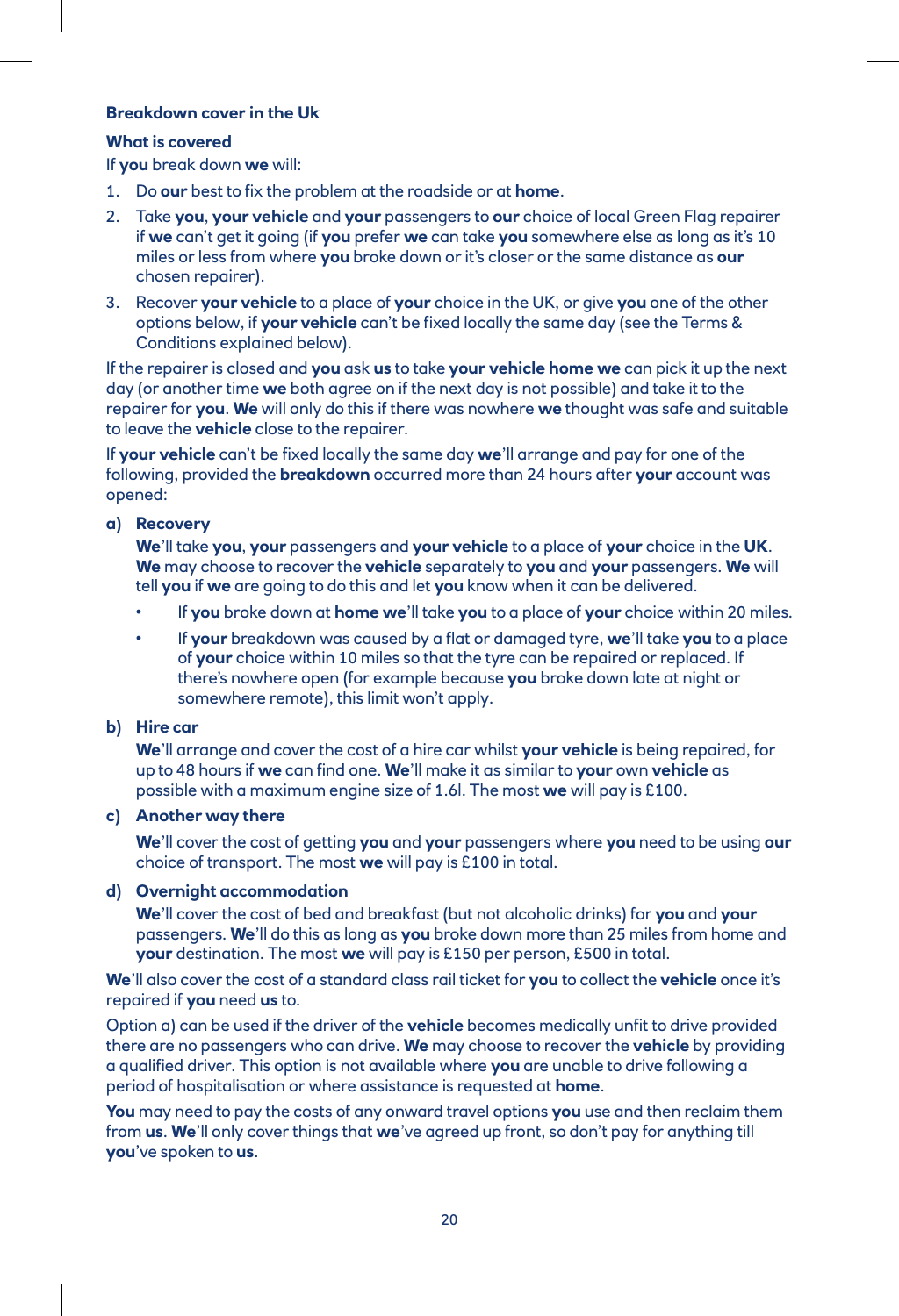**Breakdown cover in the Uk**

**What is covered**

If **you** break down **we** will:

1. Do **our** best to fix the problem at the roadside or at **home**.
2. Take **you**, **your vehicle** and **your** passengers to **our** choice of local Green Flag repairer if **we** can't get it going (if **you** prefer **we** can take **you** somewhere else as long as it's 10 miles or less from where **you** broke down or it's closer or the same distance as **our** chosen repairer).
3. Recover **your vehicle** to a place of **your** choice in the UK, or give **you** one of the other options below, if **your vehicle** can't be fixed locally the same day (see the Terms & Conditions explained below).

If the repairer is closed and **you** ask **us** to take **your vehicle home we** can pick it up the next day (or another time **we** both agree on if the next day is not possible) and take it to the repairer for **you**. **We** will only do this if there was nowhere **we** thought was safe and suitable to leave the **vehicle** close to the repairer.

If **your vehicle** can't be fixed locally the same day **we**'ll arrange and pay for one of the following, provided the **breakdown** occurred more than 24 hours after **your** account was opened:

**a) Recovery**

**We**'ll take **you**, **your** passengers and **your vehicle** to a place of **your** choice in the **UK**. **We** may choose to recover the **vehicle** separately to **you** and **your** passengers. **We** will tell **you** if **we** are going to do this and let **you** know when it can be delivered.

- If **you** broke down at **home we**'ll take **you** to a place of **your** choice within 20 miles.
- If **your** breakdown was caused by a flat or damaged tyre, **we**'ll take **you** to a place of **your** choice within 10 miles so that the tyre can be repaired or replaced. If there's nowhere open (for example because **you** broke down late at night or somewhere remote), this limit won't apply.

**b) Hire car**

**We**'ll arrange and cover the cost of a hire car whilst **your vehicle** is being repaired, for up to 48 hours if **we** can find one. **We**'ll make it as similar to **your** own **vehicle** as possible with a maximum engine size of 1.6l. The most **we** will pay is £100.

**c) Another way there**

**We**'ll cover the cost of getting **you** and **your** passengers where **you** need to be using **our** choice of transport. The most **we** will pay is £100 in total.

**d) Overnight accommodation**

**We**'ll cover the cost of bed and breakfast (but not alcoholic drinks) for **you** and **your** passengers. **We**'ll do this as long as **you** broke down more than 25 miles from home and **your** destination. The most **we** will pay is £150 per person, £500 in total.

**We**'ll also cover the cost of a standard class rail ticket for **you** to collect the **vehicle** once it's repaired if **you** need **us** to.

Option a) can be used if the driver of the **vehicle** becomes medically unfit to drive provided there are no passengers who can drive. **We** may choose to recover the **vehicle** by providing a qualified driver. This option is not available where **you** are unable to drive following a period of hospitalisation or where assistance is requested at **home**.

**You** may need to pay the costs of any onward travel options **you** use and then reclaim them from **us**. **We**'ll only cover things that **we**'ve agreed up front, so don't pay for anything till **you**'ve spoken to **us**.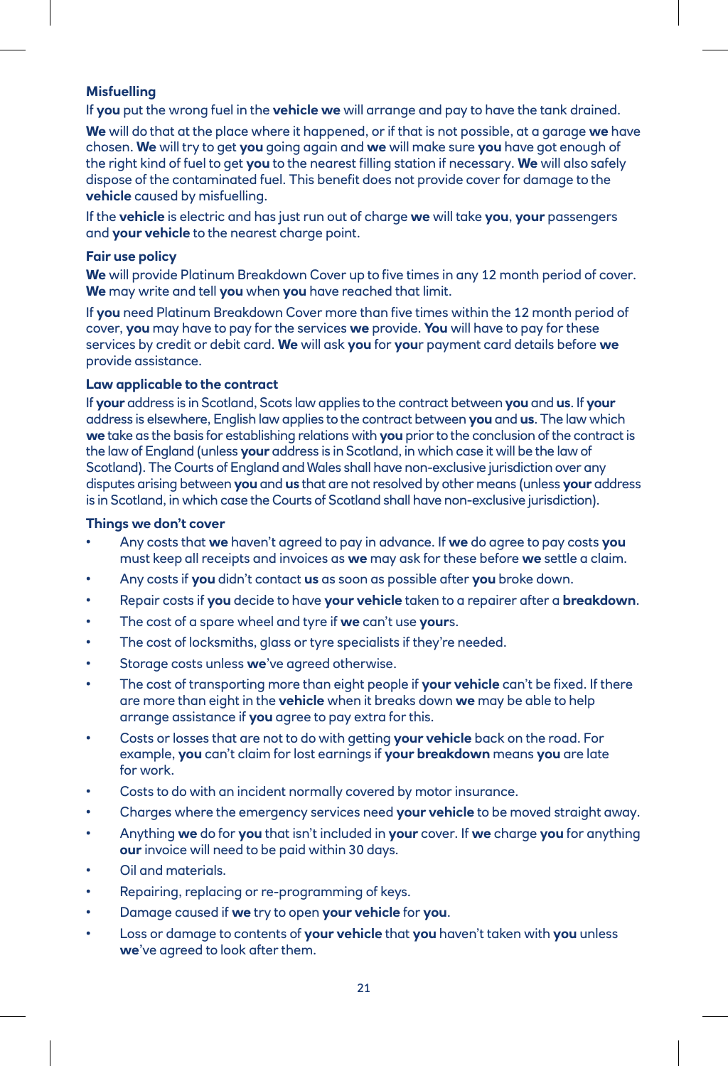### Misfuelling

If **you** put the wrong fuel in the **vehicle we** will arrange and pay to have the tank drained.

**We** will do that at the place where it happened, or if that is not possible, at a garage **we** have chosen. **We** will try to get **you** going again and **we** will make sure **you** have got enough of the right kind of fuel to get **you** to the nearest filling station if necessary. **We** will also safely dispose of the contaminated fuel. This benefit does not provide cover for damage to the **vehicle** caused by misfuelling.

If the **vehicle** is electric and has just run out of charge **we** will take **you**, **your** passengers and **your vehicle** to the nearest charge point.

### Fair use policy

**We** will provide Platinum Breakdown Cover up to five times in any 12 month period of cover. **We** may write and tell **you** when **you** have reached that limit.

If **you** need Platinum Breakdown Cover more than five times within the 12 month period of cover, **you** may have to pay for the services **we** provide. **You** will have to pay for these services by credit or debit card. **We** will ask **you** for **you**r payment card details before **we** provide assistance.

### Law applicable to the contract

If **your** address is in Scotland, Scots law applies to the contract between **you** and **us**. If **your** address is elsewhere, English law applies to the contract between **you** and **us**. The law which **we** take as the basis for establishing relations with **you** prior to the conclusion of the contract is the law of England (unless **your** address is in Scotland, in which case it will be the law of Scotland). The Courts of England and Wales shall have non-exclusive jurisdiction over any disputes arising between **you** and **us** that are not resolved by other means (unless **your** address is in Scotland, in which case the Courts of Scotland shall have non-exclusive jurisdiction).

### Things we don't cover

- Any costs that **we** haven't agreed to pay in advance. If **we** do agree to pay costs **you** must keep all receipts and invoices as **we** may ask for these before **we** settle a claim.
- Any costs if **you** didn't contact **us** as soon as possible after **you** broke down.
- Repair costs if **you** decide to have **your vehicle** taken to a repairer after a **breakdown**.
- The cost of a spare wheel and tyre if **we** can't use **your**s.
- The cost of locksmiths, glass or tyre specialists if they're needed.
- Storage costs unless **we**'ve agreed otherwise.
- The cost of transporting more than eight people if **your vehicle** can't be fixed. If there are more than eight in the **vehicle** when it breaks down **we** may be able to help arrange assistance if **you** agree to pay extra for this.
- Costs or losses that are not to do with getting **your vehicle** back on the road. For example, **you** can't claim for lost earnings if **your breakdown** means **you** are late for work.
- Costs to do with an incident normally covered by motor insurance.
- Charges where the emergency services need **your vehicle** to be moved straight away.
- Anything **we** do for **you** that isn't included in **your** cover. If **we** charge **you** for anything **our** invoice will need to be paid within 30 days.
- Oil and materials.
- Repairing, replacing or re-programming of keys.
- Damage caused if **we** try to open **your vehicle** for **you**.
- Loss or damage to contents of **your vehicle** that **you** haven't taken with **you** unless **we**'ve agreed to look after them.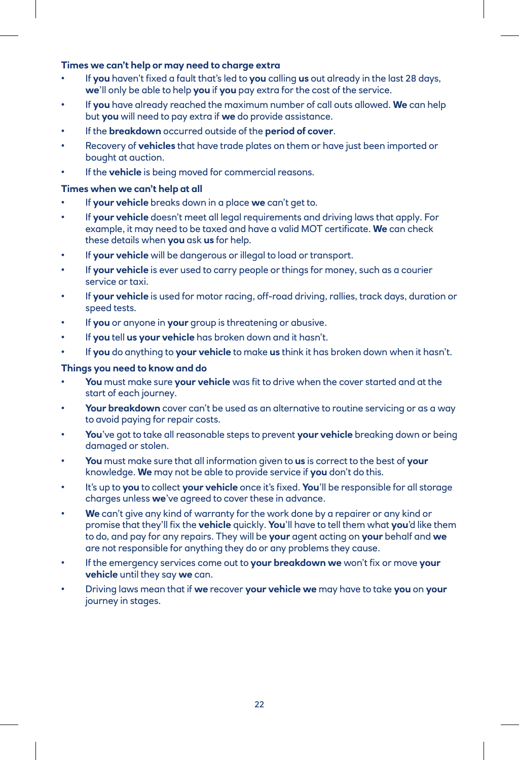### Times we can't help or may need to charge extra

- If **you** haven't fixed a fault that's led to **you** calling **us** out already in the last 28 days, **we**'ll only be able to help **you** if **you** pay extra for the cost of the service.
- If **you** have already reached the maximum number of call outs allowed. **We** can help but **you** will need to pay extra if **we** do provide assistance.
- If the **breakdown** occurred outside of the **period of cover**.
- Recovery of **vehicles** that have trade plates on them or have just been imported or bought at auction.
- If the **vehicle** is being moved for commercial reasons.

### Times when we can't help at all

- If **your vehicle** breaks down in a place **we** can't get to.
- If **your vehicle** doesn't meet all legal requirements and driving laws that apply. For example, it may need to be taxed and have a valid MOT certificate. **We** can check these details when **you** ask **us** for help.
- If **your vehicle** will be dangerous or illegal to load or transport.
- If **your vehicle** is ever used to carry people or things for money, such as a courier service or taxi.
- If **your vehicle** is used for motor racing, off-road driving, rallies, track days, duration or speed tests.
- If **you** or anyone in **your** group is threatening or abusive.
- If **you** tell **us your vehicle** has broken down and it hasn't.
- If **you** do anything to **your vehicle** to make **us** think it has broken down when it hasn't.

### Things you need to know and do

- **You** must make sure **your vehicle** was fit to drive when the cover started and at the start of each journey.
- **Your breakdown** cover can't be used as an alternative to routine servicing or as a way to avoid paying for repair costs.
- **You**'ve got to take all reasonable steps to prevent **your vehicle** breaking down or being damaged or stolen.
- **You** must make sure that all information given to **us** is correct to the best of **your** knowledge. **We** may not be able to provide service if **you** don't do this.
- It's up to **you** to collect **your vehicle** once it's fixed. **You**'ll be responsible for all storage charges unless **we**'ve agreed to cover these in advance.
- **We** can't give any kind of warranty for the work done by a repairer or any kind or promise that they'll fix the **vehicle** quickly. **You**'ll have to tell them what **you**'d like them to do, and pay for any repairs. They will be **your** agent acting on **your** behalf and **we** are not responsible for anything they do or any problems they cause.
- If the emergency services come out to **your breakdown we** won't fix or move **your vehicle** until they say **we** can.
- Driving laws mean that if **we** recover **your vehicle we** may have to take **you** on **your** journey in stages.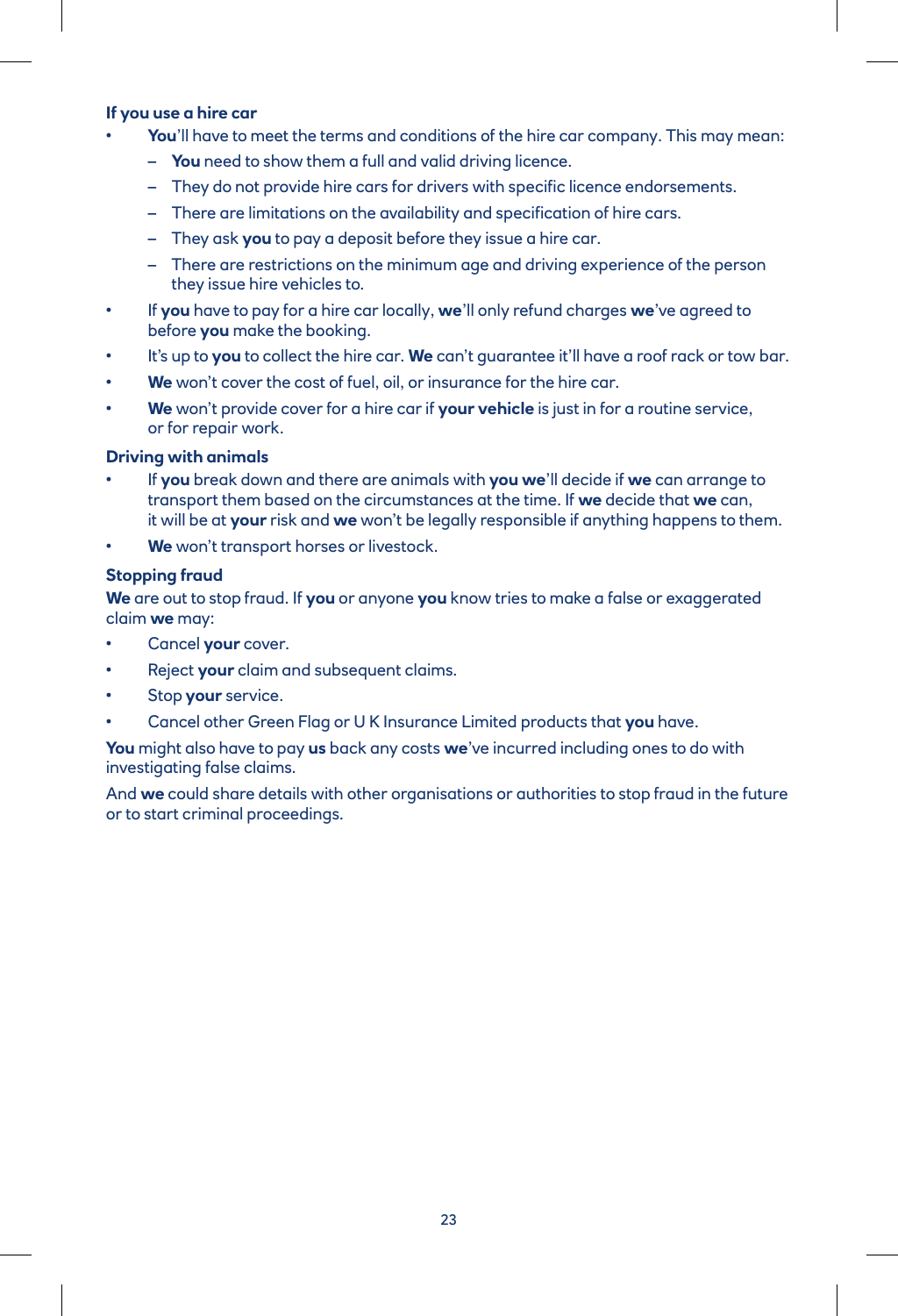### If you use a hire car

- **You**'ll have to meet the terms and conditions of the hire car company. This may mean:
  - **You** need to show them a full and valid driving licence.
  - They do not provide hire cars for drivers with specific licence endorsements.
  - There are limitations on the availability and specification of hire cars.
  - They ask **you** to pay a deposit before they issue a hire car.
  - There are restrictions on the minimum age and driving experience of the person they issue hire vehicles to.
- If **you** have to pay for a hire car locally, **we**'ll only refund charges **we**'ve agreed to before **you** make the booking.
- It's up to **you** to collect the hire car. **We** can't guarantee it'll have a roof rack or tow bar.
- **We** won't cover the cost of fuel, oil, or insurance for the hire car.
- **We** won't provide cover for a hire car if **your vehicle** is just in for a routine service, or for repair work.

### Driving with animals

- If **you** break down and there are animals with **you we**'ll decide if **we** can arrange to transport them based on the circumstances at the time. If **we** decide that **we** can, it will be at **your** risk and **we** won't be legally responsible if anything happens to them.
- **We** won't transport horses or livestock.

### Stopping fraud

**We** are out to stop fraud. If **you** or anyone **you** know tries to make a false or exaggerated claim **we** may:

- Cancel **your** cover.
- Reject **your** claim and subsequent claims.
- Stop **your** service.
- Cancel other Green Flag or U K Insurance Limited products that **you** have.

**You** might also have to pay **us** back any costs **we**'ve incurred including ones to do with investigating false claims.

And **we** could share details with other organisations or authorities to stop fraud in the future or to start criminal proceedings.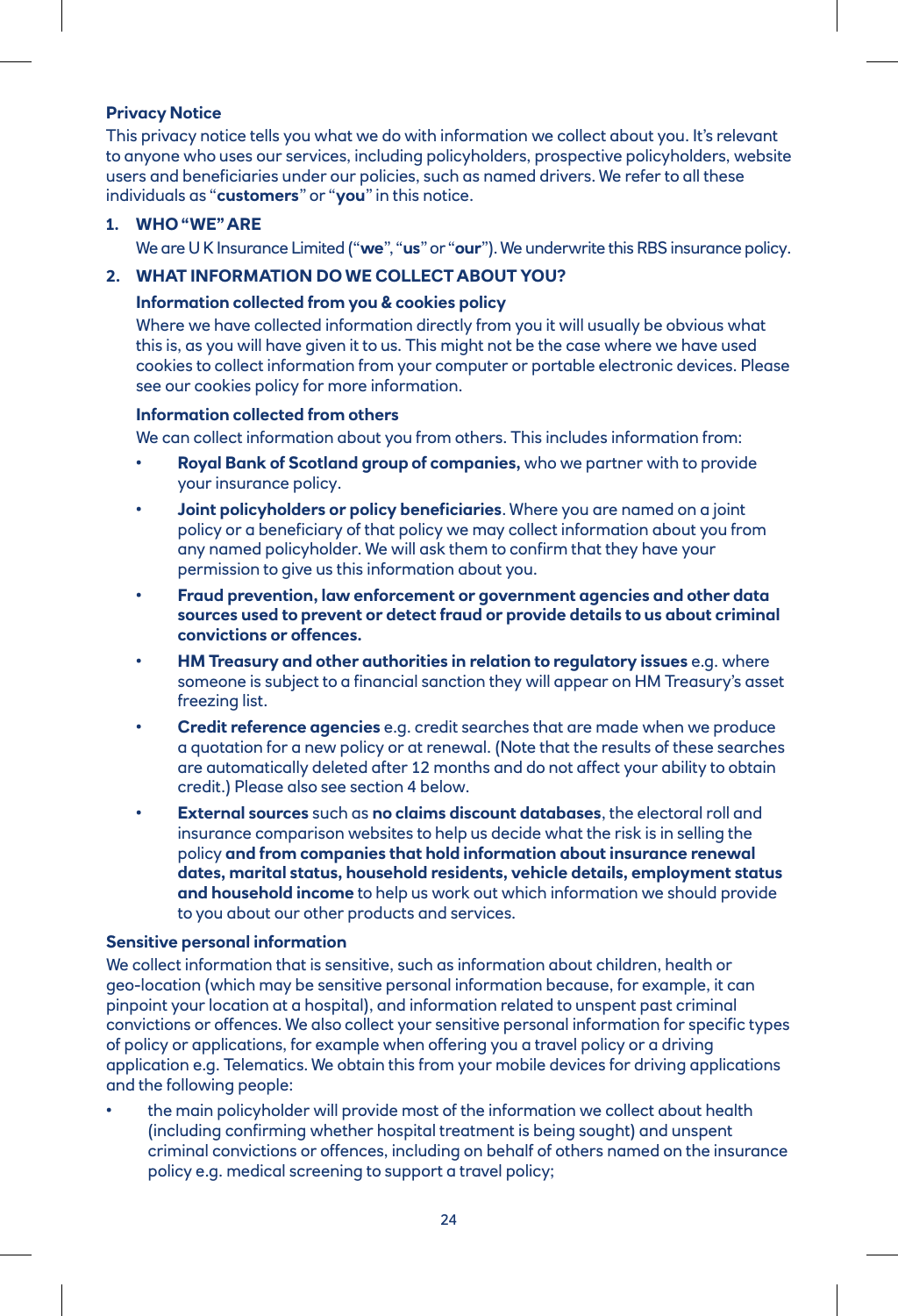**Privacy Notice**

This privacy notice tells you what we do with information we collect about you. It's relevant to anyone who uses our services, including policyholders, prospective policyholders, website users and beneficiaries under our policies, such as named drivers. We refer to all these individuals as "**customers**" or "**you**" in this notice.

**1. WHO "WE" ARE**

We are U K Insurance Limited ("**we**", "**us**" or "**our**"). We underwrite this RBS insurance policy.

**2. WHAT INFORMATION DO WE COLLECT ABOUT YOU?**

**Information collected from you & cookies policy**

Where we have collected information directly from you it will usually be obvious what this is, as you will have given it to us. This might not be the case where we have used cookies to collect information from your computer or portable electronic devices. Please see our cookies policy for more information.

**Information collected from others**

We can collect information about you from others. This includes information from:

- **Royal Bank of Scotland group of companies,** who we partner with to provide your insurance policy.
- **Joint policyholders or policy beneficiaries**. Where you are named on a joint policy or a beneficiary of that policy we may collect information about you from any named policyholder. We will ask them to confirm that they have your permission to give us this information about you.
- **Fraud prevention, law enforcement or government agencies and other data sources used to prevent or detect fraud or provide details to us about criminal convictions or offences.**
- **HM Treasury and other authorities in relation to regulatory issues** e.g. where someone is subject to a financial sanction they will appear on HM Treasury's asset freezing list.
- **Credit reference agencies** e.g. credit searches that are made when we produce a quotation for a new policy or at renewal. (Note that the results of these searches are automatically deleted after 12 months and do not affect your ability to obtain credit.) Please also see section 4 below.
- **External sources** such as **no claims discount databases**, the electoral roll and insurance comparison websites to help us decide what the risk is in selling the policy **and from companies that hold information about insurance renewal dates, marital status, household residents, vehicle details, employment status and household income** to help us work out which information we should provide to you about our other products and services.

**Sensitive personal information**

We collect information that is sensitive, such as information about children, health or geo-location (which may be sensitive personal information because, for example, it can pinpoint your location at a hospital), and information related to unspent past criminal convictions or offences. We also collect your sensitive personal information for specific types of policy or applications, for example when offering you a travel policy or a driving application e.g. Telematics. We obtain this from your mobile devices for driving applications and the following people:

- the main policyholder will provide most of the information we collect about health (including confirming whether hospital treatment is being sought) and unspent criminal convictions or offences, including on behalf of others named on the insurance policy e.g. medical screening to support a travel policy;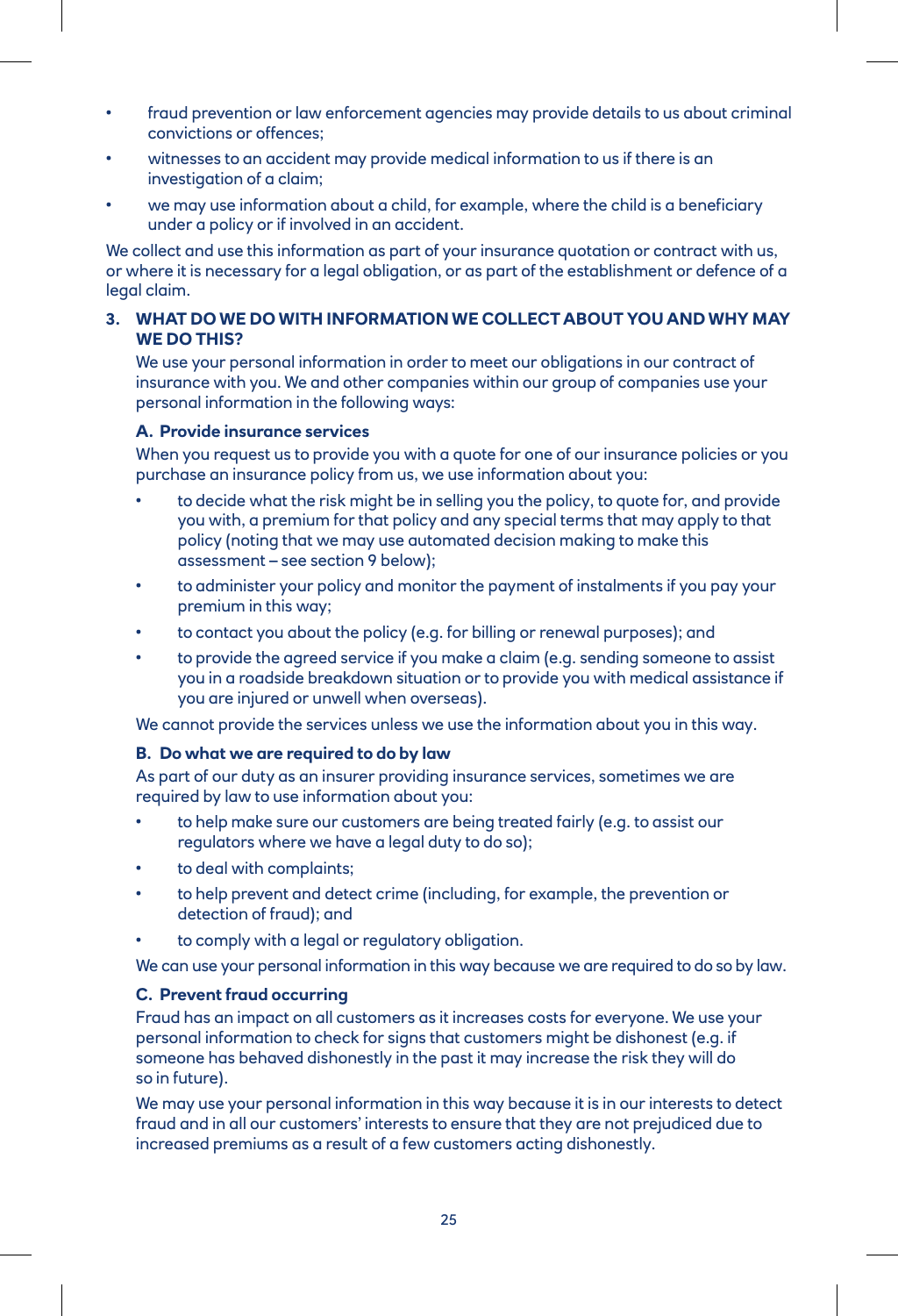- fraud prevention or law enforcement agencies may provide details to us about criminal convictions or offences;
- witnesses to an accident may provide medical information to us if there is an investigation of a claim;
- we may use information about a child, for example, where the child is a beneficiary under a policy or if involved in an accident.

We collect and use this information as part of your insurance quotation or contract with us, or where it is necessary for a legal obligation, or as part of the establishment or defence of a legal claim.

## 3. WHAT DO WE DO WITH INFORMATION WE COLLECT ABOUT YOU AND WHY MAY WE DO THIS?

We use your personal information in order to meet our obligations in our contract of insurance with you. We and other companies within our group of companies use your personal information in the following ways:

### A. Provide insurance services

When you request us to provide you with a quote for one of our insurance policies or you purchase an insurance policy from us, we use information about you:

- to decide what the risk might be in selling you the policy, to quote for, and provide you with, a premium for that policy and any special terms that may apply to that policy (noting that we may use automated decision making to make this assessment – see section 9 below);
- to administer your policy and monitor the payment of instalments if you pay your premium in this way;
- to contact you about the policy (e.g. for billing or renewal purposes); and
- to provide the agreed service if you make a claim (e.g. sending someone to assist you in a roadside breakdown situation or to provide you with medical assistance if you are injured or unwell when overseas).

We cannot provide the services unless we use the information about you in this way.

### B. Do what we are required to do by law

As part of our duty as an insurer providing insurance services, sometimes we are required by law to use information about you:

- to help make sure our customers are being treated fairly (e.g. to assist our regulators where we have a legal duty to do so);
- to deal with complaints;
- to help prevent and detect crime (including, for example, the prevention or detection of fraud); and
- to comply with a legal or regulatory obligation.

We can use your personal information in this way because we are required to do so by law.

### C. Prevent fraud occurring

Fraud has an impact on all customers as it increases costs for everyone. We use your personal information to check for signs that customers might be dishonest (e.g. if someone has behaved dishonestly in the past it may increase the risk they will do so in future).

We may use your personal information in this way because it is in our interests to detect fraud and in all our customers' interests to ensure that they are not prejudiced due to increased premiums as a result of a few customers acting dishonestly.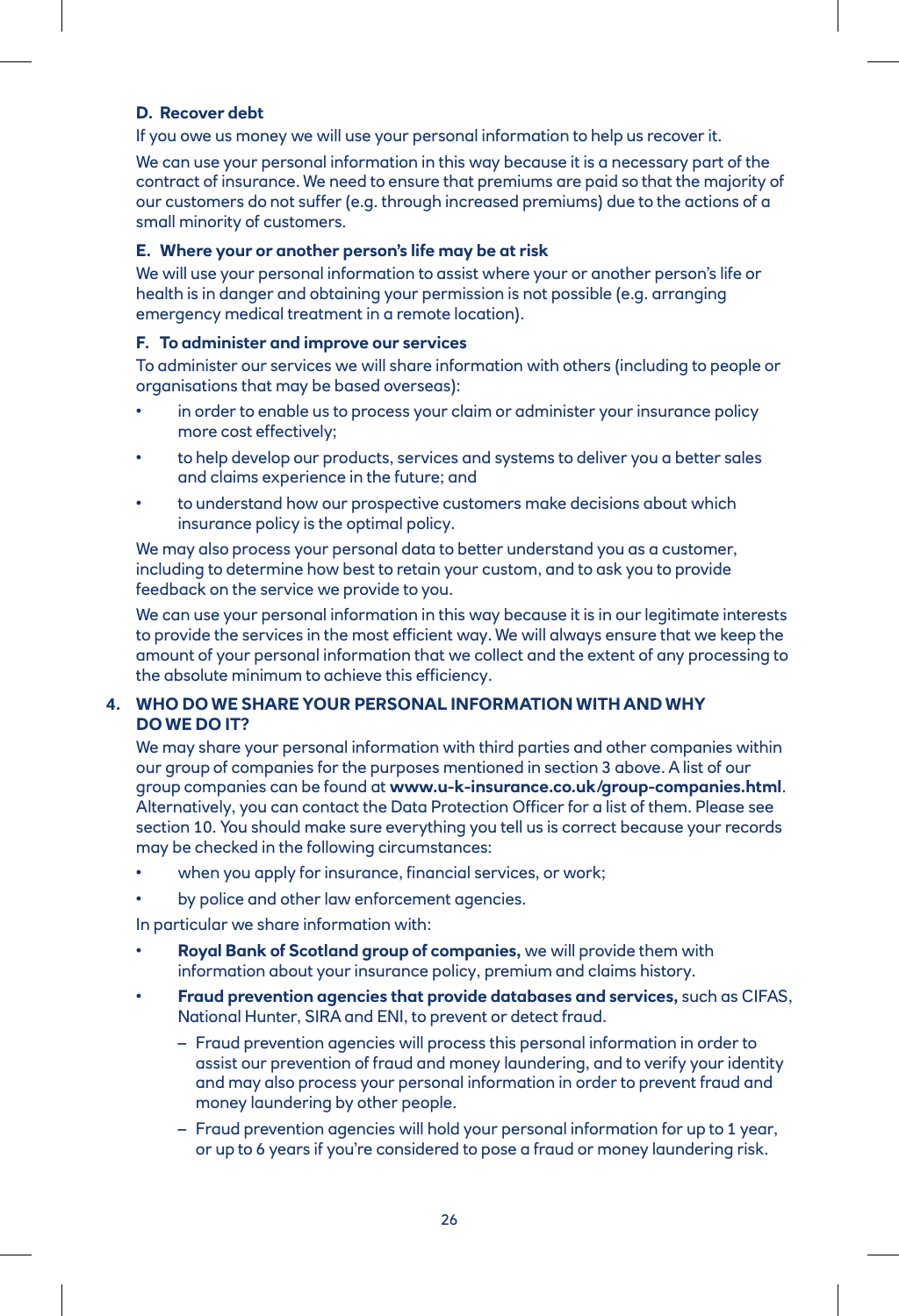**D. Recover debt**

If you owe us money we will use your personal information to help us recover it.

We can use your personal information in this way because it is a necessary part of the contract of insurance. We need to ensure that premiums are paid so that the majority of our customers do not suffer (e.g. through increased premiums) due to the actions of a small minority of customers.

**E. Where your or another person's life may be at risk**

We will use your personal information to assist where your or another person's life or health is in danger and obtaining your permission is not possible (e.g. arranging emergency medical treatment in a remote location).

**F. To administer and improve our services**

To administer our services we will share information with others (including to people or organisations that may be based overseas):

- in order to enable us to process your claim or administer your insurance policy more cost effectively;
- to help develop our products, services and systems to deliver you a better sales and claims experience in the future; and
- to understand how our prospective customers make decisions about which insurance policy is the optimal policy.

We may also process your personal data to better understand you as a customer, including to determine how best to retain your custom, and to ask you to provide feedback on the service we provide to you.

We can use your personal information in this way because it is in our legitimate interests to provide the services in the most efficient way. We will always ensure that we keep the amount of your personal information that we collect and the extent of any processing to the absolute minimum to achieve this efficiency.

## 4. WHO DO WE SHARE YOUR PERSONAL INFORMATION WITH AND WHY DO WE DO IT?

We may share your personal information with third parties and other companies within our group of companies for the purposes mentioned in section 3 above. A list of our group companies can be found at **www.u-k-insurance.co.uk/group-companies.html**. Alternatively, you can contact the Data Protection Officer for a list of them. Please see section 10. You should make sure everything you tell us is correct because your records may be checked in the following circumstances:

- when you apply for insurance, financial services, or work;
- by police and other law enforcement agencies.

In particular we share information with:

- **Royal Bank of Scotland group of companies,** we will provide them with information about your insurance policy, premium and claims history.
- **Fraud prevention agencies that provide databases and services,** such as CIFAS, National Hunter, SIRA and ENI, to prevent or detect fraud.
  - Fraud prevention agencies will process this personal information in order to assist our prevention of fraud and money laundering, and to verify your identity and may also process your personal information in order to prevent fraud and money laundering by other people.
  - Fraud prevention agencies will hold your personal information for up to 1 year, or up to 6 years if you're considered to pose a fraud or money laundering risk.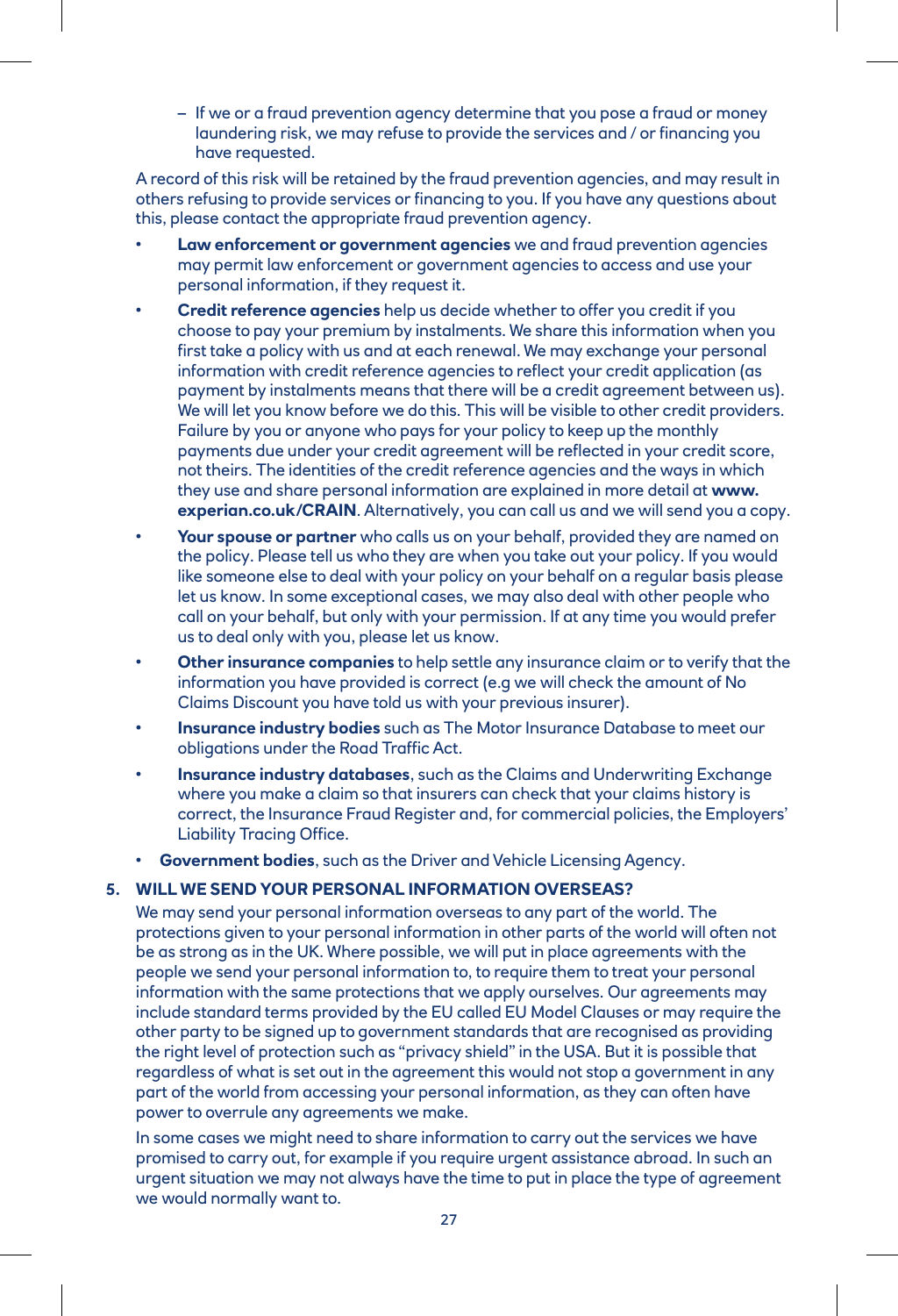- If we or a fraud prevention agency determine that you pose a fraud or money laundering risk, we may refuse to provide the services and / or financing you have requested.

A record of this risk will be retained by the fraud prevention agencies, and may result in others refusing to provide services or financing to you. If you have any questions about this, please contact the appropriate fraud prevention agency.

- **Law enforcement or government agencies** we and fraud prevention agencies may permit law enforcement or government agencies to access and use your personal information, if they request it.
- **Credit reference agencies** help us decide whether to offer you credit if you choose to pay your premium by instalments. We share this information when you first take a policy with us and at each renewal. We may exchange your personal information with credit reference agencies to reflect your credit application (as payment by instalments means that there will be a credit agreement between us). We will let you know before we do this. This will be visible to other credit providers. Failure by you or anyone who pays for your policy to keep up the monthly payments due under your credit agreement will be reflected in your credit score, not theirs. The identities of the credit reference agencies and the ways in which they use and share personal information are explained in more detail at **www.experian.co.uk/CRAIN**. Alternatively, you can call us and we will send you a copy.
- **Your spouse or partner** who calls us on your behalf, provided they are named on the policy. Please tell us who they are when you take out your policy. If you would like someone else to deal with your policy on your behalf on a regular basis please let us know. In some exceptional cases, we may also deal with other people who call on your behalf, but only with your permission. If at any time you would prefer us to deal only with you, please let us know.
- **Other insurance companies** to help settle any insurance claim or to verify that the information you have provided is correct (e.g we will check the amount of No Claims Discount you have told us with your previous insurer).
- **Insurance industry bodies** such as The Motor Insurance Database to meet our obligations under the Road Traffic Act.
- **Insurance industry databases**, such as the Claims and Underwriting Exchange where you make a claim so that insurers can check that your claims history is correct, the Insurance Fraud Register and, for commercial policies, the Employers' Liability Tracing Office.
- **Government bodies**, such as the Driver and Vehicle Licensing Agency.

## 5. WILL WE SEND YOUR PERSONAL INFORMATION OVERSEAS?

We may send your personal information overseas to any part of the world. The protections given to your personal information in other parts of the world will often not be as strong as in the UK. Where possible, we will put in place agreements with the people we send your personal information to, to require them to treat your personal information with the same protections that we apply ourselves. Our agreements may include standard terms provided by the EU called EU Model Clauses or may require the other party to be signed up to government standards that are recognised as providing the right level of protection such as "privacy shield" in the USA. But it is possible that regardless of what is set out in the agreement this would not stop a government in any part of the world from accessing your personal information, as they can often have power to overrule any agreements we make.

In some cases we might need to share information to carry out the services we have promised to carry out, for example if you require urgent assistance abroad. In such an urgent situation we may not always have the time to put in place the type of agreement we would normally want to.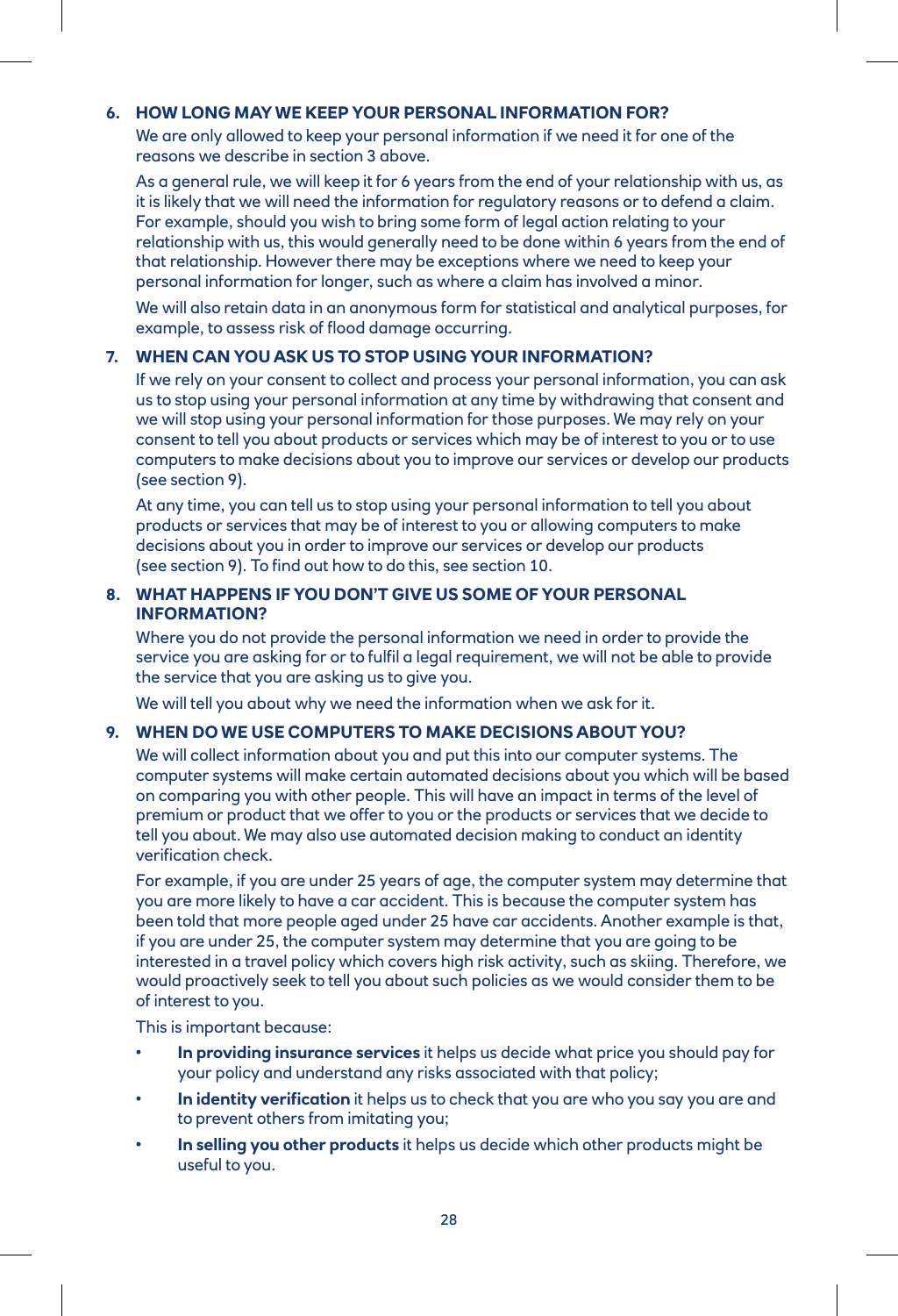## 6. HOW LONG MAY WE KEEP YOUR PERSONAL INFORMATION FOR?

We are only allowed to keep your personal information if we need it for one of the reasons we describe in section 3 above.

As a general rule, we will keep it for 6 years from the end of your relationship with us, as it is likely that we will need the information for regulatory reasons or to defend a claim. For example, should you wish to bring some form of legal action relating to your relationship with us, this would generally need to be done within 6 years from the end of that relationship. However there may be exceptions where we need to keep your personal information for longer, such as where a claim has involved a minor.

We will also retain data in an anonymous form for statistical and analytical purposes, for example, to assess risk of flood damage occurring.

## 7. WHEN CAN YOU ASK US TO STOP USING YOUR INFORMATION?

If we rely on your consent to collect and process your personal information, you can ask us to stop using your personal information at any time by withdrawing that consent and we will stop using your personal information for those purposes. We may rely on your consent to tell you about products or services which may be of interest to you or to use computers to make decisions about you to improve our services or develop our products (see section 9).

At any time, you can tell us to stop using your personal information to tell you about products or services that may be of interest to you or allowing computers to make decisions about you in order to improve our services or develop our products (see section 9). To find out how to do this, see section 10.

## 8. WHAT HAPPENS IF YOU DON'T GIVE US SOME OF YOUR PERSONAL INFORMATION?

Where you do not provide the personal information we need in order to provide the service you are asking for or to fulfil a legal requirement, we will not be able to provide the service that you are asking us to give you.

We will tell you about why we need the information when we ask for it.

## 9. WHEN DO WE USE COMPUTERS TO MAKE DECISIONS ABOUT YOU?

We will collect information about you and put this into our computer systems. The computer systems will make certain automated decisions about you which will be based on comparing you with other people. This will have an impact in terms of the level of premium or product that we offer to you or the products or services that we decide to tell you about. We may also use automated decision making to conduct an identity verification check.

For example, if you are under 25 years of age, the computer system may determine that you are more likely to have a car accident. This is because the computer system has been told that more people aged under 25 have car accidents. Another example is that, if you are under 25, the computer system may determine that you are going to be interested in a travel policy which covers high risk activity, such as skiing. Therefore, we would proactively seek to tell you about such policies as we would consider them to be of interest to you.

This is important because:

- **In providing insurance services** it helps us decide what price you should pay for your policy and understand any risks associated with that policy;
- **In identity verification** it helps us to check that you are who you say you are and to prevent others from imitating you;
- **In selling you other products** it helps us decide which other products might be useful to you.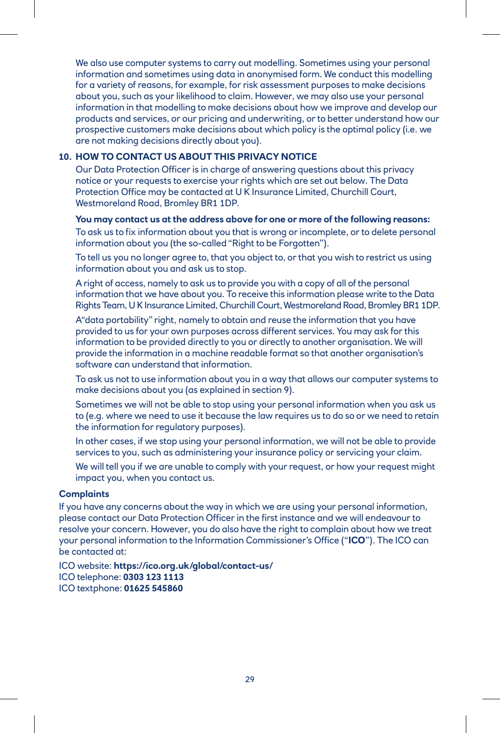We also use computer systems to carry out modelling. Sometimes using your personal information and sometimes using data in anonymised form. We conduct this modelling for a variety of reasons, for example, for risk assessment purposes to make decisions about you, such as your likelihood to claim. However, we may also use your personal information in that modelling to make decisions about how we improve and develop our products and services, or our pricing and underwriting, or to better understand how our prospective customers make decisions about which policy is the optimal policy (i.e. we are not making decisions directly about you).

## 10. HOW TO CONTACT US ABOUT THIS PRIVACY NOTICE

Our Data Protection Officer is in charge of answering questions about this privacy notice or your requests to exercise your rights which are set out below. The Data Protection Office may be contacted at U K Insurance Limited, Churchill Court, Westmoreland Road, Bromley BR1 1DP.

**You may contact us at the address above for one or more of the following reasons:**

To ask us to fix information about you that is wrong or incomplete, or to delete personal information about you (the so-called "Right to be Forgotten").

To tell us you no longer agree to, that you object to, or that you wish to restrict us using information about you and ask us to stop.

A right of access, namely to ask us to provide you with a copy of all of the personal information that we have about you. To receive this information please write to the Data Rights Team, U K Insurance Limited, Churchill Court, Westmoreland Road, Bromley BR1 1DP.

A"data portability" right, namely to obtain and reuse the information that you have provided to us for your own purposes across different services. You may ask for this information to be provided directly to you or directly to another organisation. We will provide the information in a machine readable format so that another organisation's software can understand that information.

To ask us not to use information about you in a way that allows our computer systems to make decisions about you (as explained in section 9).

Sometimes we will not be able to stop using your personal information when you ask us to (e.g. where we need to use it because the law requires us to do so or we need to retain the information for regulatory purposes).

In other cases, if we stop using your personal information, we will not be able to provide services to you, such as administering your insurance policy or servicing your claim.

We will tell you if we are unable to comply with your request, or how your request might impact you, when you contact us.

**Complaints**

If you have any concerns about the way in which we are using your personal information, please contact our Data Protection Officer in the first instance and we will endeavour to resolve your concern. However, you do also have the right to complain about how we treat your personal information to the Information Commissioner's Office ("**ICO**"). The ICO can be contacted at:

ICO website: **https://ico.org.uk/global/contact-us/**
ICO telephone: **0303 123 1113**
ICO textphone: **01625 545860**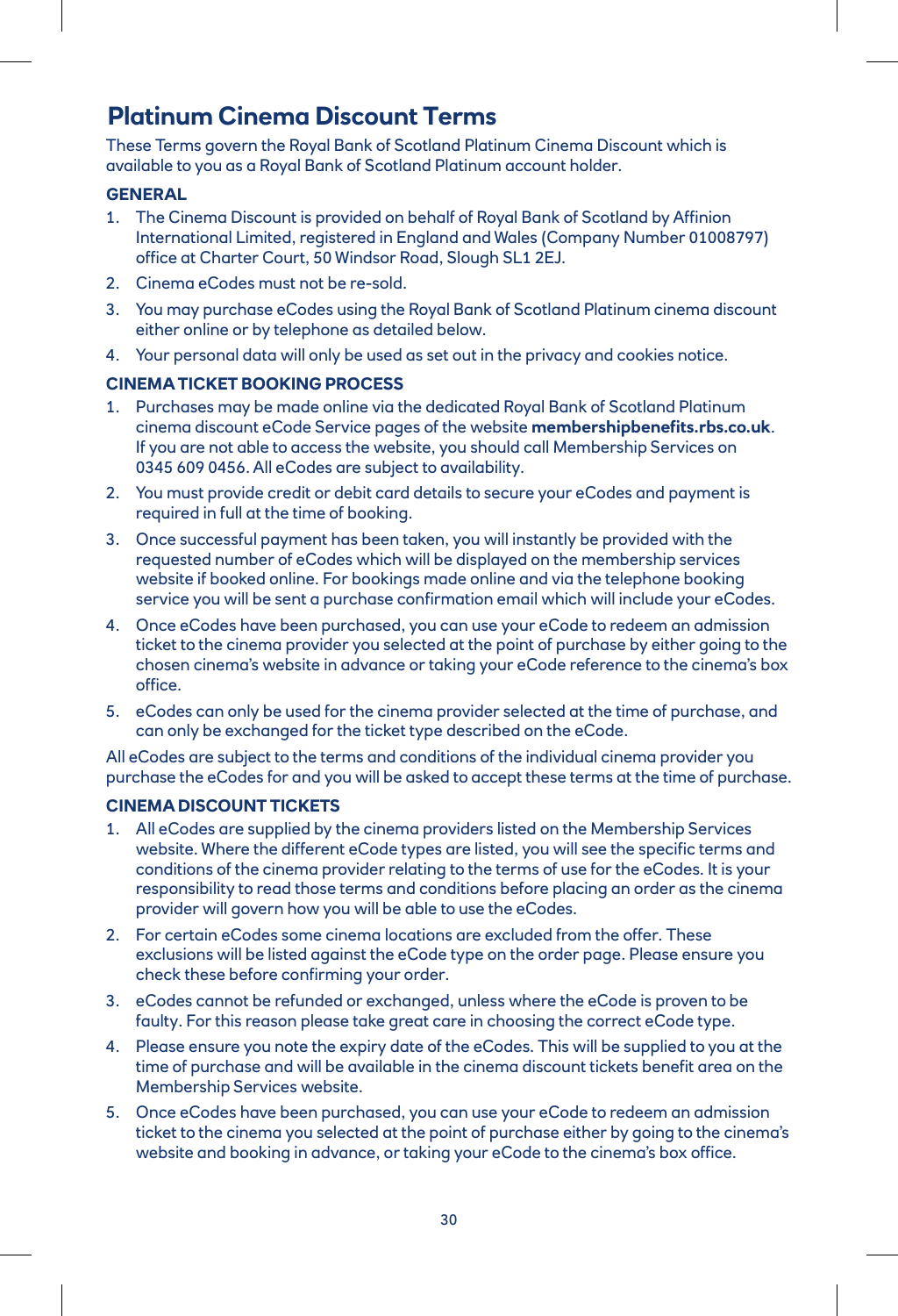# Platinum Cinema Discount Terms

These Terms govern the Royal Bank of Scotland Platinum Cinema Discount which is available to you as a Royal Bank of Scotland Platinum account holder.

### GENERAL

1. The Cinema Discount is provided on behalf of Royal Bank of Scotland by Affinion International Limited, registered in England and Wales (Company Number 01008797) office at Charter Court, 50 Windsor Road, Slough SL1 2EJ.
2. Cinema eCodes must not be re-sold.
3. You may purchase eCodes using the Royal Bank of Scotland Platinum cinema discount either online or by telephone as detailed below.
4. Your personal data will only be used as set out in the privacy and cookies notice.

### CINEMA TICKET BOOKING PROCESS

1. Purchases may be made online via the dedicated Royal Bank of Scotland Platinum cinema discount eCode Service pages of the website **membershipbenefits.rbs.co.uk**. If you are not able to access the website, you should call Membership Services on 0345 609 0456. All eCodes are subject to availability.
2. You must provide credit or debit card details to secure your eCodes and payment is required in full at the time of booking.
3. Once successful payment has been taken, you will instantly be provided with the requested number of eCodes which will be displayed on the membership services website if booked online. For bookings made online and via the telephone booking service you will be sent a purchase confirmation email which will include your eCodes.
4. Once eCodes have been purchased, you can use your eCode to redeem an admission ticket to the cinema provider you selected at the point of purchase by either going to the chosen cinema's website in advance or taking your eCode reference to the cinema's box office.
5. eCodes can only be used for the cinema provider selected at the time of purchase, and can only be exchanged for the ticket type described on the eCode.

All eCodes are subject to the terms and conditions of the individual cinema provider you purchase the eCodes for and you will be asked to accept these terms at the time of purchase.

### CINEMA DISCOUNT TICKETS

1. All eCodes are supplied by the cinema providers listed on the Membership Services website. Where the different eCode types are listed, you will see the specific terms and conditions of the cinema provider relating to the terms of use for the eCodes. It is your responsibility to read those terms and conditions before placing an order as the cinema provider will govern how you will be able to use the eCodes.
2. For certain eCodes some cinema locations are excluded from the offer. These exclusions will be listed against the eCode type on the order page. Please ensure you check these before confirming your order.
3. eCodes cannot be refunded or exchanged, unless where the eCode is proven to be faulty. For this reason please take great care in choosing the correct eCode type.
4. Please ensure you note the expiry date of the eCodes. This will be supplied to you at the time of purchase and will be available in the cinema discount tickets benefit area on the Membership Services website.
5. Once eCodes have been purchased, you can use your eCode to redeem an admission ticket to the cinema you selected at the point of purchase either by going to the cinema's website and booking in advance, or taking your eCode to the cinema's box office.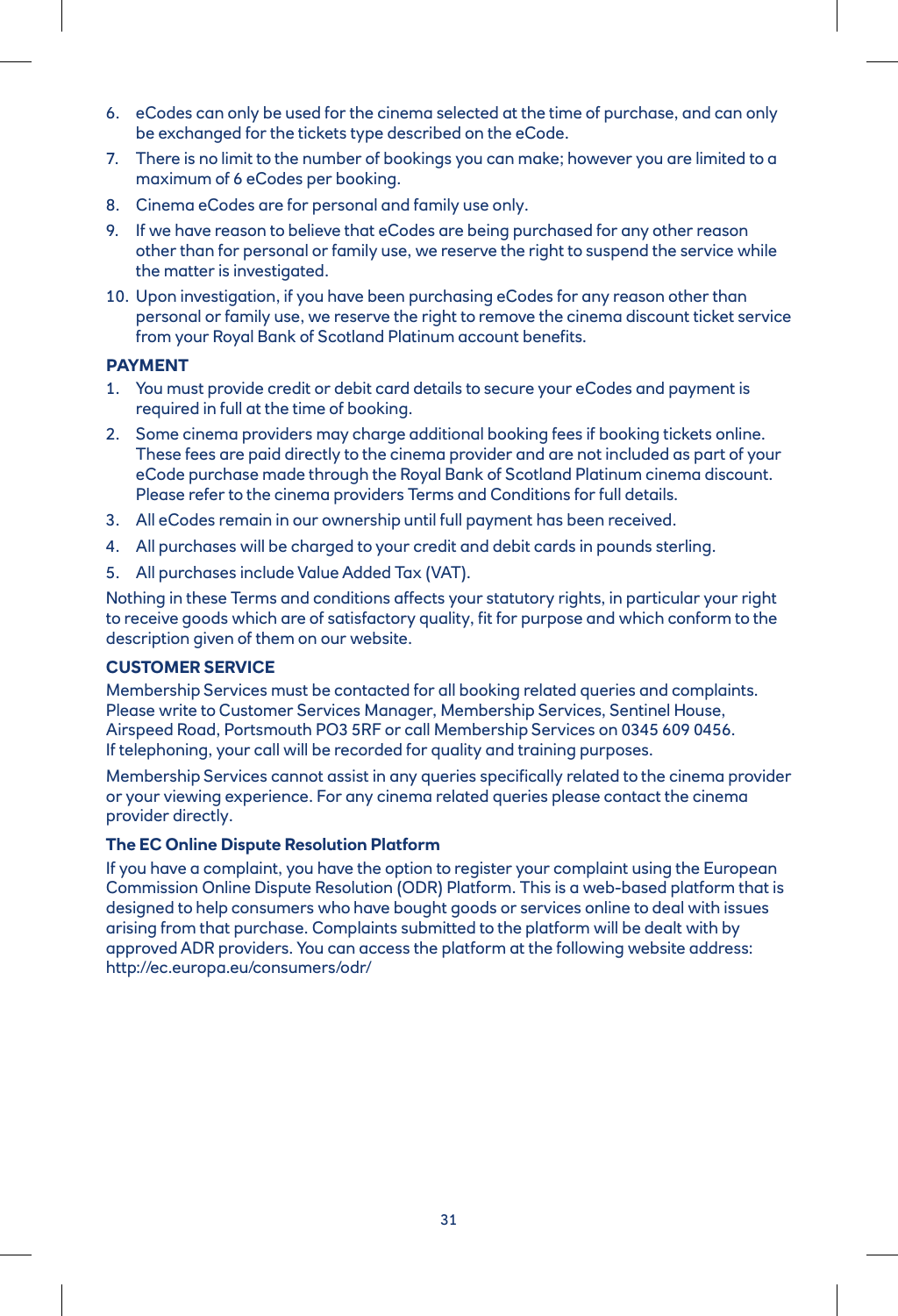6. eCodes can only be used for the cinema selected at the time of purchase, and can only be exchanged for the tickets type described on the eCode.
7. There is no limit to the number of bookings you can make; however you are limited to a maximum of 6 eCodes per booking.
8. Cinema eCodes are for personal and family use only.
9. If we have reason to believe that eCodes are being purchased for any other reason other than for personal or family use, we reserve the right to suspend the service while the matter is investigated.
10. Upon investigation, if you have been purchasing eCodes for any reason other than personal or family use, we reserve the right to remove the cinema discount ticket service from your Royal Bank of Scotland Platinum account benefits.

**PAYMENT**

1. You must provide credit or debit card details to secure your eCodes and payment is required in full at the time of booking.
2. Some cinema providers may charge additional booking fees if booking tickets online. These fees are paid directly to the cinema provider and are not included as part of your eCode purchase made through the Royal Bank of Scotland Platinum cinema discount. Please refer to the cinema providers Terms and Conditions for full details.
3. All eCodes remain in our ownership until full payment has been received.
4. All purchases will be charged to your credit and debit cards in pounds sterling.
5. All purchases include Value Added Tax (VAT).

Nothing in these Terms and conditions affects your statutory rights, in particular your right to receive goods which are of satisfactory quality, fit for purpose and which conform to the description given of them on our website.

**CUSTOMER SERVICE**

Membership Services must be contacted for all booking related queries and complaints. Please write to Customer Services Manager, Membership Services, Sentinel House, Airspeed Road, Portsmouth PO3 5RF or call Membership Services on 0345 609 0456. If telephoning, your call will be recorded for quality and training purposes.

Membership Services cannot assist in any queries specifically related to the cinema provider or your viewing experience. For any cinema related queries please contact the cinema provider directly.

**The EC Online Dispute Resolution Platform**

If you have a complaint, you have the option to register your complaint using the European Commission Online Dispute Resolution (ODR) Platform. This is a web-based platform that is designed to help consumers who have bought goods or services online to deal with issues arising from that purchase. Complaints submitted to the platform will be dealt with by approved ADR providers. You can access the platform at the following website address: http://ec.europa.eu/consumers/odr/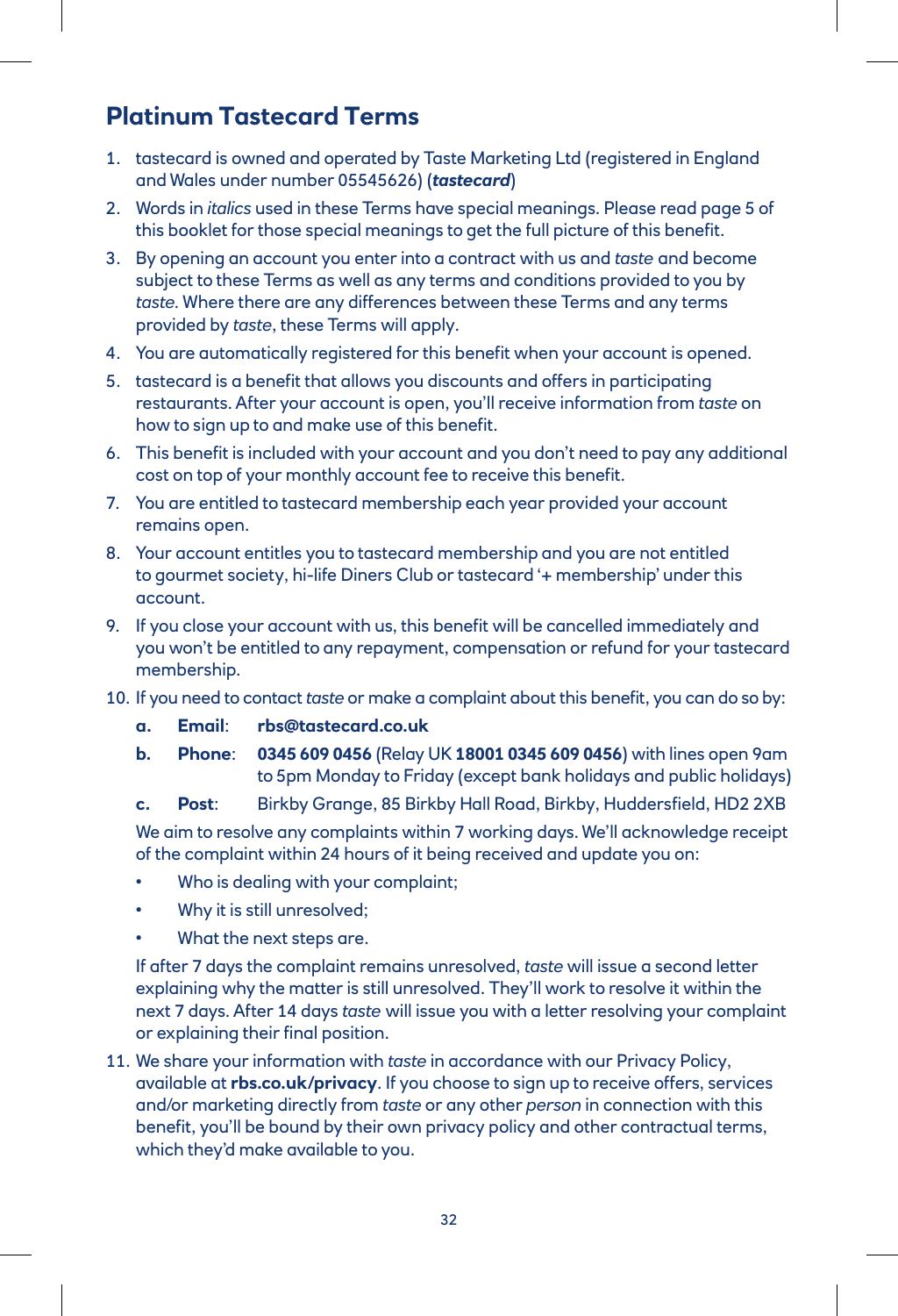## Platinum Tastecard Terms

1. tastecard is owned and operated by Taste Marketing Ltd (registered in England and Wales under number 05545626) (***tastecard***)
2. Words in *italics* used in these Terms have special meanings. Please read page 5 of this booklet for those special meanings to get the full picture of this benefit.
3. By opening an account you enter into a contract with us and *taste* and become subject to these Terms as well as any terms and conditions provided to you by *taste*. Where there are any differences between these Terms and any terms provided by *taste*, these Terms will apply.
4. You are automatically registered for this benefit when your account is opened.
5. tastecard is a benefit that allows you discounts and offers in participating restaurants. After your account is open, you'll receive information from *taste* on how to sign up to and make use of this benefit.
6. This benefit is included with your account and you don't need to pay any additional cost on top of your monthly account fee to receive this benefit.
7. You are entitled to tastecard membership each year provided your account remains open.
8. Your account entitles you to tastecard membership and you are not entitled to gourmet society, hi-life Diners Club or tastecard '+ membership' under this account.
9. If you close your account with us, this benefit will be cancelled immediately and you won't be entitled to any repayment, compensation or refund for your tastecard membership.
10. If you need to contact *taste* or make a complaint about this benefit, you can do so by:
    - **a. Email**: **rbs@tastecard.co.uk**
    - **b. Phone**: **0345 609 0456** (Relay UK **18001 0345 609 0456**) with lines open 9am to 5pm Monday to Friday (except bank holidays and public holidays)
    - **c. Post**: Birkby Grange, 85 Birkby Hall Road, Birkby, Huddersfield, HD2 2XB

    We aim to resolve any complaints within 7 working days. We'll acknowledge receipt of the complaint within 24 hours of it being received and update you on:

    - Who is dealing with your complaint;
    - Why it is still unresolved;
    - What the next steps are.

    If after 7 days the complaint remains unresolved, *taste* will issue a second letter explaining why the matter is still unresolved. They'll work to resolve it within the next 7 days. After 14 days *taste* will issue you with a letter resolving your complaint or explaining their final position.
11. We share your information with *taste* in accordance with our Privacy Policy, available at **rbs.co.uk/privacy**. If you choose to sign up to receive offers, services and/or marketing directly from *taste* or any other *person* in connection with this benefit, you'll be bound by their own privacy policy and other contractual terms, which they'd make available to you.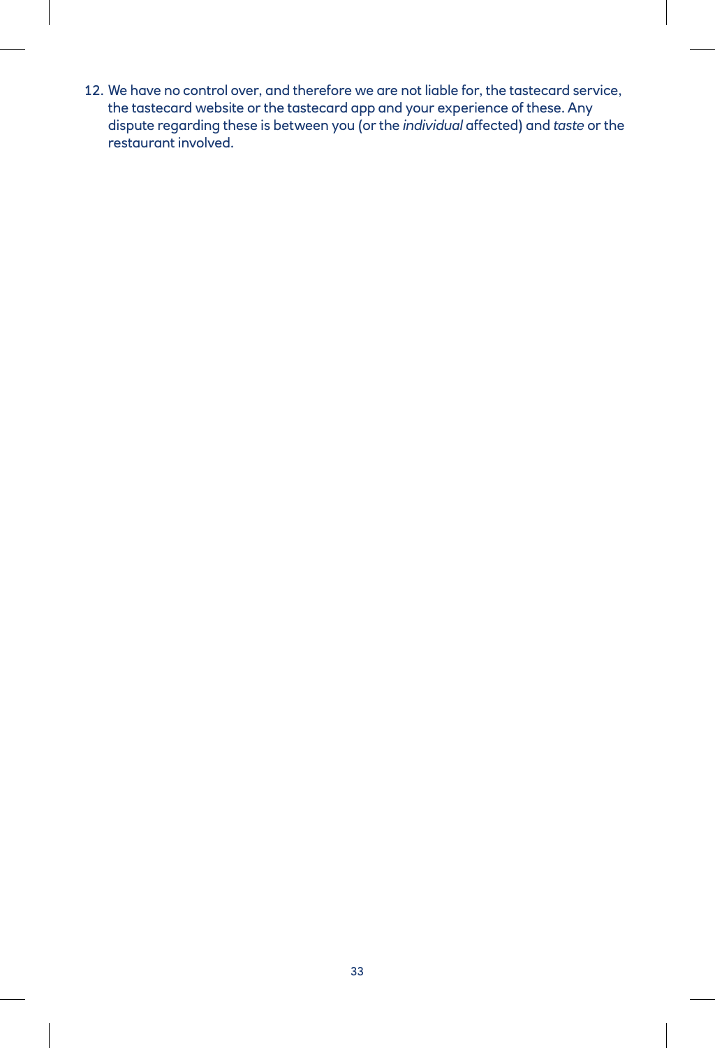12. We have no control over, and therefore we are not liable for, the tastecard service, the tastecard website or the tastecard app and your experience of these. Any dispute regarding these is between you (or the *individual* affected) and *taste* or the restaurant involved.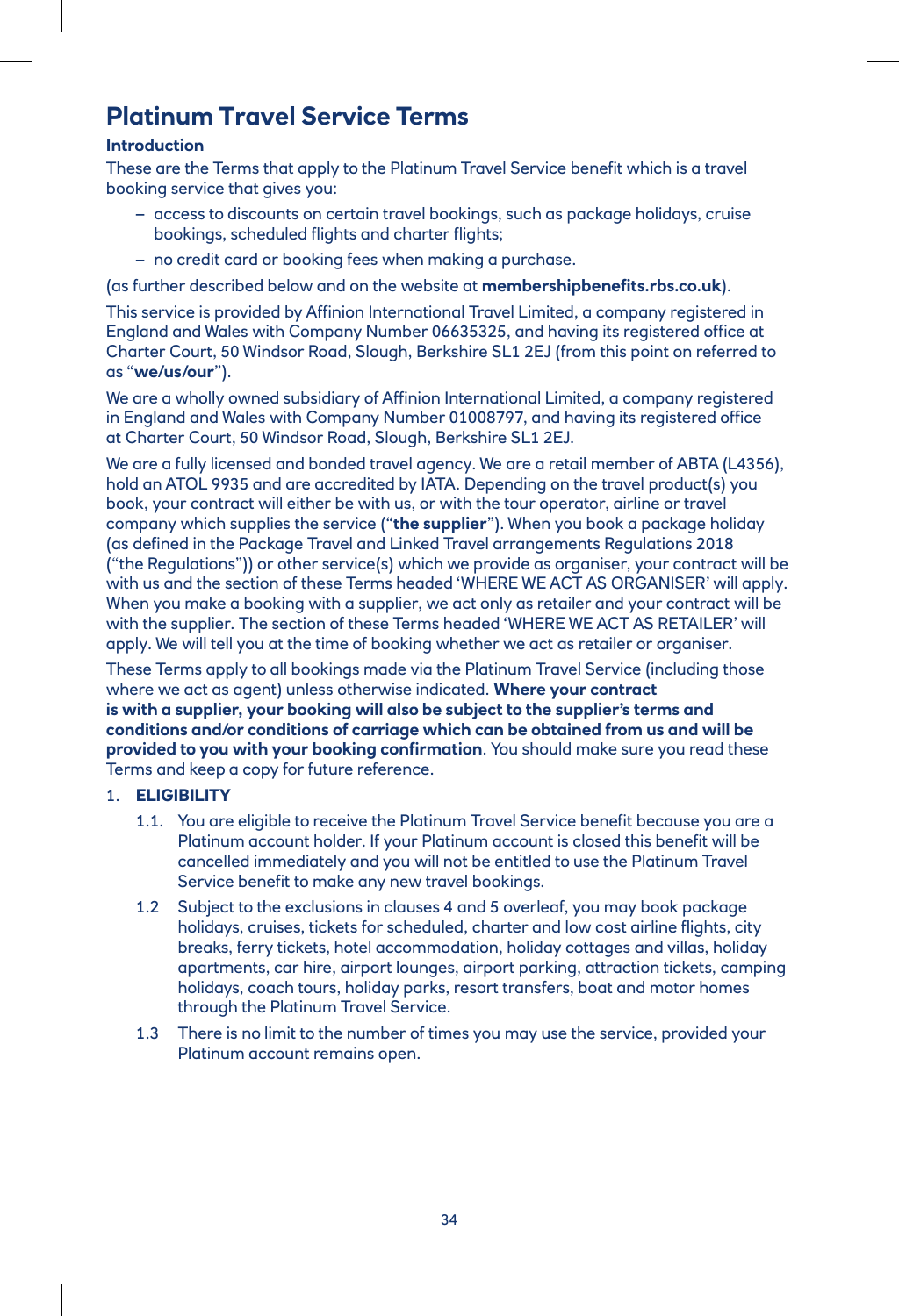# Platinum Travel Service Terms

### Introduction

These are the Terms that apply to the Platinum Travel Service benefit which is a travel booking service that gives you:

- access to discounts on certain travel bookings, such as package holidays, cruise bookings, scheduled flights and charter flights;
- no credit card or booking fees when making a purchase.

(as further described below and on the website at **membershipbenefits.rbs.co.uk**).

This service is provided by Affinion International Travel Limited, a company registered in England and Wales with Company Number 06635325, and having its registered office at Charter Court, 50 Windsor Road, Slough, Berkshire SL1 2EJ (from this point on referred to as "**we/us/our**").

We are a wholly owned subsidiary of Affinion International Limited, a company registered in England and Wales with Company Number 01008797, and having its registered office at Charter Court, 50 Windsor Road, Slough, Berkshire SL1 2EJ.

We are a fully licensed and bonded travel agency. We are a retail member of ABTA (L4356), hold an ATOL 9935 and are accredited by IATA. Depending on the travel product(s) you book, your contract will either be with us, or with the tour operator, airline or travel company which supplies the service ("**the supplier**"). When you book a package holiday (as defined in the Package Travel and Linked Travel arrangements Regulations 2018 ("the Regulations")) or other service(s) which we provide as organiser, your contract will be with us and the section of these Terms headed 'WHERE WE ACT AS ORGANISER' will apply. When you make a booking with a supplier, we act only as retailer and your contract will be with the supplier. The section of these Terms headed 'WHERE WE ACT AS RETAILER' will apply. We will tell you at the time of booking whether we act as retailer or organiser.

These Terms apply to all bookings made via the Platinum Travel Service (including those where we act as agent) unless otherwise indicated. **Where your contract is with a supplier, your booking will also be subject to the supplier's terms and conditions and/or conditions of carriage which can be obtained from us and will be provided to you with your booking confirmation**. You should make sure you read these Terms and keep a copy for future reference.

1. **ELIGIBILITY**

   1.1. You are eligible to receive the Platinum Travel Service benefit because you are a Platinum account holder. If your Platinum account is closed this benefit will be cancelled immediately and you will not be entitled to use the Platinum Travel Service benefit to make any new travel bookings.

   1.2 Subject to the exclusions in clauses 4 and 5 overleaf, you may book package holidays, cruises, tickets for scheduled, charter and low cost airline flights, city breaks, ferry tickets, hotel accommodation, holiday cottages and villas, holiday apartments, car hire, airport lounges, airport parking, attraction tickets, camping holidays, coach tours, holiday parks, resort transfers, boat and motor homes through the Platinum Travel Service.

   1.3 There is no limit to the number of times you may use the service, provided your Platinum account remains open.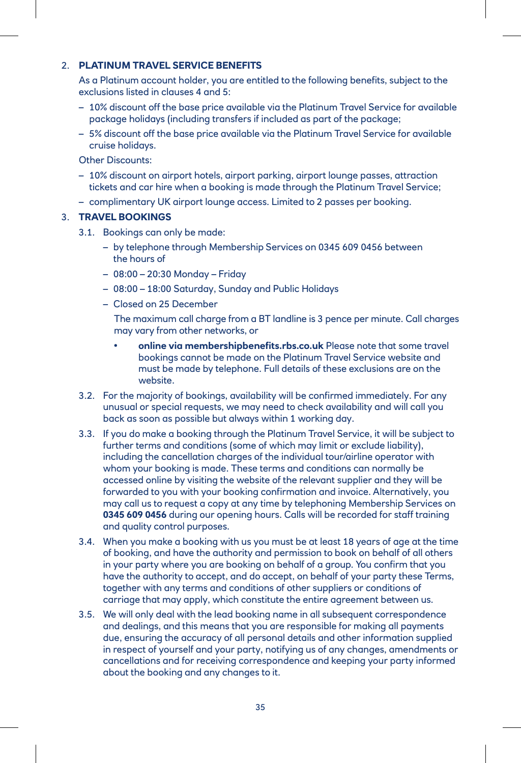## 2. PLATINUM TRAVEL SERVICE BENEFITS

As a Platinum account holder, you are entitled to the following benefits, subject to the exclusions listed in clauses 4 and 5:

- 10% discount off the base price available via the Platinum Travel Service for available package holidays (including transfers if included as part of the package;
- 5% discount off the base price available via the Platinum Travel Service for available cruise holidays.

Other Discounts:

- 10% discount on airport hotels, airport parking, airport lounge passes, attraction tickets and car hire when a booking is made through the Platinum Travel Service;
- complimentary UK airport lounge access. Limited to 2 passes per booking.

## 3. TRAVEL BOOKINGS

3.1. Bookings can only be made:

- by telephone through Membership Services on 0345 609 0456 between the hours of
- 08:00 – 20:30 Monday – Friday
- 08:00 – 18:00 Saturday, Sunday and Public Holidays
- Closed on 25 December

  The maximum call charge from a BT landline is 3 pence per minute. Call charges may vary from other networks, or

  - **online via membershipbenefits.rbs.co.uk** Please note that some travel bookings cannot be made on the Platinum Travel Service website and must be made by telephone. Full details of these exclusions are on the website.

3.2. For the majority of bookings, availability will be confirmed immediately. For any unusual or special requests, we may need to check availability and will call you back as soon as possible but always within 1 working day.

3.3. If you do make a booking through the Platinum Travel Service, it will be subject to further terms and conditions (some of which may limit or exclude liability), including the cancellation charges of the individual tour/airline operator with whom your booking is made. These terms and conditions can normally be accessed online by visiting the website of the relevant supplier and they will be forwarded to you with your booking confirmation and invoice. Alternatively, you may call us to request a copy at any time by telephoning Membership Services on **0345 609 0456** during our opening hours. Calls will be recorded for staff training and quality control purposes.

3.4. When you make a booking with us you must be at least 18 years of age at the time of booking, and have the authority and permission to book on behalf of all others in your party where you are booking on behalf of a group. You confirm that you have the authority to accept, and do accept, on behalf of your party these Terms, together with any terms and conditions of other suppliers or conditions of carriage that may apply, which constitute the entire agreement between us.

3.5. We will only deal with the lead booking name in all subsequent correspondence and dealings, and this means that you are responsible for making all payments due, ensuring the accuracy of all personal details and other information supplied in respect of yourself and your party, notifying us of any changes, amendments or cancellations and for receiving correspondence and keeping your party informed about the booking and any changes to it.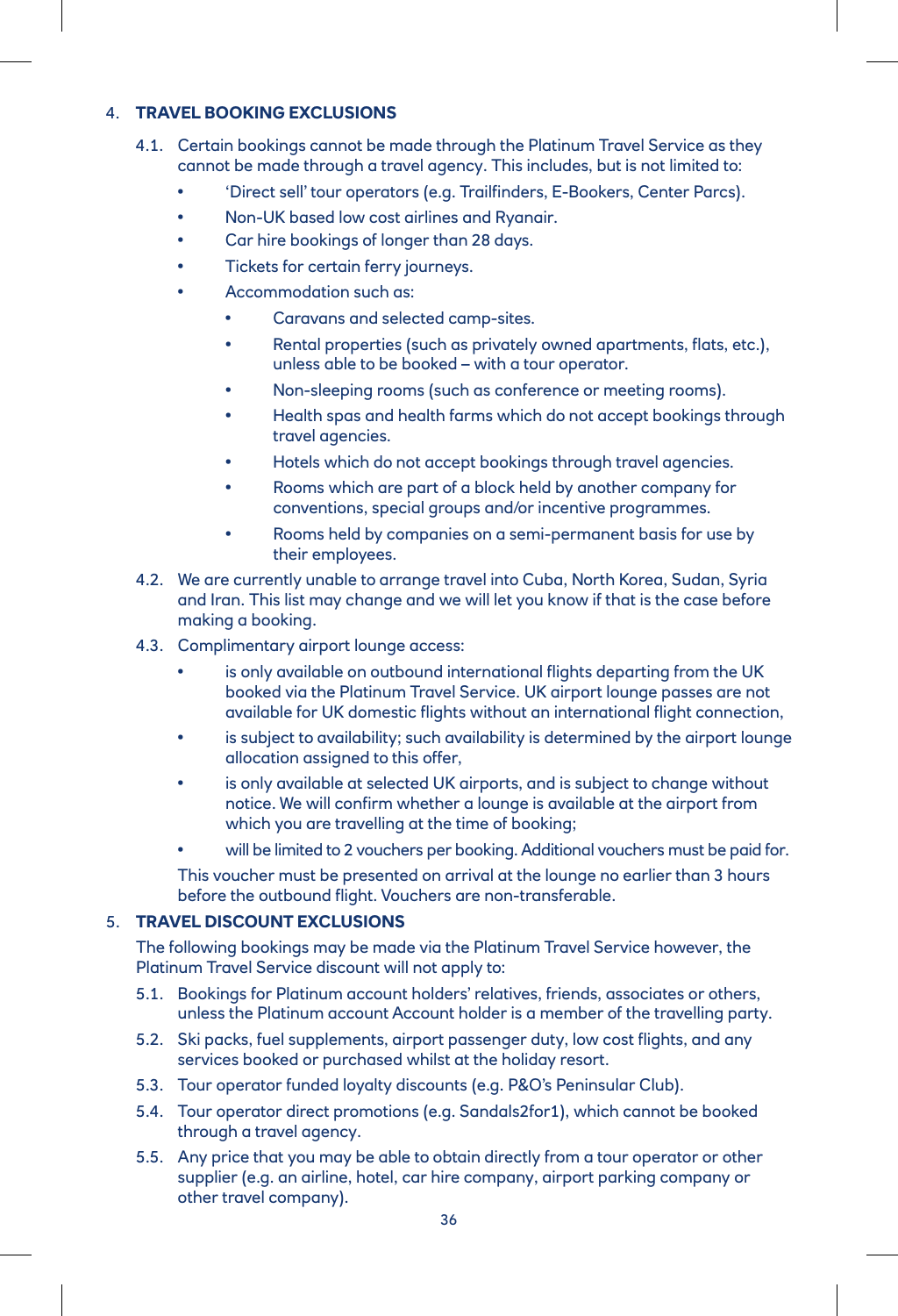## 4. TRAVEL BOOKING EXCLUSIONS

4.1. Certain bookings cannot be made through the Platinum Travel Service as they cannot be made through a travel agency. This includes, but is not limited to:

- 'Direct sell' tour operators (e.g. Trailfinders, E-Bookers, Center Parcs).
- Non-UK based low cost airlines and Ryanair.
- Car hire bookings of longer than 28 days.
- Tickets for certain ferry journeys.
- Accommodation such as:
    - Caravans and selected camp-sites.
    - Rental properties (such as privately owned apartments, flats, etc.), unless able to be booked – with a tour operator.
    - Non-sleeping rooms (such as conference or meeting rooms).
    - Health spas and health farms which do not accept bookings through travel agencies.
    - Hotels which do not accept bookings through travel agencies.
    - Rooms which are part of a block held by another company for conventions, special groups and/or incentive programmes.
    - Rooms held by companies on a semi-permanent basis for use by their employees.

4.2. We are currently unable to arrange travel into Cuba, North Korea, Sudan, Syria and Iran. This list may change and we will let you know if that is the case before making a booking.

4.3. Complimentary airport lounge access:

- is only available on outbound international flights departing from the UK booked via the Platinum Travel Service. UK airport lounge passes are not available for UK domestic flights without an international flight connection,
- is subject to availability; such availability is determined by the airport lounge allocation assigned to this offer,
- is only available at selected UK airports, and is subject to change without notice. We will confirm whether a lounge is available at the airport from which you are travelling at the time of booking;
- will be limited to 2 vouchers per booking. Additional vouchers must be paid for.

This voucher must be presented on arrival at the lounge no earlier than 3 hours before the outbound flight. Vouchers are non-transferable.

## 5. TRAVEL DISCOUNT EXCLUSIONS

The following bookings may be made via the Platinum Travel Service however, the Platinum Travel Service discount will not apply to:

5.1. Bookings for Platinum account holders' relatives, friends, associates or others, unless the Platinum account Account holder is a member of the travelling party.

5.2. Ski packs, fuel supplements, airport passenger duty, low cost flights, and any services booked or purchased whilst at the holiday resort.

5.3. Tour operator funded loyalty discounts (e.g. P&O's Peninsular Club).

5.4. Tour operator direct promotions (e.g. Sandals2for1), which cannot be booked through a travel agency.

5.5. Any price that you may be able to obtain directly from a tour operator or other supplier (e.g. an airline, hotel, car hire company, airport parking company or other travel company).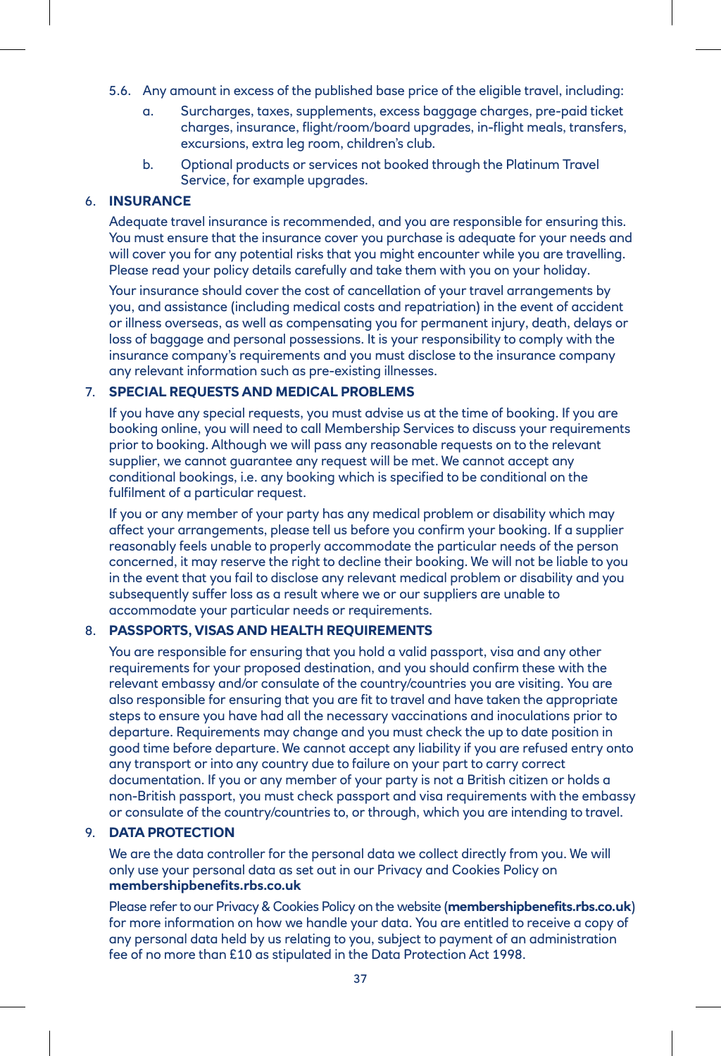5.6. Any amount in excess of the published base price of the eligible travel, including:

   a. Surcharges, taxes, supplements, excess baggage charges, pre-paid ticket charges, insurance, flight/room/board upgrades, in-flight meals, transfers, excursions, extra leg room, children's club.

   b. Optional products or services not booked through the Platinum Travel Service, for example upgrades.

## 6. INSURANCE

Adequate travel insurance is recommended, and you are responsible for ensuring this. You must ensure that the insurance cover you purchase is adequate for your needs and will cover you for any potential risks that you might encounter while you are travelling. Please read your policy details carefully and take them with you on your holiday.

Your insurance should cover the cost of cancellation of your travel arrangements by you, and assistance (including medical costs and repatriation) in the event of accident or illness overseas, as well as compensating you for permanent injury, death, delays or loss of baggage and personal possessions. It is your responsibility to comply with the insurance company's requirements and you must disclose to the insurance company any relevant information such as pre-existing illnesses.

## 7. SPECIAL REQUESTS AND MEDICAL PROBLEMS

If you have any special requests, you must advise us at the time of booking. If you are booking online, you will need to call Membership Services to discuss your requirements prior to booking. Although we will pass any reasonable requests on to the relevant supplier, we cannot guarantee any request will be met. We cannot accept any conditional bookings, i.e. any booking which is specified to be conditional on the fulfilment of a particular request.

If you or any member of your party has any medical problem or disability which may affect your arrangements, please tell us before you confirm your booking. If a supplier reasonably feels unable to properly accommodate the particular needs of the person concerned, it may reserve the right to decline their booking. We will not be liable to you in the event that you fail to disclose any relevant medical problem or disability and you subsequently suffer loss as a result where we or our suppliers are unable to accommodate your particular needs or requirements.

## 8. PASSPORTS, VISAS AND HEALTH REQUIREMENTS

You are responsible for ensuring that you hold a valid passport, visa and any other requirements for your proposed destination, and you should confirm these with the relevant embassy and/or consulate of the country/countries you are visiting. You are also responsible for ensuring that you are fit to travel and have taken the appropriate steps to ensure you have had all the necessary vaccinations and inoculations prior to departure. Requirements may change and you must check the up to date position in good time before departure. We cannot accept any liability if you are refused entry onto any transport or into any country due to failure on your part to carry correct documentation. If you or any member of your party is not a British citizen or holds a non-British passport, you must check passport and visa requirements with the embassy or consulate of the country/countries to, or through, which you are intending to travel.

## 9. DATA PROTECTION

We are the data controller for the personal data we collect directly from you. We will only use your personal data as set out in our Privacy and Cookies Policy on **membershipbenefits.rbs.co.uk**

Please refer to our Privacy & Cookies Policy on the website (**membershipbenefits.rbs.co.uk**) for more information on how we handle your data. You are entitled to receive a copy of any personal data held by us relating to you, subject to payment of an administration fee of no more than £10 as stipulated in the Data Protection Act 1998.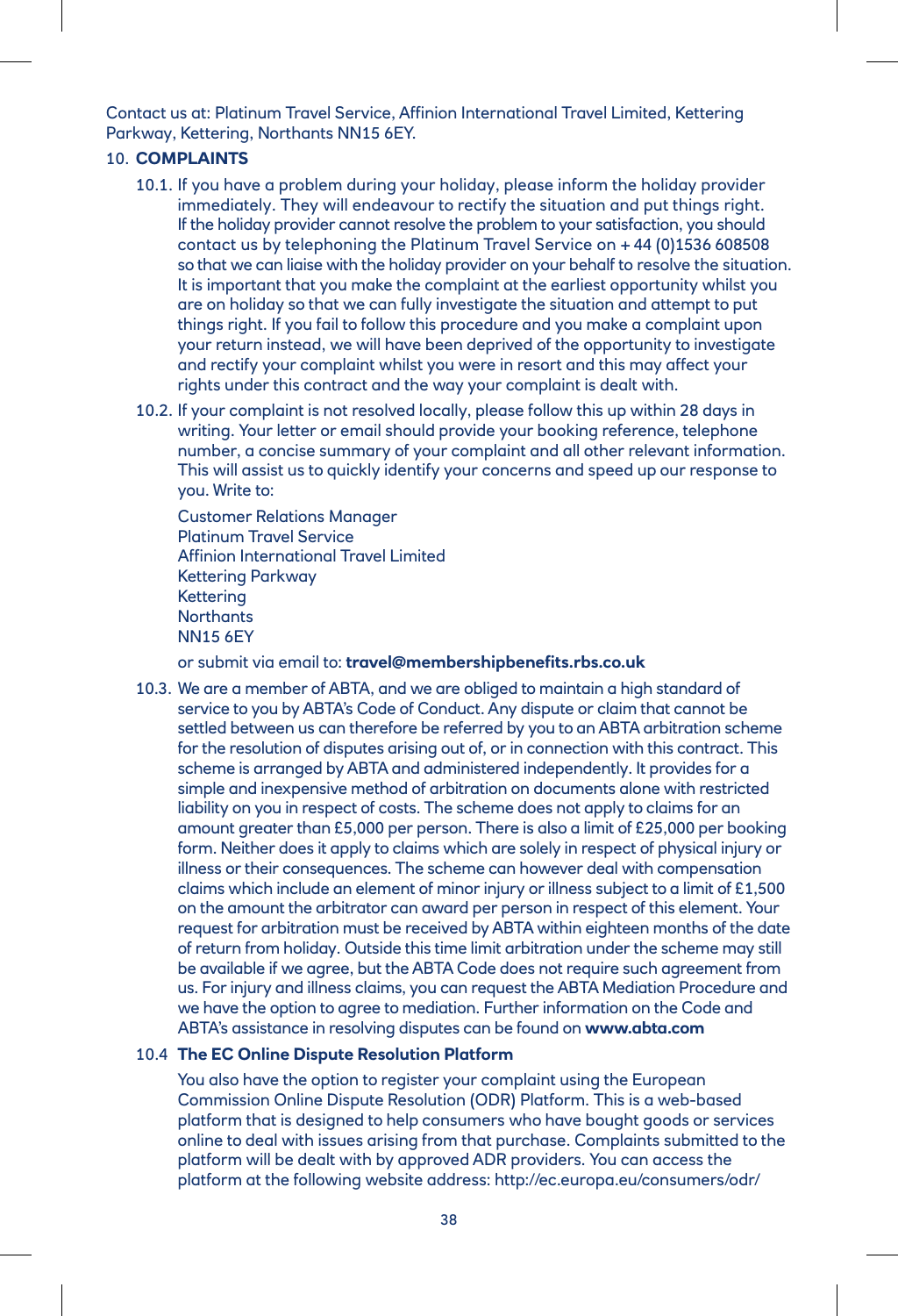Contact us at: Platinum Travel Service, Affinion International Travel Limited, Kettering Parkway, Kettering, Northants NN15 6EY.

## 10. COMPLAINTS

10.1. If you have a problem during your holiday, please inform the holiday provider immediately. They will endeavour to rectify the situation and put things right. If the holiday provider cannot resolve the problem to your satisfaction, you should contact us by telephoning the Platinum Travel Service on + 44 (0)1536 608508 so that we can liaise with the holiday provider on your behalf to resolve the situation. It is important that you make the complaint at the earliest opportunity whilst you are on holiday so that we can fully investigate the situation and attempt to put things right. If you fail to follow this procedure and you make a complaint upon your return instead, we will have been deprived of the opportunity to investigate and rectify your complaint whilst you were in resort and this may affect your rights under this contract and the way your complaint is dealt with.

10.2. If your complaint is not resolved locally, please follow this up within 28 days in writing. Your letter or email should provide your booking reference, telephone number, a concise summary of your complaint and all other relevant information. This will assist us to quickly identify your concerns and speed up our response to you. Write to:

Customer Relations Manager
Platinum Travel Service
Affinion International Travel Limited
Kettering Parkway
Kettering
Northants
NN15 6EY

or submit via email to: **travel@membershipbenefits.rbs.co.uk**

10.3. We are a member of ABTA, and we are obliged to maintain a high standard of service to you by ABTA's Code of Conduct. Any dispute or claim that cannot be settled between us can therefore be referred by you to an ABTA arbitration scheme for the resolution of disputes arising out of, or in connection with this contract. This scheme is arranged by ABTA and administered independently. It provides for a simple and inexpensive method of arbitration on documents alone with restricted liability on you in respect of costs. The scheme does not apply to claims for an amount greater than £5,000 per person. There is also a limit of £25,000 per booking form. Neither does it apply to claims which are solely in respect of physical injury or illness or their consequences. The scheme can however deal with compensation claims which include an element of minor injury or illness subject to a limit of £1,500 on the amount the arbitrator can award per person in respect of this element. Your request for arbitration must be received by ABTA within eighteen months of the date of return from holiday. Outside this time limit arbitration under the scheme may still be available if we agree, but the ABTA Code does not require such agreement from us. For injury and illness claims, you can request the ABTA Mediation Procedure and we have the option to agree to mediation. Further information on the Code and ABTA's assistance in resolving disputes can be found on **www.abta.com**

10.4 **The EC Online Dispute Resolution Platform**

You also have the option to register your complaint using the European Commission Online Dispute Resolution (ODR) Platform. This is a web-based platform that is designed to help consumers who have bought goods or services online to deal with issues arising from that purchase. Complaints submitted to the platform will be dealt with by approved ADR providers. You can access the platform at the following website address: http://ec.europa.eu/consumers/odr/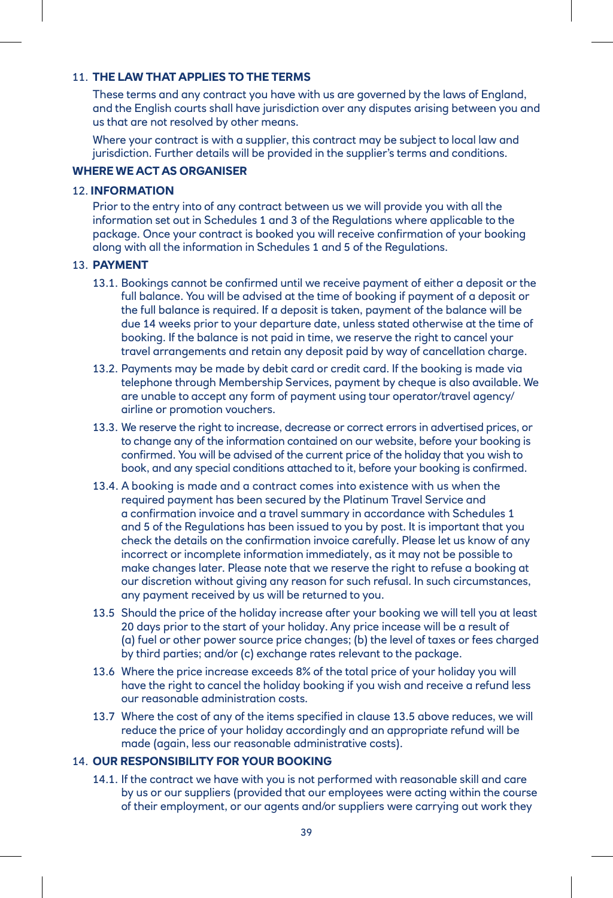11. **THE LAW THAT APPLIES TO THE TERMS**

These terms and any contract you have with us are governed by the laws of England, and the English courts shall have jurisdiction over any disputes arising between you and us that are not resolved by other means.

Where your contract is with a supplier, this contract may be subject to local law and jurisdiction. Further details will be provided in the supplier's terms and conditions.

**WHERE WE ACT AS ORGANISER**

12. **INFORMATION**

Prior to the entry into of any contract between us we will provide you with all the information set out in Schedules 1 and 3 of the Regulations where applicable to the package. Once your contract is booked you will receive confirmation of your booking along with all the information in Schedules 1 and 5 of the Regulations.

13. **PAYMENT**

13.1. Bookings cannot be confirmed until we receive payment of either a deposit or the full balance. You will be advised at the time of booking if payment of a deposit or the full balance is required. If a deposit is taken, payment of the balance will be due 14 weeks prior to your departure date, unless stated otherwise at the time of booking. If the balance is not paid in time, we reserve the right to cancel your travel arrangements and retain any deposit paid by way of cancellation charge.

13.2. Payments may be made by debit card or credit card. If the booking is made via telephone through Membership Services, payment by cheque is also available. We are unable to accept any form of payment using tour operator/travel agency/airline or promotion vouchers.

13.3. We reserve the right to increase, decrease or correct errors in advertised prices, or to change any of the information contained on our website, before your booking is confirmed. You will be advised of the current price of the holiday that you wish to book, and any special conditions attached to it, before your booking is confirmed.

13.4. A booking is made and a contract comes into existence with us when the required payment has been secured by the Platinum Travel Service and a confirmation invoice and a travel summary in accordance with Schedules 1 and 5 of the Regulations has been issued to you by post. It is important that you check the details on the confirmation invoice carefully. Please let us know of any incorrect or incomplete information immediately, as it may not be possible to make changes later. Please note that we reserve the right to refuse a booking at our discretion without giving any reason for such refusal. In such circumstances, any payment received by us will be returned to you.

13.5 Should the price of the holiday increase after your booking we will tell you at least 20 days prior to the start of your holiday. Any price increase will be a result of (a) fuel or other power source price changes; (b) the level of taxes or fees charged by third parties; and/or (c) exchange rates relevant to the package.

13.6 Where the price increase exceeds 8% of the total price of your holiday you will have the right to cancel the holiday booking if you wish and receive a refund less our reasonable administration costs.

13.7 Where the cost of any of the items specified in clause 13.5 above reduces, we will reduce the price of your holiday accordingly and an appropriate refund will be made (again, less our reasonable administrative costs).

14. **OUR RESPONSIBILITY FOR YOUR BOOKING**

14.1. If the contract we have with you is not performed with reasonable skill and care by us or our suppliers (provided that our employees were acting within the course of their employment, or our agents and/or suppliers were carrying out work they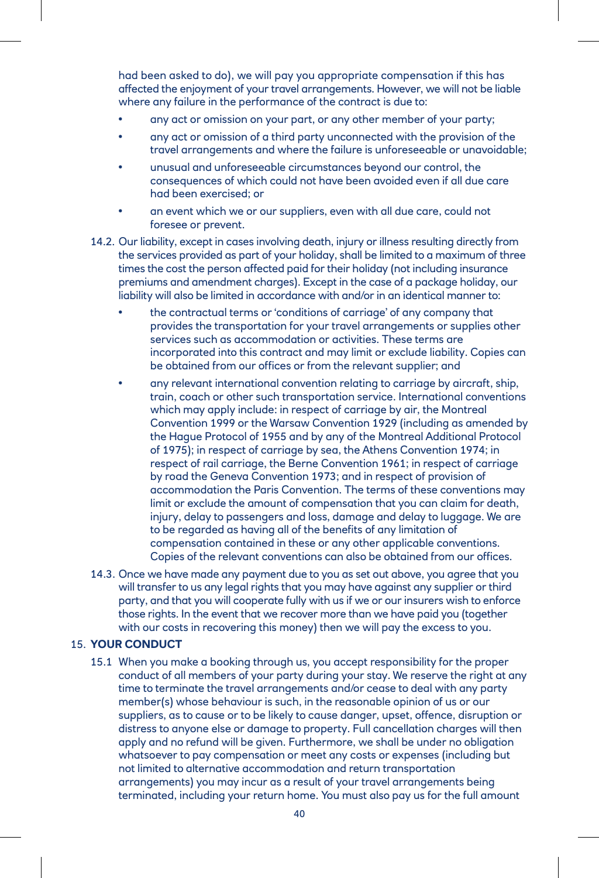had been asked to do), we will pay you appropriate compensation if this has affected the enjoyment of your travel arrangements. However, we will not be liable where any failure in the performance of the contract is due to:

- any act or omission on your part, or any other member of your party;
- any act or omission of a third party unconnected with the provision of the travel arrangements and where the failure is unforeseeable or unavoidable;
- unusual and unforeseeable circumstances beyond our control, the consequences of which could not have been avoided even if all due care had been exercised; or
- an event which we or our suppliers, even with all due care, could not foresee or prevent.

14.2. Our liability, except in cases involving death, injury or illness resulting directly from the services provided as part of your holiday, shall be limited to a maximum of three times the cost the person affected paid for their holiday (not including insurance premiums and amendment charges). Except in the case of a package holiday, our liability will also be limited in accordance with and/or in an identical manner to:

- the contractual terms or 'conditions of carriage' of any company that provides the transportation for your travel arrangements or supplies other services such as accommodation or activities. These terms are incorporated into this contract and may limit or exclude liability. Copies can be obtained from our offices or from the relevant supplier; and
- any relevant international convention relating to carriage by aircraft, ship, train, coach or other such transportation service. International conventions which may apply include: in respect of carriage by air, the Montreal Convention 1999 or the Warsaw Convention 1929 (including as amended by the Hague Protocol of 1955 and by any of the Montreal Additional Protocol of 1975); in respect of carriage by sea, the Athens Convention 1974; in respect of rail carriage, the Berne Convention 1961; in respect of carriage by road the Geneva Convention 1973; and in respect of provision of accommodation the Paris Convention. The terms of these conventions may limit or exclude the amount of compensation that you can claim for death, injury, delay to passengers and loss, damage and delay to luggage. We are to be regarded as having all of the benefits of any limitation of compensation contained in these or any other applicable conventions. Copies of the relevant conventions can also be obtained from our offices.

14.3. Once we have made any payment due to you as set out above, you agree that you will transfer to us any legal rights that you may have against any supplier or third party, and that you will cooperate fully with us if we or our insurers wish to enforce those rights. In the event that we recover more than we have paid you (together with our costs in recovering this money) then we will pay the excess to you.

## 15. YOUR CONDUCT

15.1 When you make a booking through us, you accept responsibility for the proper conduct of all members of your party during your stay. We reserve the right at any time to terminate the travel arrangements and/or cease to deal with any party member(s) whose behaviour is such, in the reasonable opinion of us or our suppliers, as to cause or to be likely to cause danger, upset, offence, disruption or distress to anyone else or damage to property. Full cancellation charges will then apply and no refund will be given. Furthermore, we shall be under no obligation whatsoever to pay compensation or meet any costs or expenses (including but not limited to alternative accommodation and return transportation arrangements) you may incur as a result of your travel arrangements being terminated, including your return home. You must also pay us for the full amount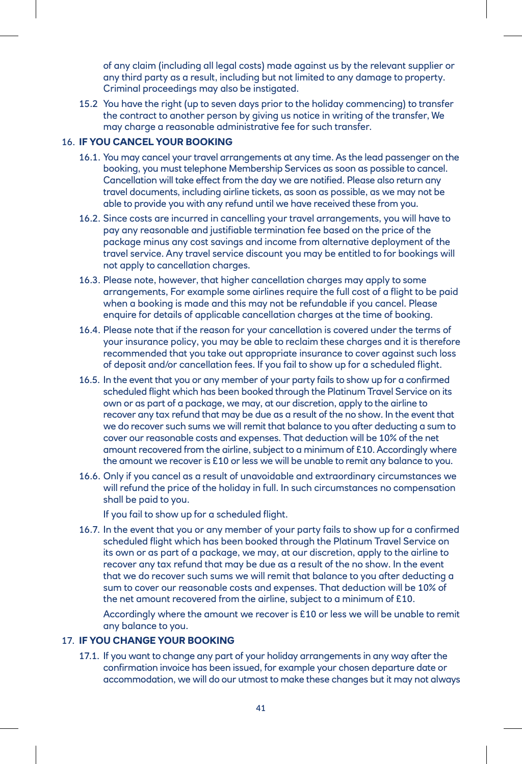of any claim (including all legal costs) made against us by the relevant supplier or any third party as a result, including but not limited to any damage to property. Criminal proceedings may also be instigated.

15.2 You have the right (up to seven days prior to the holiday commencing) to transfer the contract to another person by giving us notice in writing of the transfer, We may charge a reasonable administrative fee for such transfer.

## 16. IF YOU CANCEL YOUR BOOKING

16.1. You may cancel your travel arrangements at any time. As the lead passenger on the booking, you must telephone Membership Services as soon as possible to cancel. Cancellation will take effect from the day we are notified. Please also return any travel documents, including airline tickets, as soon as possible, as we may not be able to provide you with any refund until we have received these from you.

16.2. Since costs are incurred in cancelling your travel arrangements, you will have to pay any reasonable and justifiable termination fee based on the price of the package minus any cost savings and income from alternative deployment of the travel service. Any travel service discount you may be entitled to for bookings will not apply to cancellation charges.

16.3. Please note, however, that higher cancellation charges may apply to some arrangements, For example some airlines require the full cost of a flight to be paid when a booking is made and this may not be refundable if you cancel. Please enquire for details of applicable cancellation charges at the time of booking.

16.4. Please note that if the reason for your cancellation is covered under the terms of your insurance policy, you may be able to reclaim these charges and it is therefore recommended that you take out appropriate insurance to cover against such loss of deposit and/or cancellation fees. If you fail to show up for a scheduled flight.

16.5. In the event that you or any member of your party fails to show up for a confirmed scheduled flight which has been booked through the Platinum Travel Service on its own or as part of a package, we may, at our discretion, apply to the airline to recover any tax refund that may be due as a result of the no show. In the event that we do recover such sums we will remit that balance to you after deducting a sum to cover our reasonable costs and expenses. That deduction will be 10% of the net amount recovered from the airline, subject to a minimum of £10. Accordingly where the amount we recover is £10 or less we will be unable to remit any balance to you.

16.6. Only if you cancel as a result of unavoidable and extraordinary circumstances we will refund the price of the holiday in full. In such circumstances no compensation shall be paid to you.

If you fail to show up for a scheduled flight.

16.7. In the event that you or any member of your party fails to show up for a confirmed scheduled flight which has been booked through the Platinum Travel Service on its own or as part of a package, we may, at our discretion, apply to the airline to recover any tax refund that may be due as a result of the no show. In the event that we do recover such sums we will remit that balance to you after deducting a sum to cover our reasonable costs and expenses. That deduction will be 10% of the net amount recovered from the airline, subject to a minimum of £10.

Accordingly where the amount we recover is £10 or less we will be unable to remit any balance to you.

## 17. IF YOU CHANGE YOUR BOOKING

17.1. If you want to change any part of your holiday arrangements in any way after the confirmation invoice has been issued, for example your chosen departure date or accommodation, we will do our utmost to make these changes but it may not always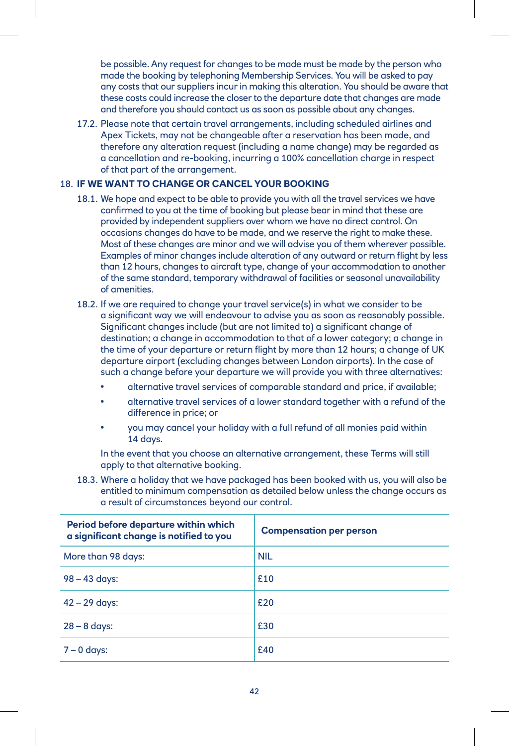be possible. Any request for changes to be made must be made by the person who made the booking by telephoning Membership Services. You will be asked to pay any costs that our suppliers incur in making this alteration. You should be aware that these costs could increase the closer to the departure date that changes are made and therefore you should contact us as soon as possible about any changes.

17.2. Please note that certain travel arrangements, including scheduled airlines and Apex Tickets, may not be changeable after a reservation has been made, and therefore any alteration request (including a name change) may be regarded as a cancellation and re-booking, incurring a 100% cancellation charge in respect of that part of the arrangement.

## 18. IF WE WANT TO CHANGE OR CANCEL YOUR BOOKING

18.1. We hope and expect to be able to provide you with all the travel services we have confirmed to you at the time of booking but please bear in mind that these are provided by independent suppliers over whom we have no direct control. On occasions changes do have to be made, and we reserve the right to make these. Most of these changes are minor and we will advise you of them wherever possible. Examples of minor changes include alteration of any outward or return flight by less than 12 hours, changes to aircraft type, change of your accommodation to another of the same standard, temporary withdrawal of facilities or seasonal unavailability of amenities.

18.2. If we are required to change your travel service(s) in what we consider to be a significant way we will endeavour to advise you as soon as reasonably possible. Significant changes include (but are not limited to) a significant change of destination; a change in accommodation to that of a lower category; a change in the time of your departure or return flight by more than 12 hours; a change of UK departure airport (excluding changes between London airports). In the case of such a change before your departure we will provide you with three alternatives:

- alternative travel services of comparable standard and price, if available;
- alternative travel services of a lower standard together with a refund of the difference in price; or
- you may cancel your holiday with a full refund of all monies paid within 14 days.

In the event that you choose an alternative arrangement, these Terms will still apply to that alternative booking.

18.3. Where a holiday that we have packaged has been booked with us, you will also be entitled to minimum compensation as detailed below unless the change occurs as a result of circumstances beyond our control.

| Period before departure within which a significant change is notified to you | Compensation per person |
|---|---|
| More than 98 days: | NIL |
| 98 – 43 days: | £10 |
| 42 – 29 days: | £20 |
| 28 – 8 days: | £30 |
| 7 – 0 days: | £40 |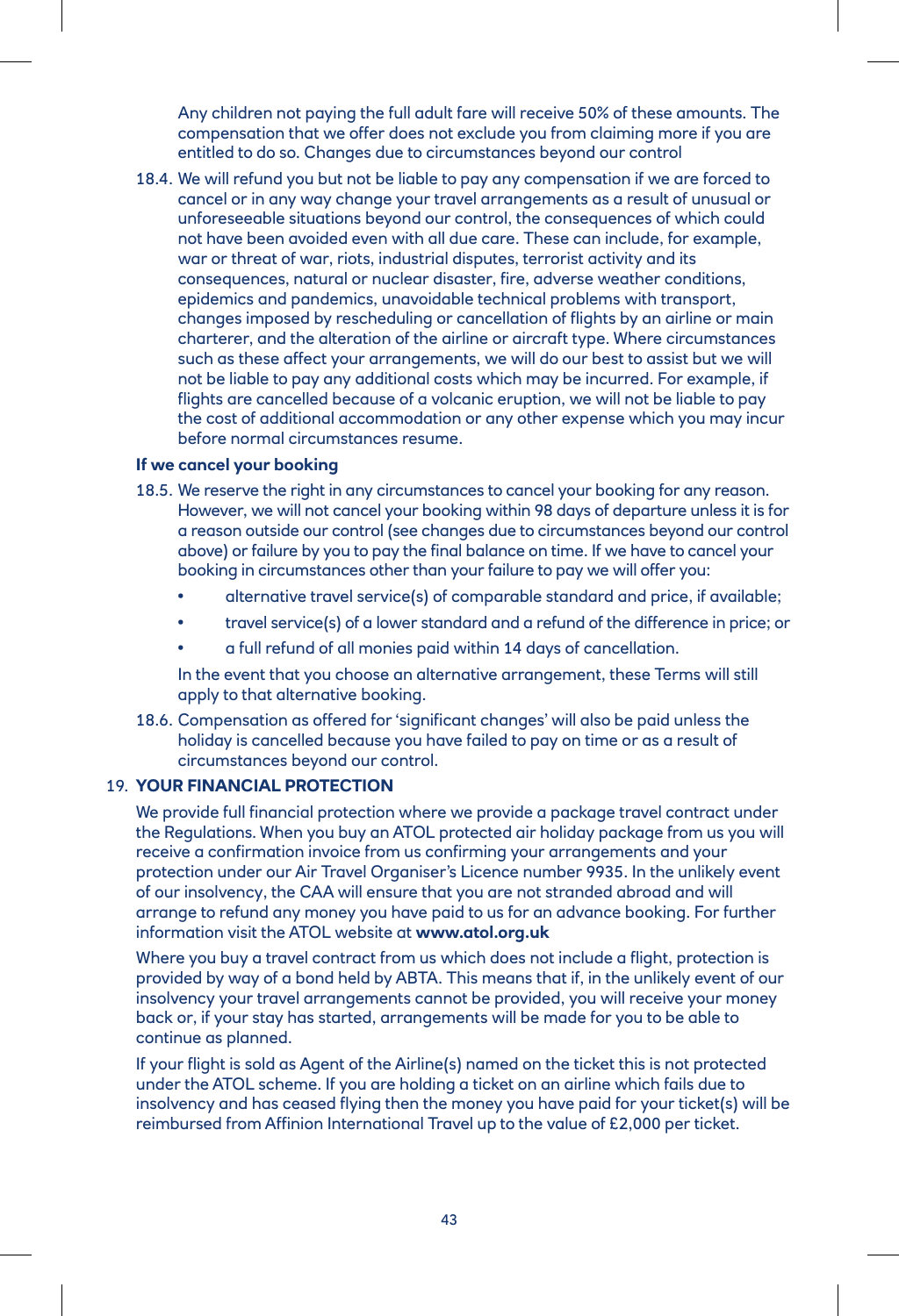Any children not paying the full adult fare will receive 50% of these amounts. The compensation that we offer does not exclude you from claiming more if you are entitled to do so. Changes due to circumstances beyond our control

18.4. We will refund you but not be liable to pay any compensation if we are forced to cancel or in any way change your travel arrangements as a result of unusual or unforeseeable situations beyond our control, the consequences of which could not have been avoided even with all due care. These can include, for example, war or threat of war, riots, industrial disputes, terrorist activity and its consequences, natural or nuclear disaster, fire, adverse weather conditions, epidemics and pandemics, unavoidable technical problems with transport, changes imposed by rescheduling or cancellation of flights by an airline or main charterer, and the alteration of the airline or aircraft type. Where circumstances such as these affect your arrangements, we will do our best to assist but we will not be liable to pay any additional costs which may be incurred. For example, if flights are cancelled because of a volcanic eruption, we will not be liable to pay the cost of additional accommodation or any other expense which you may incur before normal circumstances resume.

**If we cancel your booking**

18.5. We reserve the right in any circumstances to cancel your booking for any reason. However, we will not cancel your booking within 98 days of departure unless it is for a reason outside our control (see changes due to circumstances beyond our control above) or failure by you to pay the final balance on time. If we have to cancel your booking in circumstances other than your failure to pay we will offer you:

- alternative travel service(s) of comparable standard and price, if available;
- travel service(s) of a lower standard and a refund of the difference in price; or
- a full refund of all monies paid within 14 days of cancellation.

In the event that you choose an alternative arrangement, these Terms will still apply to that alternative booking.

18.6. Compensation as offered for 'significant changes' will also be paid unless the holiday is cancelled because you have failed to pay on time or as a result of circumstances beyond our control.

## 19. YOUR FINANCIAL PROTECTION

We provide full financial protection where we provide a package travel contract under the Regulations. When you buy an ATOL protected air holiday package from us you will receive a confirmation invoice from us confirming your arrangements and your protection under our Air Travel Organiser's Licence number 9935. In the unlikely event of our insolvency, the CAA will ensure that you are not stranded abroad and will arrange to refund any money you have paid to us for an advance booking. For further information visit the ATOL website at **www.atol.org.uk**

Where you buy a travel contract from us which does not include a flight, protection is provided by way of a bond held by ABTA. This means that if, in the unlikely event of our insolvency your travel arrangements cannot be provided, you will receive your money back or, if your stay has started, arrangements will be made for you to be able to continue as planned.

If your flight is sold as Agent of the Airline(s) named on the ticket this is not protected under the ATOL scheme. If you are holding a ticket on an airline which fails due to insolvency and has ceased flying then the money you have paid for your ticket(s) will be reimbursed from Affinion International Travel up to the value of £2,000 per ticket.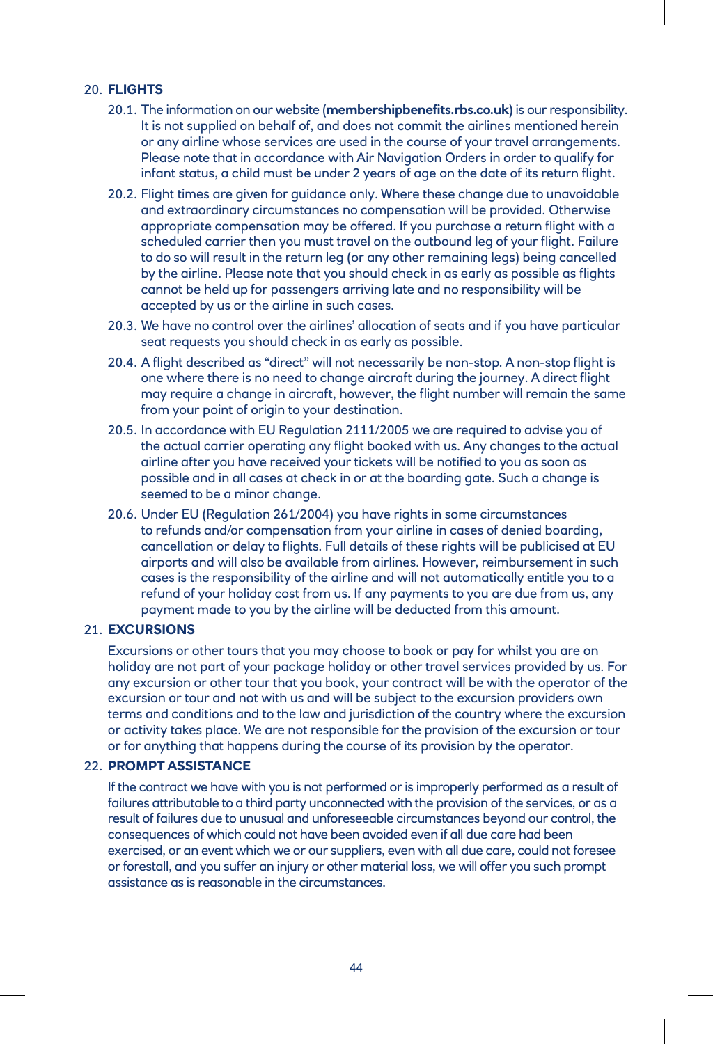## 20. FLIGHTS

20.1. The information on our website (**membershipbenefits.rbs.co.uk**) is our responsibility. It is not supplied on behalf of, and does not commit the airlines mentioned herein or any airline whose services are used in the course of your travel arrangements. Please note that in accordance with Air Navigation Orders in order to qualify for infant status, a child must be under 2 years of age on the date of its return flight.

20.2. Flight times are given for guidance only. Where these change due to unavoidable and extraordinary circumstances no compensation will be provided. Otherwise appropriate compensation may be offered. If you purchase a return flight with a scheduled carrier then you must travel on the outbound leg of your flight. Failure to do so will result in the return leg (or any other remaining legs) being cancelled by the airline. Please note that you should check in as early as possible as flights cannot be held up for passengers arriving late and no responsibility will be accepted by us or the airline in such cases.

20.3. We have no control over the airlines' allocation of seats and if you have particular seat requests you should check in as early as possible.

20.4. A flight described as "direct" will not necessarily be non-stop. A non-stop flight is one where there is no need to change aircraft during the journey. A direct flight may require a change in aircraft, however, the flight number will remain the same from your point of origin to your destination.

20.5. In accordance with EU Regulation 2111/2005 we are required to advise you of the actual carrier operating any flight booked with us. Any changes to the actual airline after you have received your tickets will be notified to you as soon as possible and in all cases at check in or at the boarding gate. Such a change is seemed to be a minor change.

20.6. Under EU (Regulation 261/2004) you have rights in some circumstances to refunds and/or compensation from your airline in cases of denied boarding, cancellation or delay to flights. Full details of these rights will be publicised at EU airports and will also be available from airlines. However, reimbursement in such cases is the responsibility of the airline and will not automatically entitle you to a refund of your holiday cost from us. If any payments to you are due from us, any payment made to you by the airline will be deducted from this amount.

## 21. EXCURSIONS

Excursions or other tours that you may choose to book or pay for whilst you are on holiday are not part of your package holiday or other travel services provided by us. For any excursion or other tour that you book, your contract will be with the operator of the excursion or tour and not with us and will be subject to the excursion providers own terms and conditions and to the law and jurisdiction of the country where the excursion or activity takes place. We are not responsible for the provision of the excursion or tour or for anything that happens during the course of its provision by the operator.

## 22. PROMPT ASSISTANCE

If the contract we have with you is not performed or is improperly performed as a result of failures attributable to a third party unconnected with the provision of the services, or as a result of failures due to unusual and unforeseeable circumstances beyond our control, the consequences of which could not have been avoided even if all due care had been exercised, or an event which we or our suppliers, even with all due care, could not foresee or forestall, and you suffer an injury or other material loss, we will offer you such prompt assistance as is reasonable in the circumstances.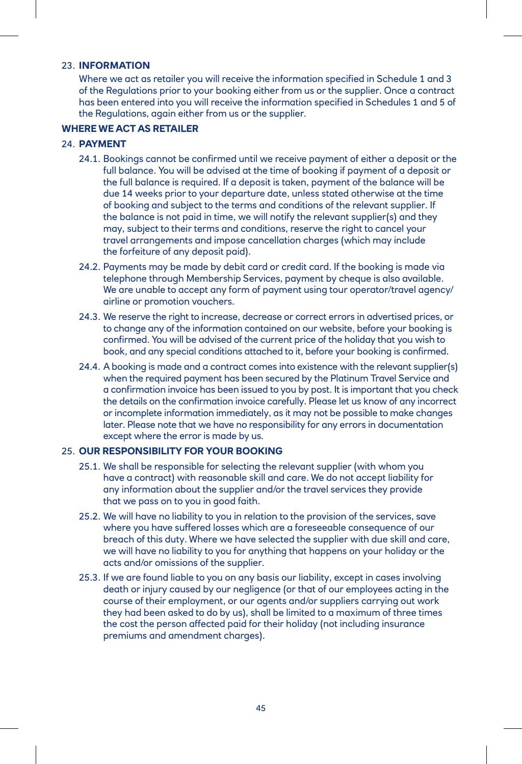## 23. INFORMATION

Where we act as retailer you will receive the information specified in Schedule 1 and 3 of the Regulations prior to your booking either from us or the supplier. Once a contract has been entered into you will receive the information specified in Schedules 1 and 5 of the Regulations, again either from us or the supplier.

## WHERE WE ACT AS RETAILER

## 24. PAYMENT

24.1. Bookings cannot be confirmed until we receive payment of either a deposit or the full balance. You will be advised at the time of booking if payment of a deposit or the full balance is required. If a deposit is taken, payment of the balance will be due 14 weeks prior to your departure date, unless stated otherwise at the time of booking and subject to the terms and conditions of the relevant supplier. If the balance is not paid in time, we will notify the relevant supplier(s) and they may, subject to their terms and conditions, reserve the right to cancel your travel arrangements and impose cancellation charges (which may include the forfeiture of any deposit paid).

24.2. Payments may be made by debit card or credit card. If the booking is made via telephone through Membership Services, payment by cheque is also available. We are unable to accept any form of payment using tour operator/travel agency/airline or promotion vouchers.

24.3. We reserve the right to increase, decrease or correct errors in advertised prices, or to change any of the information contained on our website, before your booking is confirmed. You will be advised of the current price of the holiday that you wish to book, and any special conditions attached to it, before your booking is confirmed.

24.4. A booking is made and a contract comes into existence with the relevant supplier(s) when the required payment has been secured by the Platinum Travel Service and a confirmation invoice has been issued to you by post. It is important that you check the details on the confirmation invoice carefully. Please let us know of any incorrect or incomplete information immediately, as it may not be possible to make changes later. Please note that we have no responsibility for any errors in documentation except where the error is made by us.

## 25. OUR RESPONSIBILITY FOR YOUR BOOKING

25.1. We shall be responsible for selecting the relevant supplier (with whom you have a contract) with reasonable skill and care. We do not accept liability for any information about the supplier and/or the travel services they provide that we pass on to you in good faith.

25.2. We will have no liability to you in relation to the provision of the services, save where you have suffered losses which are a foreseeable consequence of our breach of this duty. Where we have selected the supplier with due skill and care, we will have no liability to you for anything that happens on your holiday or the acts and/or omissions of the supplier.

25.3. If we are found liable to you on any basis our liability, except in cases involving death or injury caused by our negligence (or that of our employees acting in the course of their employment, or our agents and/or suppliers carrying out work they had been asked to do by us), shall be limited to a maximum of three times the cost the person affected paid for their holiday (not including insurance premiums and amendment charges).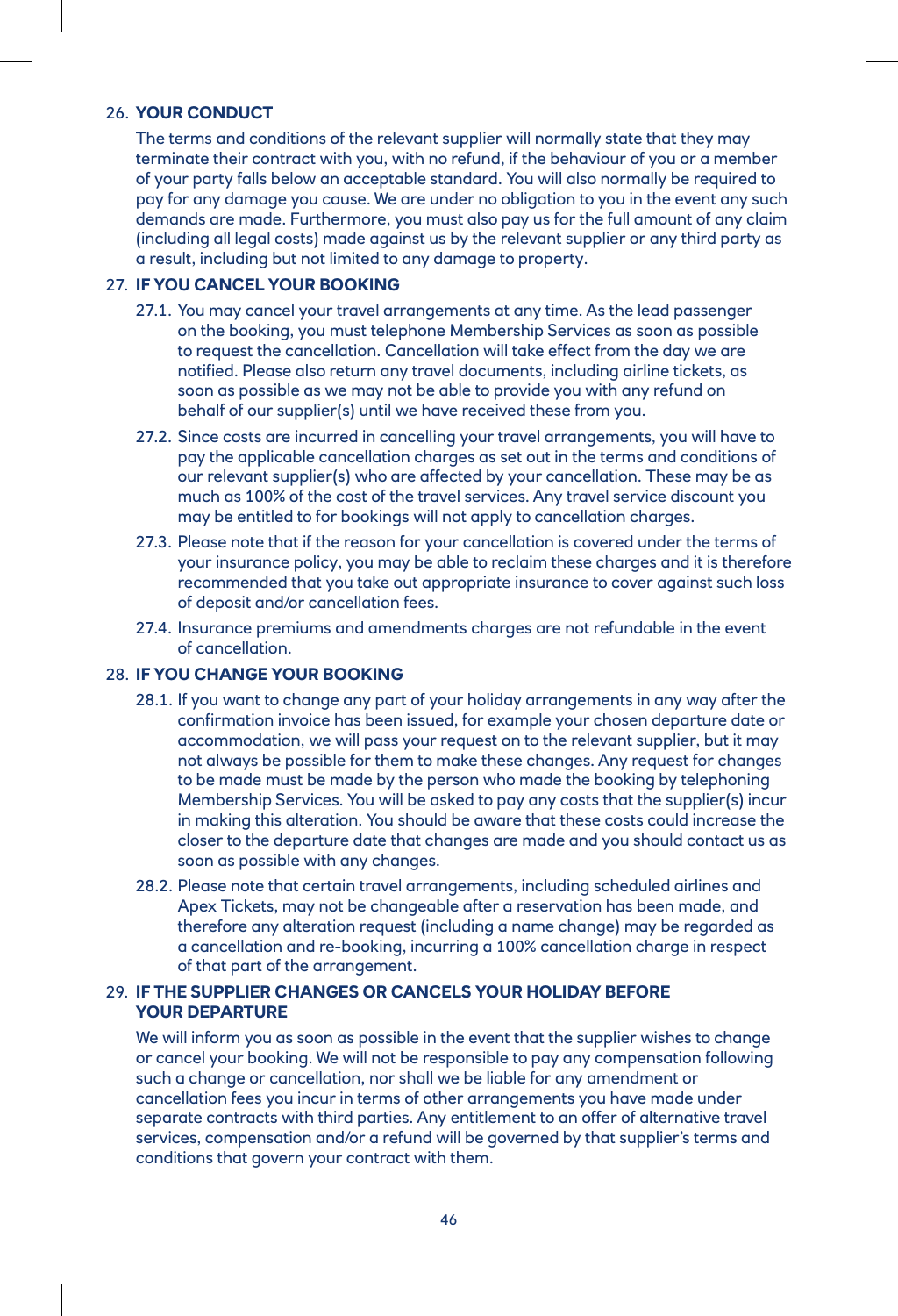## 26. YOUR CONDUCT

The terms and conditions of the relevant supplier will normally state that they may terminate their contract with you, with no refund, if the behaviour of you or a member of your party falls below an acceptable standard. You will also normally be required to pay for any damage you cause. We are under no obligation to you in the event any such demands are made. Furthermore, you must also pay us for the full amount of any claim (including all legal costs) made against us by the relevant supplier or any third party as a result, including but not limited to any damage to property.

## 27. IF YOU CANCEL YOUR BOOKING

27.1. You may cancel your travel arrangements at any time. As the lead passenger on the booking, you must telephone Membership Services as soon as possible to request the cancellation. Cancellation will take effect from the day we are notified. Please also return any travel documents, including airline tickets, as soon as possible as we may not be able to provide you with any refund on behalf of our supplier(s) until we have received these from you.

27.2. Since costs are incurred in cancelling your travel arrangements, you will have to pay the applicable cancellation charges as set out in the terms and conditions of our relevant supplier(s) who are affected by your cancellation. These may be as much as 100% of the cost of the travel services. Any travel service discount you may be entitled to for bookings will not apply to cancellation charges.

27.3. Please note that if the reason for your cancellation is covered under the terms of your insurance policy, you may be able to reclaim these charges and it is therefore recommended that you take out appropriate insurance to cover against such loss of deposit and/or cancellation fees.

27.4. Insurance premiums and amendments charges are not refundable in the event of cancellation.

## 28. IF YOU CHANGE YOUR BOOKING

28.1. If you want to change any part of your holiday arrangements in any way after the confirmation invoice has been issued, for example your chosen departure date or accommodation, we will pass your request on to the relevant supplier, but it may not always be possible for them to make these changes. Any request for changes to be made must be made by the person who made the booking by telephoning Membership Services. You will be asked to pay any costs that the supplier(s) incur in making this alteration. You should be aware that these costs could increase the closer to the departure date that changes are made and you should contact us as soon as possible with any changes.

28.2. Please note that certain travel arrangements, including scheduled airlines and Apex Tickets, may not be changeable after a reservation has been made, and therefore any alteration request (including a name change) may be regarded as a cancellation and re-booking, incurring a 100% cancellation charge in respect of that part of the arrangement.

## 29. IF THE SUPPLIER CHANGES OR CANCELS YOUR HOLIDAY BEFORE YOUR DEPARTURE

We will inform you as soon as possible in the event that the supplier wishes to change or cancel your booking. We will not be responsible to pay any compensation following such a change or cancellation, nor shall we be liable for any amendment or cancellation fees you incur in terms of other arrangements you have made under separate contracts with third parties. Any entitlement to an offer of alternative travel services, compensation and/or a refund will be governed by that supplier's terms and conditions that govern your contract with them.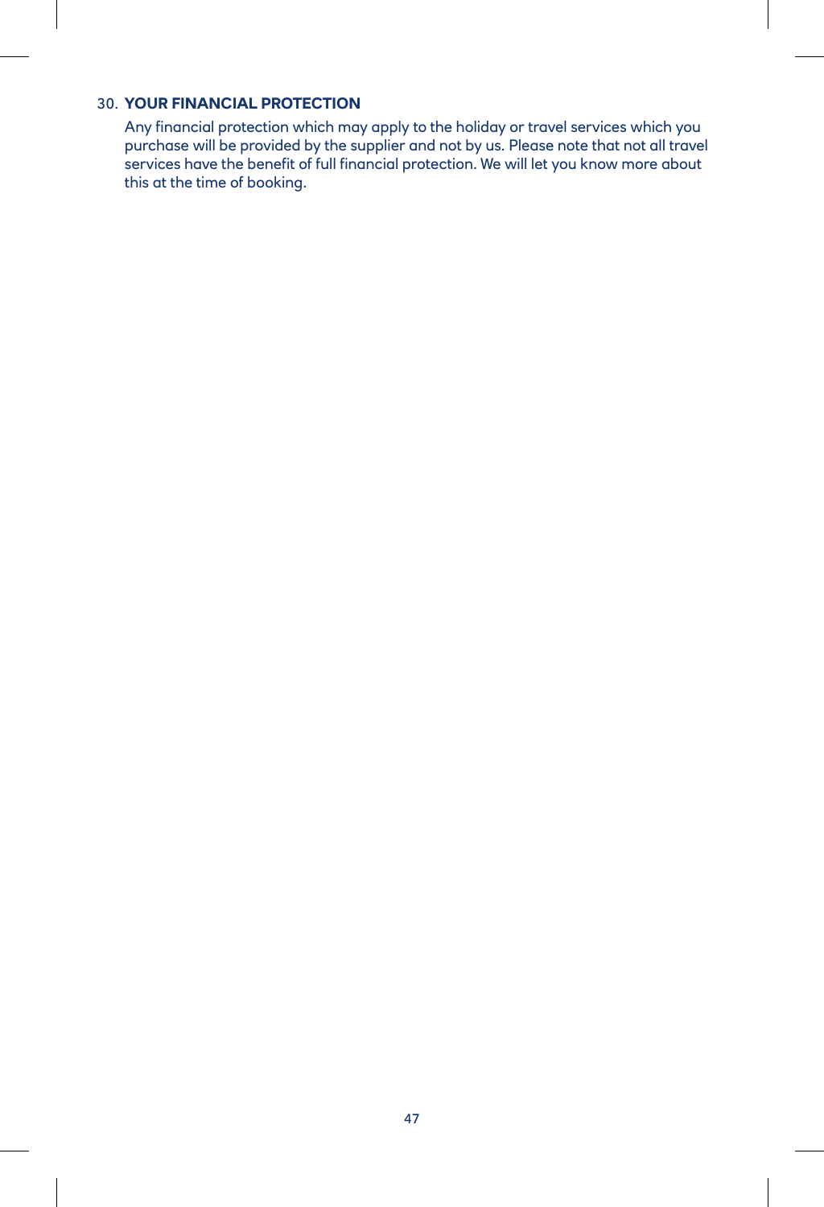## 30. YOUR FINANCIAL PROTECTION

Any financial protection which may apply to the holiday or travel services which you purchase will be provided by the supplier and not by us. Please note that not all travel services have the benefit of full financial protection. We will let you know more about this at the time of booking.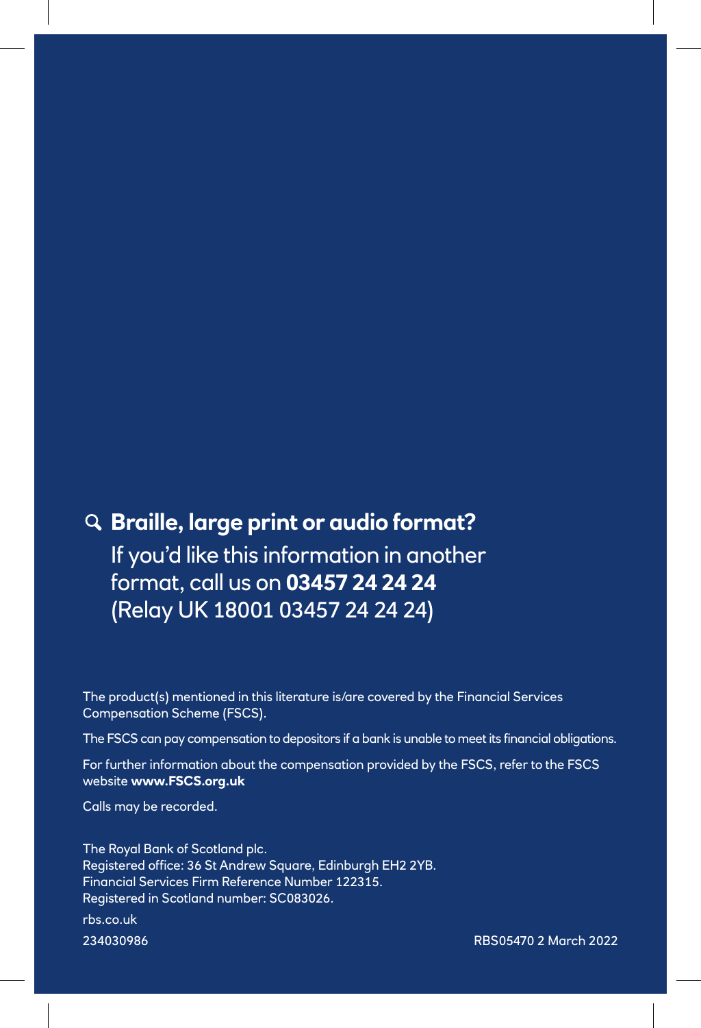## Braille, large print or audio format?

If you'd like this information in another format, call us on **03457 24 24 24** (Relay UK 18001 03457 24 24 24)

The product(s) mentioned in this literature is/are covered by the Financial Services Compensation Scheme (FSCS).

The FSCS can pay compensation to depositors if a bank is unable to meet its financial obligations.

For further information about the compensation provided by the FSCS, refer to the FSCS website **www.FSCS.org.uk**

Calls may be recorded.

The Royal Bank of Scotland plc.
Registered office: 36 St Andrew Square, Edinburgh EH2 2YB.
Financial Services Firm Reference Number 122315.
Registered in Scotland number: SC083026.

rbs.co.uk

234030986

RBS05470 2 March 2022